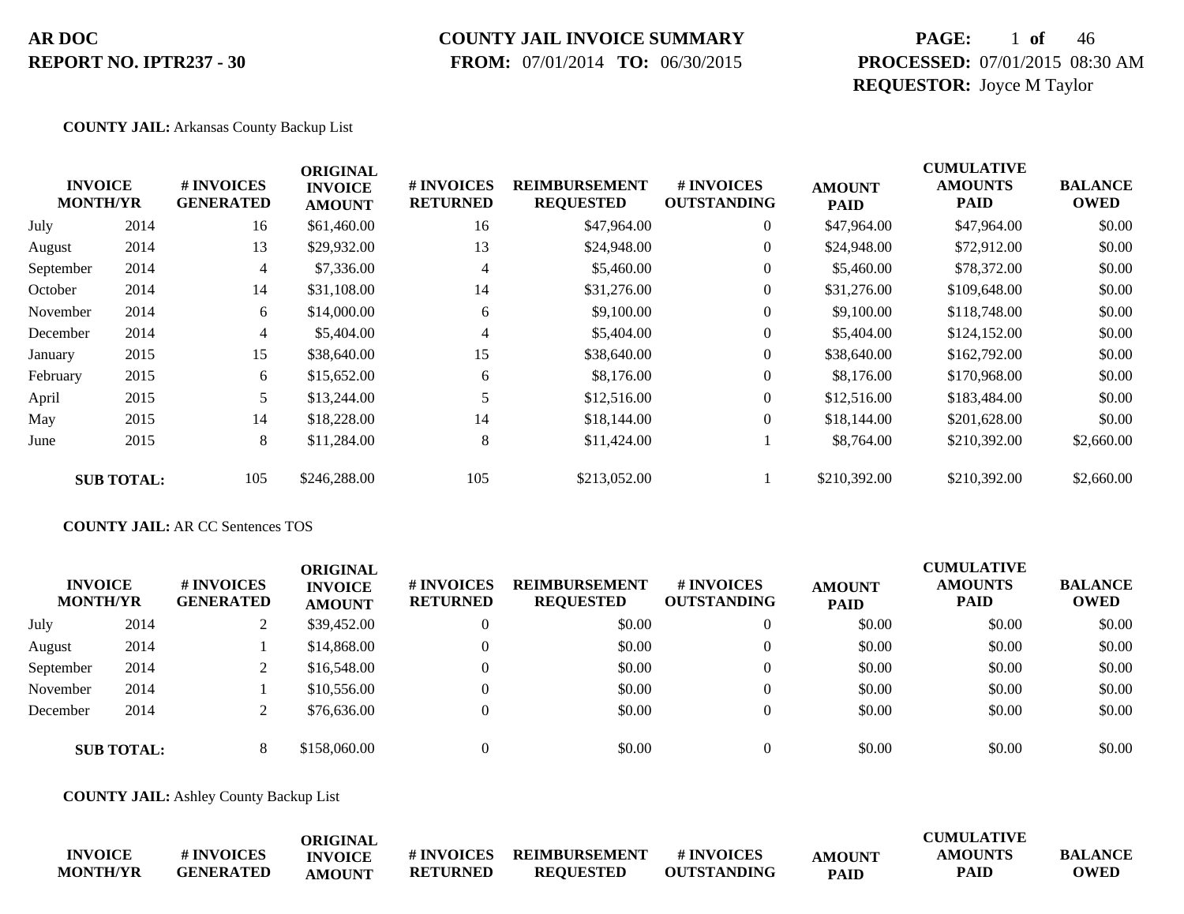**AR DOC**
**REPORT NO. IPTR237 - 30**

**COUNTY JAIL INVOICE SUMMARY**
**FROM:** 07/01/2014 **TO:** 06/30/2015

**PROCESSED:** 07/01/2015 08:30 AM
**REQUESTOR:** Joyce M Taylor

**COUNTY JAIL:** Arkansas County Backup List

| INVOICE MONTH/YR | | # INVOICES GENERATED | ORIGINAL INVOICE AMOUNT | # INVOICES RETURNED | REIMBURSEMENT REQUESTED | # INVOICES OUTSTANDING | AMOUNT PAID | CUMULATIVE AMOUNTS PAID | BALANCE OWED |
|---|---|---|---|---|---|---|---|---|---|
| July | 2014 | 16 | $61,460.00 | 16 | $47,964.00 | 0 | $47,964.00 | $47,964.00 | $0.00 |
| August | 2014 | 13 | $29,932.00 | 13 | $24,948.00 | 0 | $24,948.00 | $72,912.00 | $0.00 |
| September | 2014 | 4 | $7,336.00 | 4 | $5,460.00 | 0 | $5,460.00 | $78,372.00 | $0.00 |
| October | 2014 | 14 | $31,108.00 | 14 | $31,276.00 | 0 | $31,276.00 | $109,648.00 | $0.00 |
| November | 2014 | 6 | $14,000.00 | 6 | $9,100.00 | 0 | $9,100.00 | $118,748.00 | $0.00 |
| December | 2014 | 4 | $5,404.00 | 4 | $5,404.00 | 0 | $5,404.00 | $124,152.00 | $0.00 |
| January | 2015 | 15 | $38,640.00 | 15 | $38,640.00 | 0 | $38,640.00 | $162,792.00 | $0.00 |
| February | 2015 | 6 | $15,652.00 | 6 | $8,176.00 | 0 | $8,176.00 | $170,968.00 | $0.00 |
| April | 2015 | 5 | $13,244.00 | 5 | $12,516.00 | 0 | $12,516.00 | $183,484.00 | $0.00 |
| May | 2015 | 14 | $18,228.00 | 14 | $18,144.00 | 0 | $18,144.00 | $201,628.00 | $0.00 |
| June | 2015 | 8 | $11,284.00 | 8 | $11,424.00 | 1 | $8,764.00 | $210,392.00 | $2,660.00 |
| **SUB TOTAL:** | | 105 | $246,288.00 | 105 | $213,052.00 | 1 | $210,392.00 | $210,392.00 | $2,660.00 |

**COUNTY JAIL:** AR CC Sentences TOS

| INVOICE MONTH/YR | | # INVOICES GENERATED | ORIGINAL INVOICE AMOUNT | # INVOICES RETURNED | REIMBURSEMENT REQUESTED | # INVOICES OUTSTANDING | AMOUNT PAID | CUMULATIVE AMOUNTS PAID | BALANCE OWED |
|---|---|---|---|---|---|---|---|---|---|
| July | 2014 | 2 | $39,452.00 | 0 | $0.00 | 0 | $0.00 | $0.00 | $0.00 |
| August | 2014 | 1 | $14,868.00 | 0 | $0.00 | 0 | $0.00 | $0.00 | $0.00 |
| September | 2014 | 2 | $16,548.00 | 0 | $0.00 | 0 | $0.00 | $0.00 | $0.00 |
| November | 2014 | 1 | $10,556.00 | 0 | $0.00 | 0 | $0.00 | $0.00 | $0.00 |
| December | 2014 | 2 | $76,636.00 | 0 | $0.00 | 0 | $0.00 | $0.00 | $0.00 |
| **SUB TOTAL:** | | 8 | $158,060.00 | 0 | $0.00 | 0 | $0.00 | $0.00 | $0.00 |

**COUNTY JAIL:** Ashley County Backup List

| INVOICE MONTH/YR | | # INVOICES GENERATED | ORIGINAL INVOICE AMOUNT | # INVOICES RETURNED | REIMBURSEMENT REQUESTED | # INVOICES OUTSTANDING | AMOUNT PAID | CUMULATIVE AMOUNTS PAID | BALANCE OWED |
|---|---|---|---|---|---|---|---|---|---|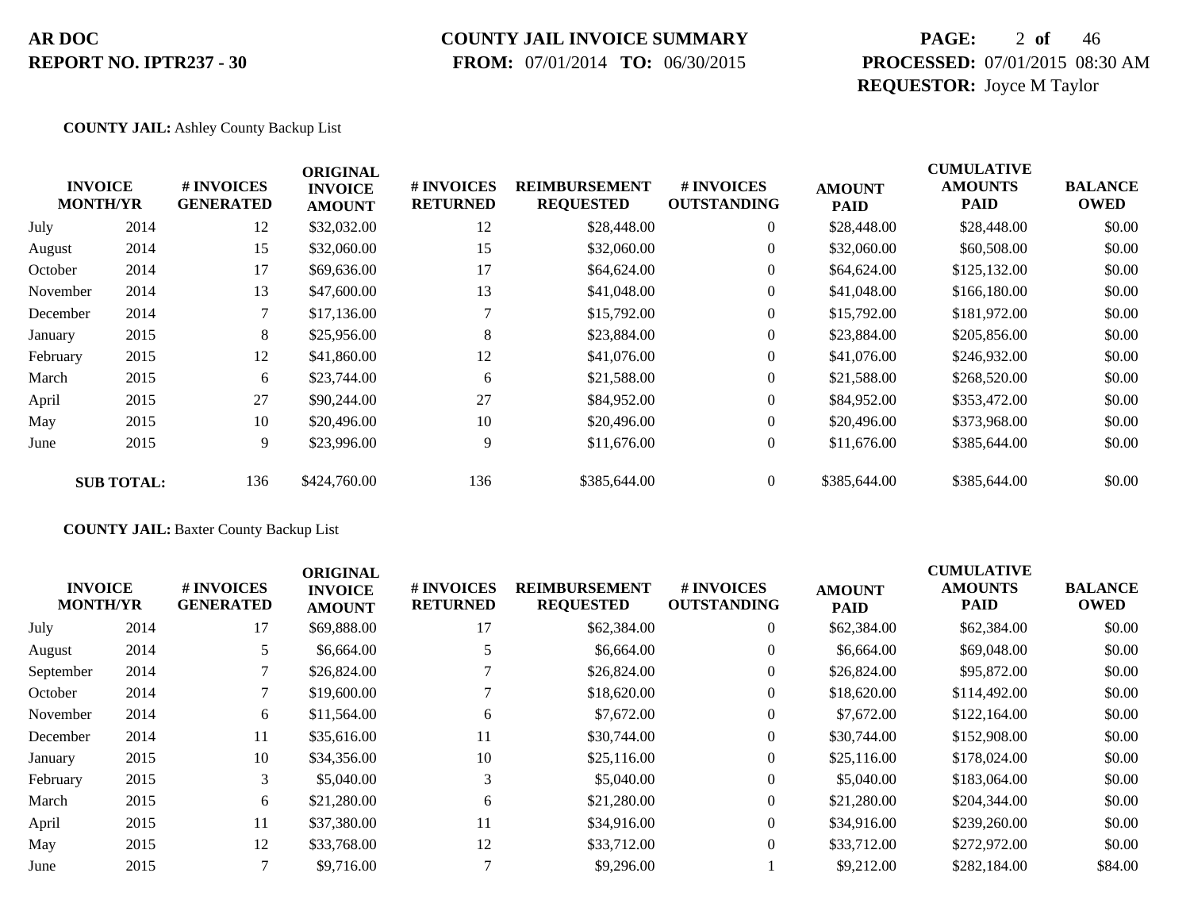**AR DOC**
**REPORT NO. IPTR237 - 30**

**COUNTY JAIL INVOICE SUMMARY**
**FROM:** 07/01/2014 **TO:** 06/30/2015

**PROCESSED:** 07/01/2015 08:30 AM
**REQUESTOR:** Joyce M Taylor

**COUNTY JAIL:** Ashley County Backup List

| INVOICE MONTH/YR | | # INVOICES GENERATED | ORIGINAL INVOICE AMOUNT | # INVOICES RETURNED | REIMBURSEMENT REQUESTED | # INVOICES OUTSTANDING | AMOUNT PAID | CUMULATIVE AMOUNTS PAID | BALANCE OWED |
|---|---|---|---|---|---|---|---|---|---|
| July | 2014 | 12 | $32,032.00 | 12 | $28,448.00 | 0 | $28,448.00 | $28,448.00 | $0.00 |
| August | 2014 | 15 | $32,060.00 | 15 | $32,060.00 | 0 | $32,060.00 | $60,508.00 | $0.00 |
| October | 2014 | 17 | $69,636.00 | 17 | $64,624.00 | 0 | $64,624.00 | $125,132.00 | $0.00 |
| November | 2014 | 13 | $47,600.00 | 13 | $41,048.00 | 0 | $41,048.00 | $166,180.00 | $0.00 |
| December | 2014 | 7 | $17,136.00 | 7 | $15,792.00 | 0 | $15,792.00 | $181,972.00 | $0.00 |
| January | 2015 | 8 | $25,956.00 | 8 | $23,884.00 | 0 | $23,884.00 | $205,856.00 | $0.00 |
| February | 2015 | 12 | $41,860.00 | 12 | $41,076.00 | 0 | $41,076.00 | $246,932.00 | $0.00 |
| March | 2015 | 6 | $23,744.00 | 6 | $21,588.00 | 0 | $21,588.00 | $268,520.00 | $0.00 |
| April | 2015 | 27 | $90,244.00 | 27 | $84,952.00 | 0 | $84,952.00 | $353,472.00 | $0.00 |
| May | 2015 | 10 | $20,496.00 | 10 | $20,496.00 | 0 | $20,496.00 | $373,968.00 | $0.00 |
| June | 2015 | 9 | $23,996.00 | 9 | $11,676.00 | 0 | $11,676.00 | $385,644.00 | $0.00 |
| **SUB TOTAL:** | | 136 | $424,760.00 | 136 | $385,644.00 | 0 | $385,644.00 | $385,644.00 | $0.00 |

**COUNTY JAIL:** Baxter County Backup List

| INVOICE MONTH/YR | | # INVOICES GENERATED | ORIGINAL INVOICE AMOUNT | # INVOICES RETURNED | REIMBURSEMENT REQUESTED | # INVOICES OUTSTANDING | AMOUNT PAID | CUMULATIVE AMOUNTS PAID | BALANCE OWED |
|---|---|---|---|---|---|---|---|---|---|
| July | 2014 | 17 | $69,888.00 | 17 | $62,384.00 | 0 | $62,384.00 | $62,384.00 | $0.00 |
| August | 2014 | 5 | $6,664.00 | 5 | $6,664.00 | 0 | $6,664.00 | $69,048.00 | $0.00 |
| September | 2014 | 7 | $26,824.00 | 7 | $26,824.00 | 0 | $26,824.00 | $95,872.00 | $0.00 |
| October | 2014 | 7 | $19,600.00 | 7 | $18,620.00 | 0 | $18,620.00 | $114,492.00 | $0.00 |
| November | 2014 | 6 | $11,564.00 | 6 | $7,672.00 | 0 | $7,672.00 | $122,164.00 | $0.00 |
| December | 2014 | 11 | $35,616.00 | 11 | $30,744.00 | 0 | $30,744.00 | $152,908.00 | $0.00 |
| January | 2015 | 10 | $34,356.00 | 10 | $25,116.00 | 0 | $25,116.00 | $178,024.00 | $0.00 |
| February | 2015 | 3 | $5,040.00 | 3 | $5,040.00 | 0 | $5,040.00 | $183,064.00 | $0.00 |
| March | 2015 | 6 | $21,280.00 | 6 | $21,280.00 | 0 | $21,280.00 | $204,344.00 | $0.00 |
| April | 2015 | 11 | $37,380.00 | 11 | $34,916.00 | 0 | $34,916.00 | $239,260.00 | $0.00 |
| May | 2015 | 12 | $33,768.00 | 12 | $33,712.00 | 0 | $33,712.00 | $272,972.00 | $0.00 |
| June | 2015 | 7 | $9,716.00 | 7 | $9,296.00 | 1 | $9,212.00 | $282,184.00 | $84.00 |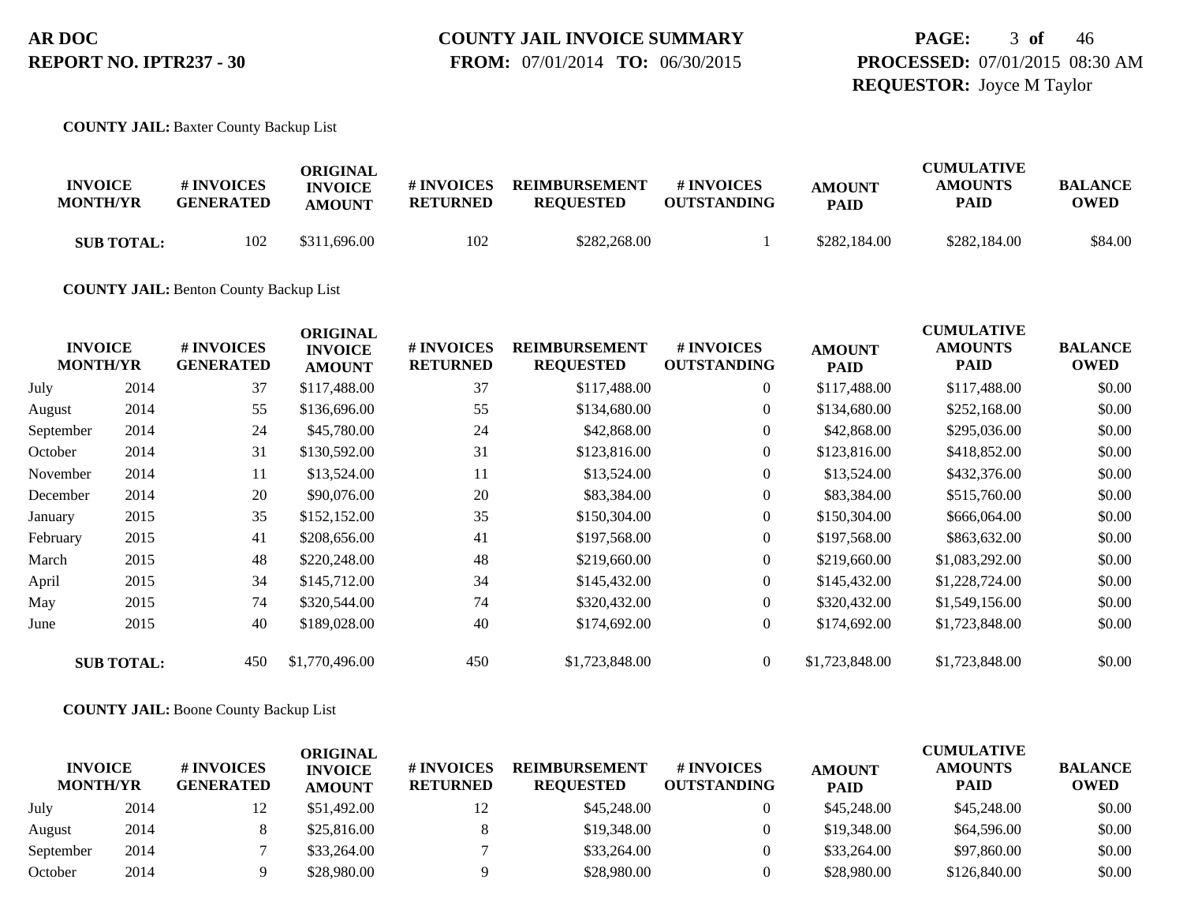**AR DOC**
**REPORT NO. IPTR237 - 30**

**COUNTY JAIL INVOICE SUMMARY**
**FROM:** 07/01/2014 **TO:** 06/30/2015

**PROCESSED:** 07/01/2015 08:30 AM
**REQUESTOR:** Joyce M Taylor

**COUNTY JAIL:** Baxter County Backup List

| INVOICE MONTH/YR | | # INVOICES GENERATED | ORIGINAL INVOICE AMOUNT | # INVOICES RETURNED | REIMBURSEMENT REQUESTED | # INVOICES OUTSTANDING | AMOUNT PAID | CUMULATIVE AMOUNTS PAID | BALANCE OWED |
|---|---|---|---|---|---|---|---|---|---|
| **SUB TOTAL:** | | 102 | $311,696.00 | 102 | $282,268.00 | 1 | $282,184.00 | $282,184.00 | $84.00 |

**COUNTY JAIL:** Benton County Backup List

| INVOICE MONTH/YR | | # INVOICES GENERATED | ORIGINAL INVOICE AMOUNT | # INVOICES RETURNED | REIMBURSEMENT REQUESTED | # INVOICES OUTSTANDING | AMOUNT PAID | CUMULATIVE AMOUNTS PAID | BALANCE OWED |
|---|---|---|---|---|---|---|---|---|---|
| July | 2014 | 37 | $117,488.00 | 37 | $117,488.00 | 0 | $117,488.00 | $117,488.00 | $0.00 |
| August | 2014 | 55 | $136,696.00 | 55 | $134,680.00 | 0 | $134,680.00 | $252,168.00 | $0.00 |
| September | 2014 | 24 | $45,780.00 | 24 | $42,868.00 | 0 | $42,868.00 | $295,036.00 | $0.00 |
| October | 2014 | 31 | $130,592.00 | 31 | $123,816.00 | 0 | $123,816.00 | $418,852.00 | $0.00 |
| November | 2014 | 11 | $13,524.00 | 11 | $13,524.00 | 0 | $13,524.00 | $432,376.00 | $0.00 |
| December | 2014 | 20 | $90,076.00 | 20 | $83,384.00 | 0 | $83,384.00 | $515,760.00 | $0.00 |
| January | 2015 | 35 | $152,152.00 | 35 | $150,304.00 | 0 | $150,304.00 | $666,064.00 | $0.00 |
| February | 2015 | 41 | $208,656.00 | 41 | $197,568.00 | 0 | $197,568.00 | $863,632.00 | $0.00 |
| March | 2015 | 48 | $220,248.00 | 48 | $219,660.00 | 0 | $219,660.00 | $1,083,292.00 | $0.00 |
| April | 2015 | 34 | $145,712.00 | 34 | $145,432.00 | 0 | $145,432.00 | $1,228,724.00 | $0.00 |
| May | 2015 | 74 | $320,544.00 | 74 | $320,432.00 | 0 | $320,432.00 | $1,549,156.00 | $0.00 |
| June | 2015 | 40 | $189,028.00 | 40 | $174,692.00 | 0 | $174,692.00 | $1,723,848.00 | $0.00 |
| **SUB TOTAL:** | | 450 | $1,770,496.00 | 450 | $1,723,848.00 | 0 | $1,723,848.00 | $1,723,848.00 | $0.00 |

**COUNTY JAIL:** Boone County Backup List

| INVOICE MONTH/YR | | # INVOICES GENERATED | ORIGINAL INVOICE AMOUNT | # INVOICES RETURNED | REIMBURSEMENT REQUESTED | # INVOICES OUTSTANDING | AMOUNT PAID | CUMULATIVE AMOUNTS PAID | BALANCE OWED |
|---|---|---|---|---|---|---|---|---|---|
| July | 2014 | 12 | $51,492.00 | 12 | $45,248.00 | 0 | $45,248.00 | $45,248.00 | $0.00 |
| August | 2014 | 8 | $25,816.00 | 8 | $19,348.00 | 0 | $19,348.00 | $64,596.00 | $0.00 |
| September | 2014 | 7 | $33,264.00 | 7 | $33,264.00 | 0 | $33,264.00 | $97,860.00 | $0.00 |
| October | 2014 | 9 | $28,980.00 | 9 | $28,980.00 | 0 | $28,980.00 | $126,840.00 | $0.00 |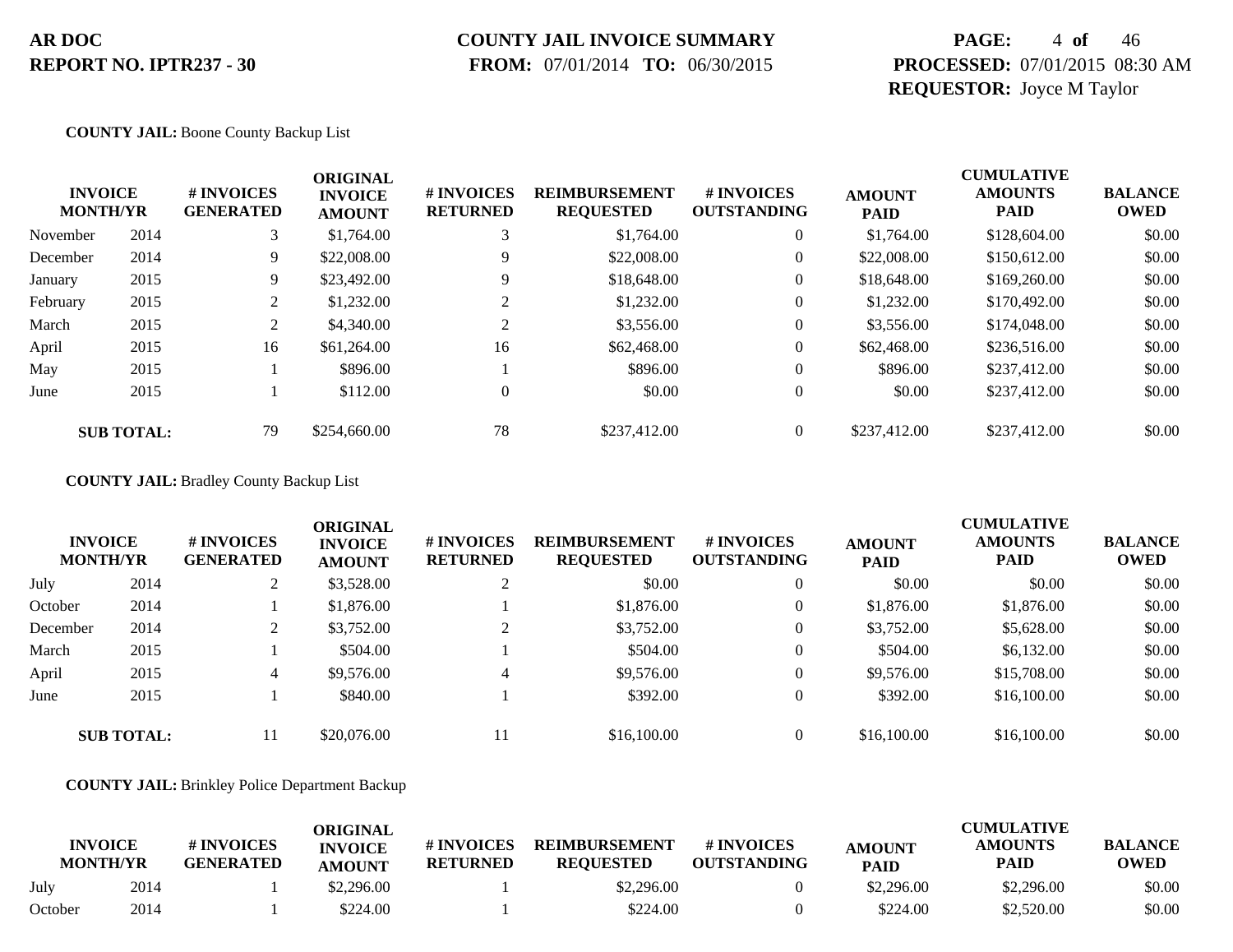**COUNTY JAIL:** Boone County Backup List

| INVOICE MONTH/YR | | # INVOICES GENERATED | ORIGINAL INVOICE AMOUNT | # INVOICES RETURNED | REIMBURSEMENT REQUESTED | # INVOICES OUTSTANDING | AMOUNT PAID | CUMULATIVE AMOUNTS PAID | BALANCE OWED |
|---|---|---|---|---|---|---|---|---|---|
| November | 2014 | 3 | $1,764.00 | 3 | $1,764.00 | 0 | $1,764.00 | $128,604.00 | $0.00 |
| December | 2014 | 9 | $22,008.00 | 9 | $22,008.00 | 0 | $22,008.00 | $150,612.00 | $0.00 |
| January | 2015 | 9 | $23,492.00 | 9 | $18,648.00 | 0 | $18,648.00 | $169,260.00 | $0.00 |
| February | 2015 | 2 | $1,232.00 | 2 | $1,232.00 | 0 | $1,232.00 | $170,492.00 | $0.00 |
| March | 2015 | 2 | $4,340.00 | 2 | $3,556.00 | 0 | $3,556.00 | $174,048.00 | $0.00 |
| April | 2015 | 16 | $61,264.00 | 16 | $62,468.00 | 0 | $62,468.00 | $236,516.00 | $0.00 |
| May | 2015 | 1 | $896.00 | 1 | $896.00 | 0 | $896.00 | $237,412.00 | $0.00 |
| June | 2015 | 1 | $112.00 | 0 | $0.00 | 0 | $0.00 | $237,412.00 | $0.00 |
| **SUB TOTAL:** | | 79 | $254,660.00 | 78 | $237,412.00 | 0 | $237,412.00 | $237,412.00 | $0.00 |

**COUNTY JAIL:** Bradley County Backup List

| INVOICE MONTH/YR | | # INVOICES GENERATED | ORIGINAL INVOICE AMOUNT | # INVOICES RETURNED | REIMBURSEMENT REQUESTED | # INVOICES OUTSTANDING | AMOUNT PAID | CUMULATIVE AMOUNTS PAID | BALANCE OWED |
|---|---|---|---|---|---|---|---|---|---|
| July | 2014 | 2 | $3,528.00 | 2 | $0.00 | 0 | $0.00 | $0.00 | $0.00 |
| October | 2014 | 1 | $1,876.00 | 1 | $1,876.00 | 0 | $1,876.00 | $1,876.00 | $0.00 |
| December | 2014 | 2 | $3,752.00 | 2 | $3,752.00 | 0 | $3,752.00 | $5,628.00 | $0.00 |
| March | 2015 | 1 | $504.00 | 1 | $504.00 | 0 | $504.00 | $6,132.00 | $0.00 |
| April | 2015 | 4 | $9,576.00 | 4 | $9,576.00 | 0 | $9,576.00 | $15,708.00 | $0.00 |
| June | 2015 | 1 | $840.00 | 1 | $392.00 | 0 | $392.00 | $16,100.00 | $0.00 |
| **SUB TOTAL:** | | 11 | $20,076.00 | 11 | $16,100.00 | 0 | $16,100.00 | $16,100.00 | $0.00 |

**COUNTY JAIL:** Brinkley Police Department Backup

| INVOICE MONTH/YR | | # INVOICES GENERATED | ORIGINAL INVOICE AMOUNT | # INVOICES RETURNED | REIMBURSEMENT REQUESTED | # INVOICES OUTSTANDING | AMOUNT PAID | CUMULATIVE AMOUNTS PAID | BALANCE OWED |
|---|---|---|---|---|---|---|---|---|---|
| July | 2014 | 1 | $2,296.00 | 1 | $2,296.00 | 0 | $2,296.00 | $2,296.00 | $0.00 |
| October | 2014 | 1 | $224.00 | 1 | $224.00 | 0 | $224.00 | $2,520.00 | $0.00 |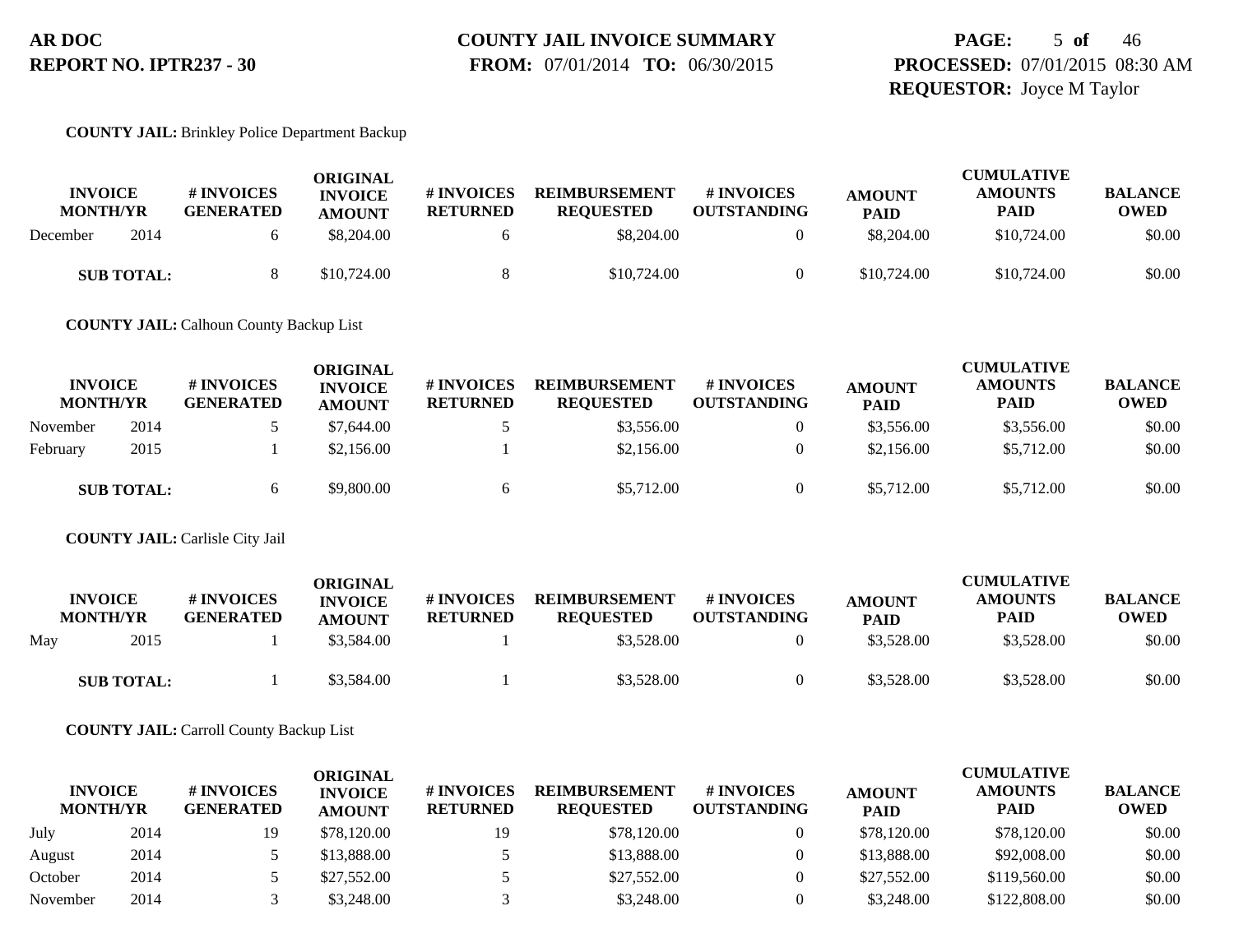**COUNTY JAIL:** Brinkley Police Department Backup

| INVOICE MONTH/YR | | # INVOICES GENERATED | ORIGINAL INVOICE AMOUNT | # INVOICES RETURNED | REIMBURSEMENT REQUESTED | # INVOICES OUTSTANDING | AMOUNT PAID | CUMULATIVE AMOUNTS PAID | BALANCE OWED |
|---|---|---|---|---|---|---|---|---|---|
| December | 2014 | 6 | $8,204.00 | 6 | $8,204.00 | 0 | $8,204.00 | $10,724.00 | $0.00 |
| **SUB TOTAL:** | | 8 | $10,724.00 | 8 | $10,724.00 | 0 | $10,724.00 | $10,724.00 | $0.00 |

**COUNTY JAIL:** Calhoun County Backup List

| INVOICE MONTH/YR | | # INVOICES GENERATED | ORIGINAL INVOICE AMOUNT | # INVOICES RETURNED | REIMBURSEMENT REQUESTED | # INVOICES OUTSTANDING | AMOUNT PAID | CUMULATIVE AMOUNTS PAID | BALANCE OWED |
|---|---|---|---|---|---|---|---|---|---|
| November | 2014 | 5 | $7,644.00 | 5 | $3,556.00 | 0 | $3,556.00 | $3,556.00 | $0.00 |
| February | 2015 | 1 | $2,156.00 | 1 | $2,156.00 | 0 | $2,156.00 | $5,712.00 | $0.00 |
| **SUB TOTAL:** | | 6 | $9,800.00 | 6 | $5,712.00 | 0 | $5,712.00 | $5,712.00 | $0.00 |

**COUNTY JAIL:** Carlisle City Jail

| INVOICE MONTH/YR | | # INVOICES GENERATED | ORIGINAL INVOICE AMOUNT | # INVOICES RETURNED | REIMBURSEMENT REQUESTED | # INVOICES OUTSTANDING | AMOUNT PAID | CUMULATIVE AMOUNTS PAID | BALANCE OWED |
|---|---|---|---|---|---|---|---|---|---|
| May | 2015 | 1 | $3,584.00 | 1 | $3,528.00 | 0 | $3,528.00 | $3,528.00 | $0.00 |
| **SUB TOTAL:** | | 1 | $3,584.00 | 1 | $3,528.00 | 0 | $3,528.00 | $3,528.00 | $0.00 |

**COUNTY JAIL:** Carroll County Backup List

| INVOICE MONTH/YR | | # INVOICES GENERATED | ORIGINAL INVOICE AMOUNT | # INVOICES RETURNED | REIMBURSEMENT REQUESTED | # INVOICES OUTSTANDING | AMOUNT PAID | CUMULATIVE AMOUNTS PAID | BALANCE OWED |
|---|---|---|---|---|---|---|---|---|---|
| July | 2014 | 19 | $78,120.00 | 19 | $78,120.00 | 0 | $78,120.00 | $78,120.00 | $0.00 |
| August | 2014 | 5 | $13,888.00 | 5 | $13,888.00 | 0 | $13,888.00 | $92,008.00 | $0.00 |
| October | 2014 | 5 | $27,552.00 | 5 | $27,552.00 | 0 | $27,552.00 | $119,560.00 | $0.00 |
| November | 2014 | 3 | $3,248.00 | 3 | $3,248.00 | 0 | $3,248.00 | $122,808.00 | $0.00 |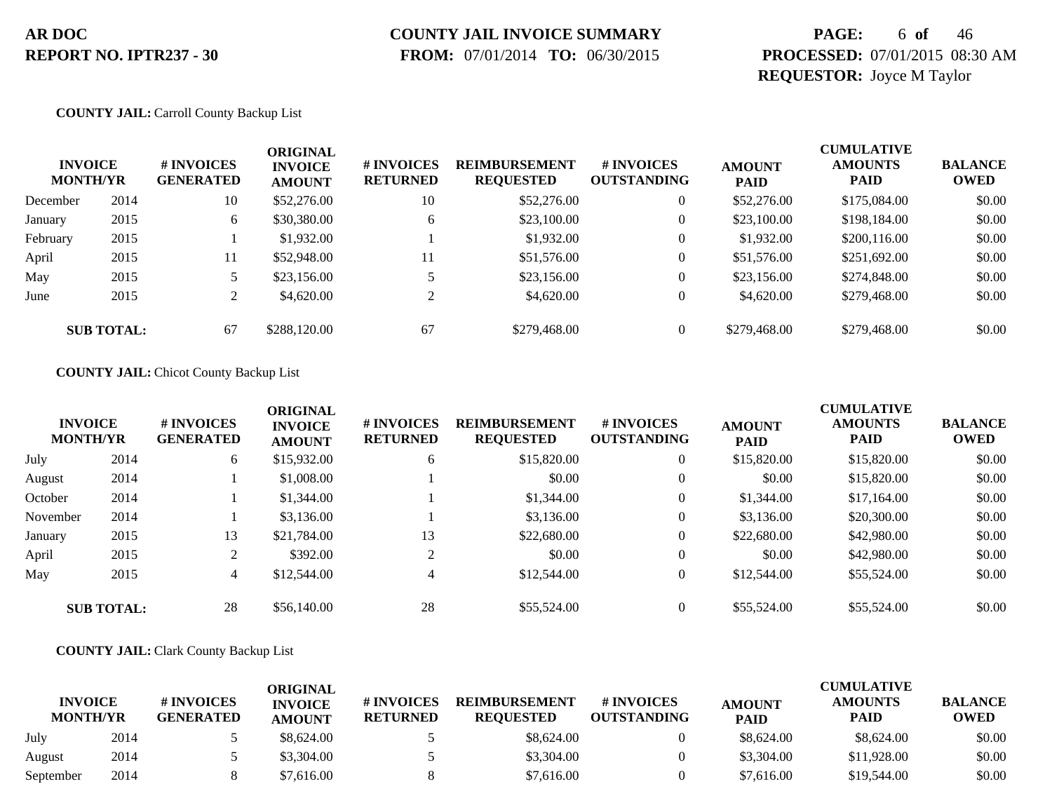**COUNTY JAIL:** Carroll County Backup List

| INVOICE MONTH/YR | | # INVOICES GENERATED | ORIGINAL INVOICE AMOUNT | # INVOICES RETURNED | REIMBURSEMENT REQUESTED | # INVOICES OUTSTANDING | AMOUNT PAID | CUMULATIVE AMOUNTS PAID | BALANCE OWED |
|---|---|---|---|---|---|---|---|---|---|
| December | 2014 | 10 | $52,276.00 | 10 | $52,276.00 | 0 | $52,276.00 | $175,084.00 | $0.00 |
| January | 2015 | 6 | $30,380.00 | 6 | $23,100.00 | 0 | $23,100.00 | $198,184.00 | $0.00 |
| February | 2015 | 1 | $1,932.00 | 1 | $1,932.00 | 0 | $1,932.00 | $200,116.00 | $0.00 |
| April | 2015 | 11 | $52,948.00 | 11 | $51,576.00 | 0 | $51,576.00 | $251,692.00 | $0.00 |
| May | 2015 | 5 | $23,156.00 | 5 | $23,156.00 | 0 | $23,156.00 | $274,848.00 | $0.00 |
| June | 2015 | 2 | $4,620.00 | 2 | $4,620.00 | 0 | $4,620.00 | $279,468.00 | $0.00 |
| **SUB TOTAL:** | | 67 | $288,120.00 | 67 | $279,468.00 | 0 | $279,468.00 | $279,468.00 | $0.00 |

**COUNTY JAIL:** Chicot County Backup List

| INVOICE MONTH/YR | | # INVOICES GENERATED | ORIGINAL INVOICE AMOUNT | # INVOICES RETURNED | REIMBURSEMENT REQUESTED | # INVOICES OUTSTANDING | AMOUNT PAID | CUMULATIVE AMOUNTS PAID | BALANCE OWED |
|---|---|---|---|---|---|---|---|---|---|
| July | 2014 | 6 | $15,932.00 | 6 | $15,820.00 | 0 | $15,820.00 | $15,820.00 | $0.00 |
| August | 2014 | 1 | $1,008.00 | 1 | $0.00 | 0 | $0.00 | $15,820.00 | $0.00 |
| October | 2014 | 1 | $1,344.00 | 1 | $1,344.00 | 0 | $1,344.00 | $17,164.00 | $0.00 |
| November | 2014 | 1 | $3,136.00 | 1 | $3,136.00 | 0 | $3,136.00 | $20,300.00 | $0.00 |
| January | 2015 | 13 | $21,784.00 | 13 | $22,680.00 | 0 | $22,680.00 | $42,980.00 | $0.00 |
| April | 2015 | 2 | $392.00 | 2 | $0.00 | 0 | $0.00 | $42,980.00 | $0.00 |
| May | 2015 | 4 | $12,544.00 | 4 | $12,544.00 | 0 | $12,544.00 | $55,524.00 | $0.00 |
| **SUB TOTAL:** | | 28 | $56,140.00 | 28 | $55,524.00 | 0 | $55,524.00 | $55,524.00 | $0.00 |

**COUNTY JAIL:** Clark County Backup List

| INVOICE MONTH/YR | | # INVOICES GENERATED | ORIGINAL INVOICE AMOUNT | # INVOICES RETURNED | REIMBURSEMENT REQUESTED | # INVOICES OUTSTANDING | AMOUNT PAID | CUMULATIVE AMOUNTS PAID | BALANCE OWED |
|---|---|---|---|---|---|---|---|---|---|
| July | 2014 | 5 | $8,624.00 | 5 | $8,624.00 | 0 | $8,624.00 | $8,624.00 | $0.00 |
| August | 2014 | 5 | $3,304.00 | 5 | $3,304.00 | 0 | $3,304.00 | $11,928.00 | $0.00 |
| September | 2014 | 8 | $7,616.00 | 8 | $7,616.00 | 0 | $7,616.00 | $19,544.00 | $0.00 |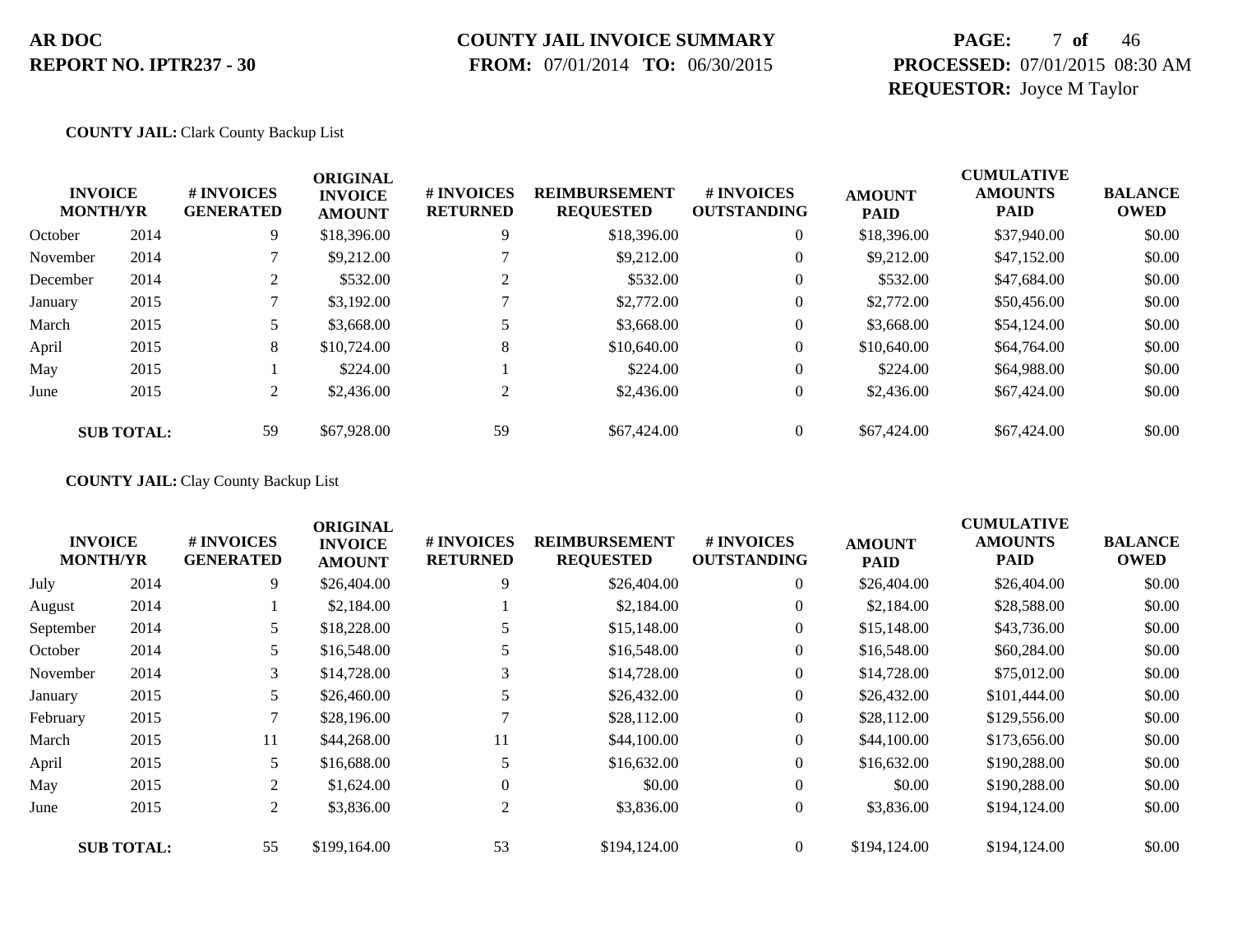**COUNTY JAIL:** Clark County Backup List

| INVOICE MONTH/YR | | # INVOICES GENERATED | ORIGINAL INVOICE AMOUNT | # INVOICES RETURNED | REIMBURSEMENT REQUESTED | # INVOICES OUTSTANDING | AMOUNT PAID | CUMULATIVE AMOUNTS PAID | BALANCE OWED |
|---|---|---|---|---|---|---|---|---|---|
| October | 2014 | 9 | $18,396.00 | 9 | $18,396.00 | 0 | $18,396.00 | $37,940.00 | $0.00 |
| November | 2014 | 7 | $9,212.00 | 7 | $9,212.00 | 0 | $9,212.00 | $47,152.00 | $0.00 |
| December | 2014 | 2 | $532.00 | 2 | $532.00 | 0 | $532.00 | $47,684.00 | $0.00 |
| January | 2015 | 7 | $3,192.00 | 7 | $2,772.00 | 0 | $2,772.00 | $50,456.00 | $0.00 |
| March | 2015 | 5 | $3,668.00 | 5 | $3,668.00 | 0 | $3,668.00 | $54,124.00 | $0.00 |
| April | 2015 | 8 | $10,724.00 | 8 | $10,640.00 | 0 | $10,640.00 | $64,764.00 | $0.00 |
| May | 2015 | 1 | $224.00 | 1 | $224.00 | 0 | $224.00 | $64,988.00 | $0.00 |
| June | 2015 | 2 | $2,436.00 | 2 | $2,436.00 | 0 | $2,436.00 | $67,424.00 | $0.00 |
| **SUB TOTAL:** | | 59 | $67,928.00 | 59 | $67,424.00 | 0 | $67,424.00 | $67,424.00 | $0.00 |

**COUNTY JAIL:** Clay County Backup List

| INVOICE MONTH/YR | | # INVOICES GENERATED | ORIGINAL INVOICE AMOUNT | # INVOICES RETURNED | REIMBURSEMENT REQUESTED | # INVOICES OUTSTANDING | AMOUNT PAID | CUMULATIVE AMOUNTS PAID | BALANCE OWED |
|---|---|---|---|---|---|---|---|---|---|
| July | 2014 | 9 | $26,404.00 | 9 | $26,404.00 | 0 | $26,404.00 | $26,404.00 | $0.00 |
| August | 2014 | 1 | $2,184.00 | 1 | $2,184.00 | 0 | $2,184.00 | $28,588.00 | $0.00 |
| September | 2014 | 5 | $18,228.00 | 5 | $15,148.00 | 0 | $15,148.00 | $43,736.00 | $0.00 |
| October | 2014 | 5 | $16,548.00 | 5 | $16,548.00 | 0 | $16,548.00 | $60,284.00 | $0.00 |
| November | 2014 | 3 | $14,728.00 | 3 | $14,728.00 | 0 | $14,728.00 | $75,012.00 | $0.00 |
| January | 2015 | 5 | $26,460.00 | 5 | $26,432.00 | 0 | $26,432.00 | $101,444.00 | $0.00 |
| February | 2015 | 7 | $28,196.00 | 7 | $28,112.00 | 0 | $28,112.00 | $129,556.00 | $0.00 |
| March | 2015 | 11 | $44,268.00 | 11 | $44,100.00 | 0 | $44,100.00 | $173,656.00 | $0.00 |
| April | 2015 | 5 | $16,688.00 | 5 | $16,632.00 | 0 | $16,632.00 | $190,288.00 | $0.00 |
| May | 2015 | 2 | $1,624.00 | 0 | $0.00 | 0 | $0.00 | $190,288.00 | $0.00 |
| June | 2015 | 2 | $3,836.00 | 2 | $3,836.00 | 0 | $3,836.00 | $194,124.00 | $0.00 |
| **SUB TOTAL:** | | 55 | $199,164.00 | 53 | $194,124.00 | 0 | $194,124.00 | $194,124.00 | $0.00 |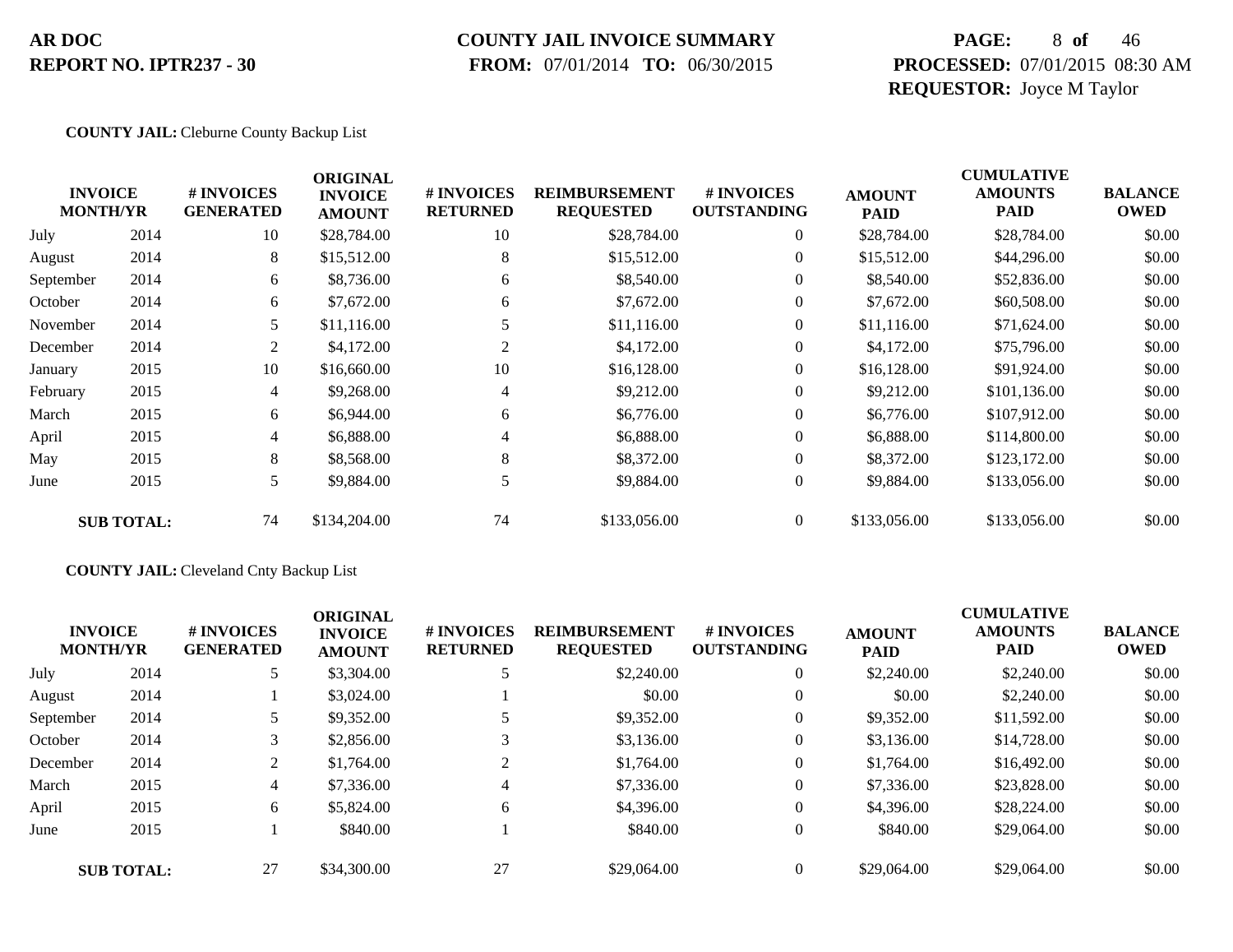**AR DOC**
**REPORT NO. IPTR237 - 30**

**COUNTY JAIL INVOICE SUMMARY**
**FROM:** 07/01/2014 **TO:** 06/30/2015

**PROCESSED:** 07/01/2015 08:30 AM
**REQUESTOR:** Joyce M Taylor

**COUNTY JAIL:** Cleburne County Backup List

| INVOICE MONTH/YR | | # INVOICES GENERATED | ORIGINAL INVOICE AMOUNT | # INVOICES RETURNED | REIMBURSEMENT REQUESTED | # INVOICES OUTSTANDING | AMOUNT PAID | CUMULATIVE AMOUNTS PAID | BALANCE OWED |
|---|---|---|---|---|---|---|---|---|---|
| July | 2014 | 10 | $28,784.00 | 10 | $28,784.00 | 0 | $28,784.00 | $28,784.00 | $0.00 |
| August | 2014 | 8 | $15,512.00 | 8 | $15,512.00 | 0 | $15,512.00 | $44,296.00 | $0.00 |
| September | 2014 | 6 | $8,736.00 | 6 | $8,540.00 | 0 | $8,540.00 | $52,836.00 | $0.00 |
| October | 2014 | 6 | $7,672.00 | 6 | $7,672.00 | 0 | $7,672.00 | $60,508.00 | $0.00 |
| November | 2014 | 5 | $11,116.00 | 5 | $11,116.00 | 0 | $11,116.00 | $71,624.00 | $0.00 |
| December | 2014 | 2 | $4,172.00 | 2 | $4,172.00 | 0 | $4,172.00 | $75,796.00 | $0.00 |
| January | 2015 | 10 | $16,660.00 | 10 | $16,128.00 | 0 | $16,128.00 | $91,924.00 | $0.00 |
| February | 2015 | 4 | $9,268.00 | 4 | $9,212.00 | 0 | $9,212.00 | $101,136.00 | $0.00 |
| March | 2015 | 6 | $6,944.00 | 6 | $6,776.00 | 0 | $6,776.00 | $107,912.00 | $0.00 |
| April | 2015 | 4 | $6,888.00 | 4 | $6,888.00 | 0 | $6,888.00 | $114,800.00 | $0.00 |
| May | 2015 | 8 | $8,568.00 | 8 | $8,372.00 | 0 | $8,372.00 | $123,172.00 | $0.00 |
| June | 2015 | 5 | $9,884.00 | 5 | $9,884.00 | 0 | $9,884.00 | $133,056.00 | $0.00 |
| **SUB TOTAL:** | | 74 | $134,204.00 | 74 | $133,056.00 | 0 | $133,056.00 | $133,056.00 | $0.00 |

**COUNTY JAIL:** Cleveland Cnty Backup List

| INVOICE MONTH/YR | | # INVOICES GENERATED | ORIGINAL INVOICE AMOUNT | # INVOICES RETURNED | REIMBURSEMENT REQUESTED | # INVOICES OUTSTANDING | AMOUNT PAID | CUMULATIVE AMOUNTS PAID | BALANCE OWED |
|---|---|---|---|---|---|---|---|---|---|
| July | 2014 | 5 | $3,304.00 | 5 | $2,240.00 | 0 | $2,240.00 | $2,240.00 | $0.00 |
| August | 2014 | 1 | $3,024.00 | 1 | $0.00 | 0 | $0.00 | $2,240.00 | $0.00 |
| September | 2014 | 5 | $9,352.00 | 5 | $9,352.00 | 0 | $9,352.00 | $11,592.00 | $0.00 |
| October | 2014 | 3 | $2,856.00 | 3 | $3,136.00 | 0 | $3,136.00 | $14,728.00 | $0.00 |
| December | 2014 | 2 | $1,764.00 | 2 | $1,764.00 | 0 | $1,764.00 | $16,492.00 | $0.00 |
| March | 2015 | 4 | $7,336.00 | 4 | $7,336.00 | 0 | $7,336.00 | $23,828.00 | $0.00 |
| April | 2015 | 6 | $5,824.00 | 6 | $4,396.00 | 0 | $4,396.00 | $28,224.00 | $0.00 |
| June | 2015 | 1 | $840.00 | 1 | $840.00 | 0 | $840.00 | $29,064.00 | $0.00 |
| **SUB TOTAL:** | | 27 | $34,300.00 | 27 | $29,064.00 | 0 | $29,064.00 | $29,064.00 | $0.00 |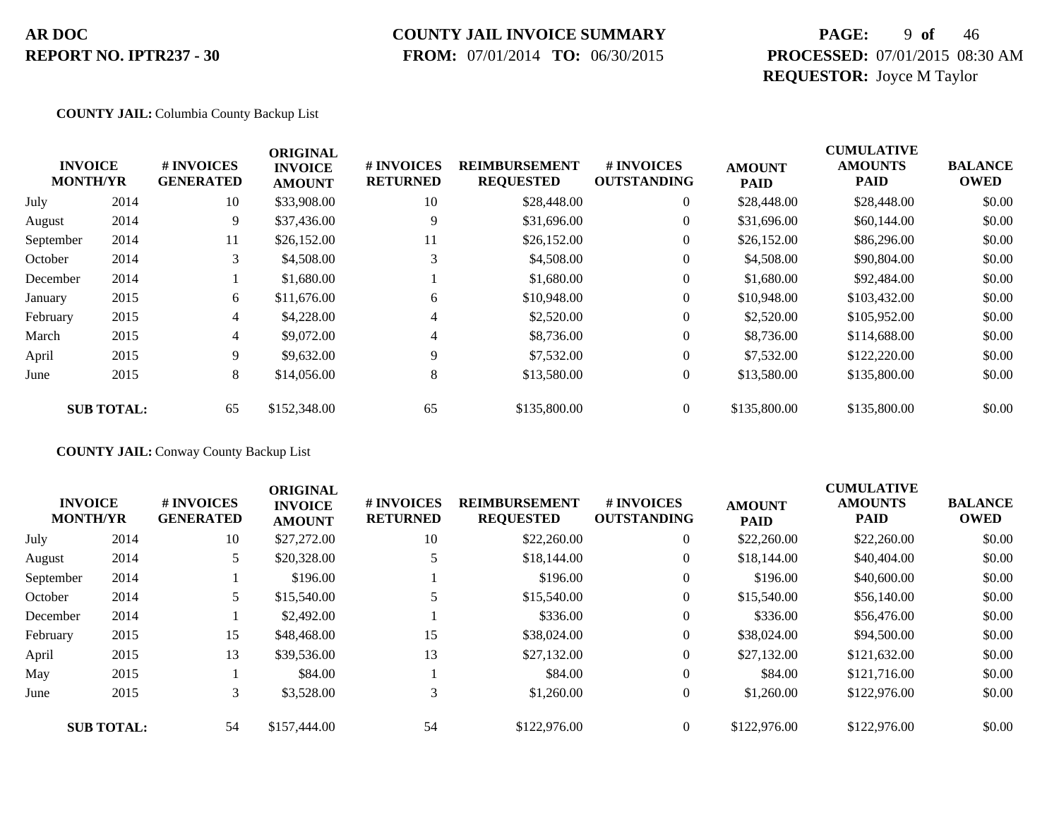**AR DOC**
**REPORT NO. IPTR237 - 30**

**COUNTY JAIL INVOICE SUMMARY**
**FROM:** 07/01/2014 **TO:** 06/30/2015

**PROCESSED:** 07/01/2015 08:30 AM
**REQUESTOR:** Joyce M Taylor

**COUNTY JAIL:** Columbia County Backup List

| INVOICE MONTH/YR | | # INVOICES GENERATED | ORIGINAL INVOICE AMOUNT | # INVOICES RETURNED | REIMBURSEMENT REQUESTED | # INVOICES OUTSTANDING | AMOUNT PAID | CUMULATIVE AMOUNTS PAID | BALANCE OWED |
|---|---|---|---|---|---|---|---|---|---|
| July | 2014 | 10 | $33,908.00 | 10 | $28,448.00 | 0 | $28,448.00 | $28,448.00 | $0.00 |
| August | 2014 | 9 | $37,436.00 | 9 | $31,696.00 | 0 | $31,696.00 | $60,144.00 | $0.00 |
| September | 2014 | 11 | $26,152.00 | 11 | $26,152.00 | 0 | $26,152.00 | $86,296.00 | $0.00 |
| October | 2014 | 3 | $4,508.00 | 3 | $4,508.00 | 0 | $4,508.00 | $90,804.00 | $0.00 |
| December | 2014 | 1 | $1,680.00 | 1 | $1,680.00 | 0 | $1,680.00 | $92,484.00 | $0.00 |
| January | 2015 | 6 | $11,676.00 | 6 | $10,948.00 | 0 | $10,948.00 | $103,432.00 | $0.00 |
| February | 2015 | 4 | $4,228.00 | 4 | $2,520.00 | 0 | $2,520.00 | $105,952.00 | $0.00 |
| March | 2015 | 4 | $9,072.00 | 4 | $8,736.00 | 0 | $8,736.00 | $114,688.00 | $0.00 |
| April | 2015 | 9 | $9,632.00 | 9 | $7,532.00 | 0 | $7,532.00 | $122,220.00 | $0.00 |
| June | 2015 | 8 | $14,056.00 | 8 | $13,580.00 | 0 | $13,580.00 | $135,800.00 | $0.00 |
| **SUB TOTAL:** | | 65 | $152,348.00 | 65 | $135,800.00 | 0 | $135,800.00 | $135,800.00 | $0.00 |

**COUNTY JAIL:** Conway County Backup List

| INVOICE MONTH/YR | | # INVOICES GENERATED | ORIGINAL INVOICE AMOUNT | # INVOICES RETURNED | REIMBURSEMENT REQUESTED | # INVOICES OUTSTANDING | AMOUNT PAID | CUMULATIVE AMOUNTS PAID | BALANCE OWED |
|---|---|---|---|---|---|---|---|---|---|
| July | 2014 | 10 | $27,272.00 | 10 | $22,260.00 | 0 | $22,260.00 | $22,260.00 | $0.00 |
| August | 2014 | 5 | $20,328.00 | 5 | $18,144.00 | 0 | $18,144.00 | $40,404.00 | $0.00 |
| September | 2014 | 1 | $196.00 | 1 | $196.00 | 0 | $196.00 | $40,600.00 | $0.00 |
| October | 2014 | 5 | $15,540.00 | 5 | $15,540.00 | 0 | $15,540.00 | $56,140.00 | $0.00 |
| December | 2014 | 1 | $2,492.00 | 1 | $336.00 | 0 | $336.00 | $56,476.00 | $0.00 |
| February | 2015 | 15 | $48,468.00 | 15 | $38,024.00 | 0 | $38,024.00 | $94,500.00 | $0.00 |
| April | 2015 | 13 | $39,536.00 | 13 | $27,132.00 | 0 | $27,132.00 | $121,632.00 | $0.00 |
| May | 2015 | 1 | $84.00 | 1 | $84.00 | 0 | $84.00 | $121,716.00 | $0.00 |
| June | 2015 | 3 | $3,528.00 | 3 | $1,260.00 | 0 | $1,260.00 | $122,976.00 | $0.00 |
| **SUB TOTAL:** | | 54 | $157,444.00 | 54 | $122,976.00 | 0 | $122,976.00 | $122,976.00 | $0.00 |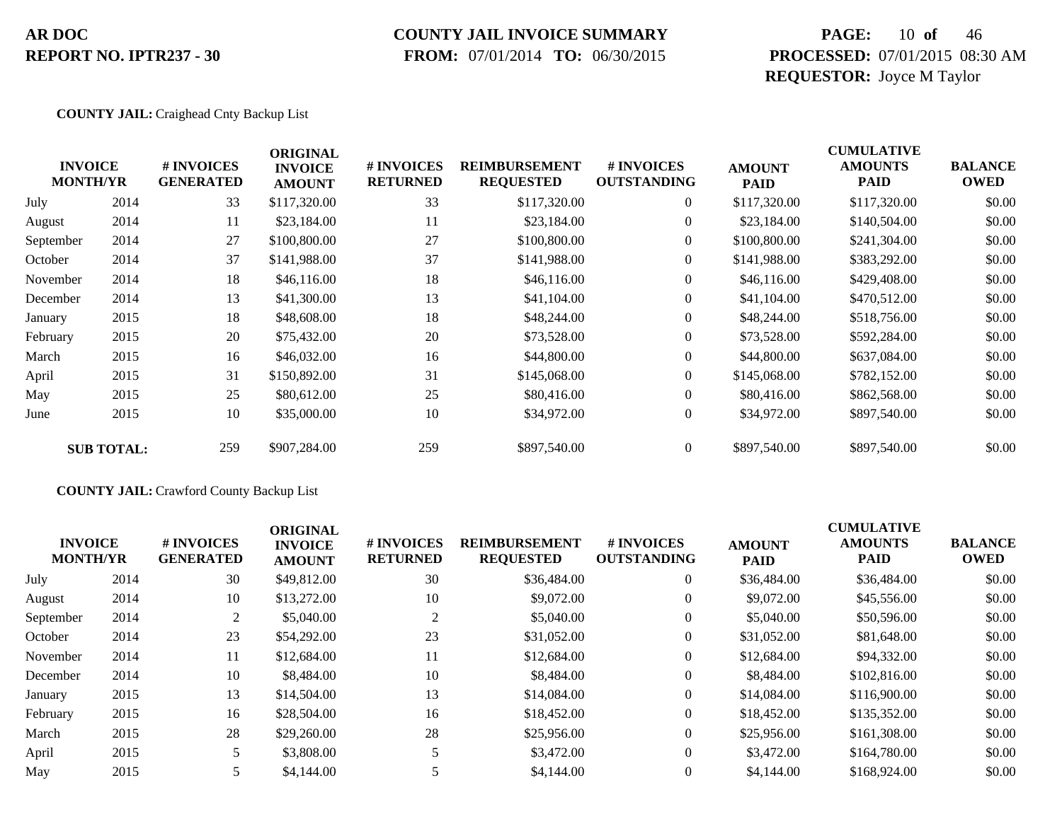**AR DOC**
**REPORT NO. IPTR237 - 30**

**COUNTY JAIL INVOICE SUMMARY**
**FROM:** 07/01/2014 **TO:** 06/30/2015

**PROCESSED:** 07/01/2015 08:30 AM
**REQUESTOR:** Joyce M Taylor

**COUNTY JAIL:** Craighead Cnty Backup List

| INVOICE MONTH/YR | | # INVOICES GENERATED | ORIGINAL INVOICE AMOUNT | # INVOICES RETURNED | REIMBURSEMENT REQUESTED | # INVOICES OUTSTANDING | AMOUNT PAID | CUMULATIVE AMOUNTS PAID | BALANCE OWED |
|---|---|---|---|---|---|---|---|---|---|
| July | 2014 | 33 | $117,320.00 | 33 | $117,320.00 | 0 | $117,320.00 | $117,320.00 | $0.00 |
| August | 2014 | 11 | $23,184.00 | 11 | $23,184.00 | 0 | $23,184.00 | $140,504.00 | $0.00 |
| September | 2014 | 27 | $100,800.00 | 27 | $100,800.00 | 0 | $100,800.00 | $241,304.00 | $0.00 |
| October | 2014 | 37 | $141,988.00 | 37 | $141,988.00 | 0 | $141,988.00 | $383,292.00 | $0.00 |
| November | 2014 | 18 | $46,116.00 | 18 | $46,116.00 | 0 | $46,116.00 | $429,408.00 | $0.00 |
| December | 2014 | 13 | $41,300.00 | 13 | $41,104.00 | 0 | $41,104.00 | $470,512.00 | $0.00 |
| January | 2015 | 18 | $48,608.00 | 18 | $48,244.00 | 0 | $48,244.00 | $518,756.00 | $0.00 |
| February | 2015 | 20 | $75,432.00 | 20 | $73,528.00 | 0 | $73,528.00 | $592,284.00 | $0.00 |
| March | 2015 | 16 | $46,032.00 | 16 | $44,800.00 | 0 | $44,800.00 | $637,084.00 | $0.00 |
| April | 2015 | 31 | $150,892.00 | 31 | $145,068.00 | 0 | $145,068.00 | $782,152.00 | $0.00 |
| May | 2015 | 25 | $80,612.00 | 25 | $80,416.00 | 0 | $80,416.00 | $862,568.00 | $0.00 |
| June | 2015 | 10 | $35,000.00 | 10 | $34,972.00 | 0 | $34,972.00 | $897,540.00 | $0.00 |
| **SUB TOTAL:** | | 259 | $907,284.00 | 259 | $897,540.00 | 0 | $897,540.00 | $897,540.00 | $0.00 |

**COUNTY JAIL:** Crawford County Backup List

| INVOICE MONTH/YR | | # INVOICES GENERATED | ORIGINAL INVOICE AMOUNT | # INVOICES RETURNED | REIMBURSEMENT REQUESTED | # INVOICES OUTSTANDING | AMOUNT PAID | CUMULATIVE AMOUNTS PAID | BALANCE OWED |
|---|---|---|---|---|---|---|---|---|---|
| July | 2014 | 30 | $49,812.00 | 30 | $36,484.00 | 0 | $36,484.00 | $36,484.00 | $0.00 |
| August | 2014 | 10 | $13,272.00 | 10 | $9,072.00 | 0 | $9,072.00 | $45,556.00 | $0.00 |
| September | 2014 | 2 | $5,040.00 | 2 | $5,040.00 | 0 | $5,040.00 | $50,596.00 | $0.00 |
| October | 2014 | 23 | $54,292.00 | 23 | $31,052.00 | 0 | $31,052.00 | $81,648.00 | $0.00 |
| November | 2014 | 11 | $12,684.00 | 11 | $12,684.00 | 0 | $12,684.00 | $94,332.00 | $0.00 |
| December | 2014 | 10 | $8,484.00 | 10 | $8,484.00 | 0 | $8,484.00 | $102,816.00 | $0.00 |
| January | 2015 | 13 | $14,504.00 | 13 | $14,084.00 | 0 | $14,084.00 | $116,900.00 | $0.00 |
| February | 2015 | 16 | $28,504.00 | 16 | $18,452.00 | 0 | $18,452.00 | $135,352.00 | $0.00 |
| March | 2015 | 28 | $29,260.00 | 28 | $25,956.00 | 0 | $25,956.00 | $161,308.00 | $0.00 |
| April | 2015 | 5 | $3,808.00 | 5 | $3,472.00 | 0 | $3,472.00 | $164,780.00 | $0.00 |
| May | 2015 | 5 | $4,144.00 | 5 | $4,144.00 | 0 | $4,144.00 | $168,924.00 | $0.00 |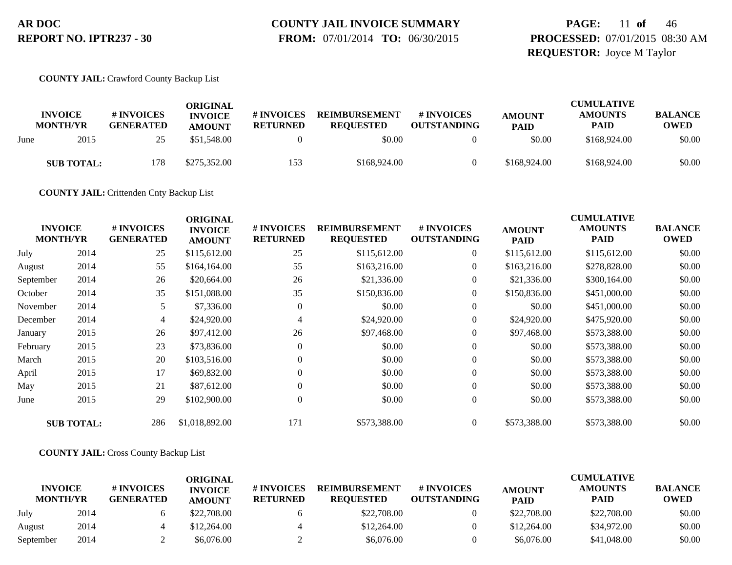**COUNTY JAIL:** Crawford County Backup List

| INVOICE MONTH/YR | | # INVOICES GENERATED | ORIGINAL INVOICE AMOUNT | # INVOICES RETURNED | REIMBURSEMENT REQUESTED | # INVOICES OUTSTANDING | AMOUNT PAID | CUMULATIVE AMOUNTS PAID | BALANCE OWED |
|---|---|---|---|---|---|---|---|---|---|
| June | 2015 | 25 | $51,548.00 | 0 | $0.00 | 0 | $0.00 | $168,924.00 | $0.00 |
| **SUB TOTAL:** | | 178 | $275,352.00 | 153 | $168,924.00 | 0 | $168,924.00 | $168,924.00 | $0.00 |

**COUNTY JAIL:** Crittenden Cnty Backup List

| INVOICE MONTH/YR | | # INVOICES GENERATED | ORIGINAL INVOICE AMOUNT | # INVOICES RETURNED | REIMBURSEMENT REQUESTED | # INVOICES OUTSTANDING | AMOUNT PAID | CUMULATIVE AMOUNTS PAID | BALANCE OWED |
|---|---|---|---|---|---|---|---|---|---|
| July | 2014 | 25 | $115,612.00 | 25 | $115,612.00 | 0 | $115,612.00 | $115,612.00 | $0.00 |
| August | 2014 | 55 | $164,164.00 | 55 | $163,216.00 | 0 | $163,216.00 | $278,828.00 | $0.00 |
| September | 2014 | 26 | $20,664.00 | 26 | $21,336.00 | 0 | $21,336.00 | $300,164.00 | $0.00 |
| October | 2014 | 35 | $151,088.00 | 35 | $150,836.00 | 0 | $150,836.00 | $451,000.00 | $0.00 |
| November | 2014 | 5 | $7,336.00 | 0 | $0.00 | 0 | $0.00 | $451,000.00 | $0.00 |
| December | 2014 | 4 | $24,920.00 | 4 | $24,920.00 | 0 | $24,920.00 | $475,920.00 | $0.00 |
| January | 2015 | 26 | $97,412.00 | 26 | $97,468.00 | 0 | $97,468.00 | $573,388.00 | $0.00 |
| February | 2015 | 23 | $73,836.00 | 0 | $0.00 | 0 | $0.00 | $573,388.00 | $0.00 |
| March | 2015 | 20 | $103,516.00 | 0 | $0.00 | 0 | $0.00 | $573,388.00 | $0.00 |
| April | 2015 | 17 | $69,832.00 | 0 | $0.00 | 0 | $0.00 | $573,388.00 | $0.00 |
| May | 2015 | 21 | $87,612.00 | 0 | $0.00 | 0 | $0.00 | $573,388.00 | $0.00 |
| June | 2015 | 29 | $102,900.00 | 0 | $0.00 | 0 | $0.00 | $573,388.00 | $0.00 |
| **SUB TOTAL:** | | 286 | $1,018,892.00 | 171 | $573,388.00 | 0 | $573,388.00 | $573,388.00 | $0.00 |

**COUNTY JAIL:** Cross County Backup List

| INVOICE MONTH/YR | | # INVOICES GENERATED | ORIGINAL INVOICE AMOUNT | # INVOICES RETURNED | REIMBURSEMENT REQUESTED | # INVOICES OUTSTANDING | AMOUNT PAID | CUMULATIVE AMOUNTS PAID | BALANCE OWED |
|---|---|---|---|---|---|---|---|---|---|
| July | 2014 | 6 | $22,708.00 | 6 | $22,708.00 | 0 | $22,708.00 | $22,708.00 | $0.00 |
| August | 2014 | 4 | $12,264.00 | 4 | $12,264.00 | 0 | $12,264.00 | $34,972.00 | $0.00 |
| September | 2014 | 2 | $6,076.00 | 2 | $6,076.00 | 0 | $6,076.00 | $41,048.00 | $0.00 |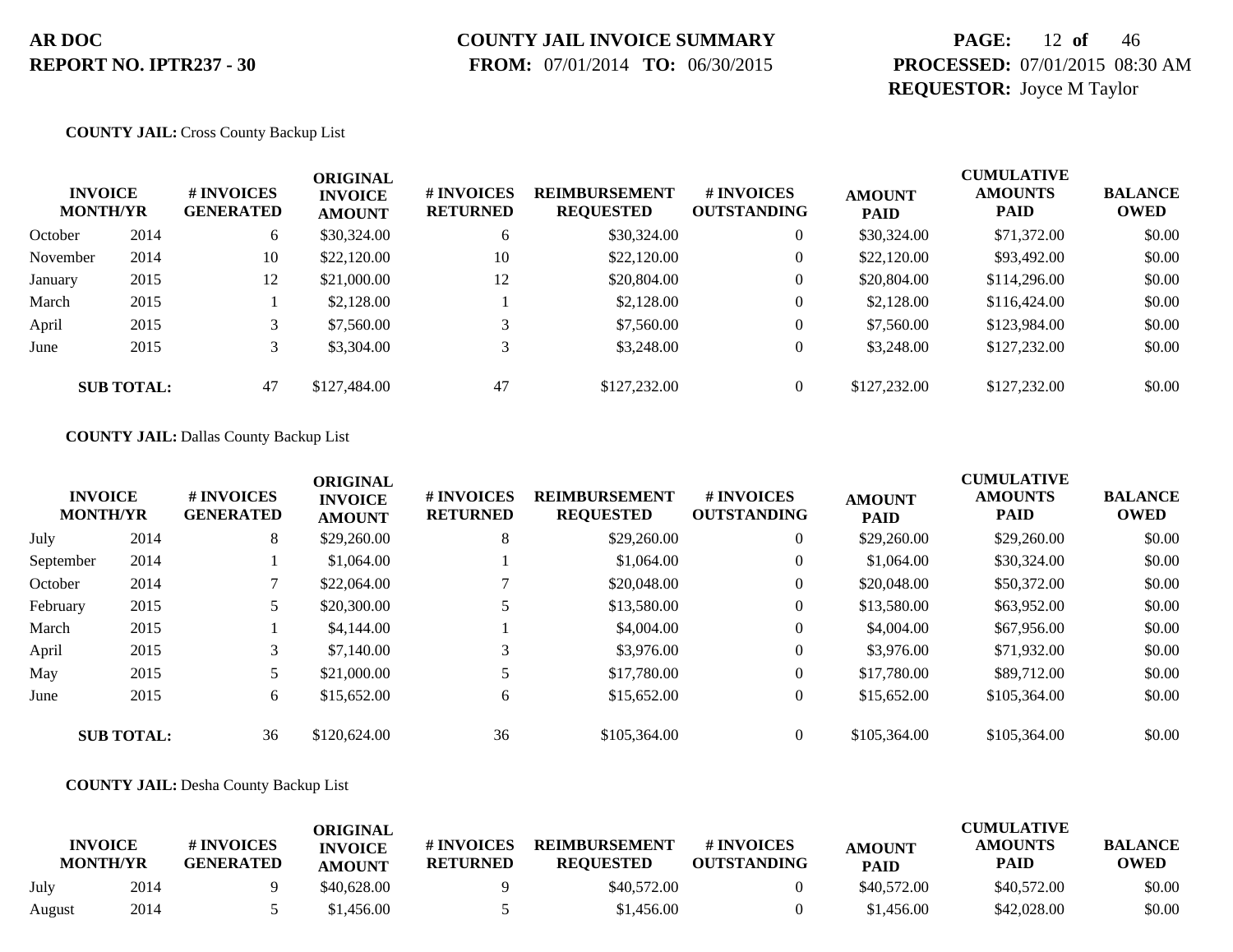**COUNTY JAIL:** Cross County Backup List

| INVOICE MONTH/YR | | # INVOICES GENERATED | ORIGINAL INVOICE AMOUNT | # INVOICES RETURNED | REIMBURSEMENT REQUESTED | # INVOICES OUTSTANDING | AMOUNT PAID | CUMULATIVE AMOUNTS PAID | BALANCE OWED |
|---|---|---|---|---|---|---|---|---|---|
| October | 2014 | 6 | $30,324.00 | 6 | $30,324.00 | 0 | $30,324.00 | $71,372.00 | $0.00 |
| November | 2014 | 10 | $22,120.00 | 10 | $22,120.00 | 0 | $22,120.00 | $93,492.00 | $0.00 |
| January | 2015 | 12 | $21,000.00 | 12 | $20,804.00 | 0 | $20,804.00 | $114,296.00 | $0.00 |
| March | 2015 | 1 | $2,128.00 | 1 | $2,128.00 | 0 | $2,128.00 | $116,424.00 | $0.00 |
| April | 2015 | 3 | $7,560.00 | 3 | $7,560.00 | 0 | $7,560.00 | $123,984.00 | $0.00 |
| June | 2015 | 3 | $3,304.00 | 3 | $3,248.00 | 0 | $3,248.00 | $127,232.00 | $0.00 |
| **SUB TOTAL:** | | 47 | $127,484.00 | 47 | $127,232.00 | 0 | $127,232.00 | $127,232.00 | $0.00 |

**COUNTY JAIL:** Dallas County Backup List

| INVOICE MONTH/YR | | # INVOICES GENERATED | ORIGINAL INVOICE AMOUNT | # INVOICES RETURNED | REIMBURSEMENT REQUESTED | # INVOICES OUTSTANDING | AMOUNT PAID | CUMULATIVE AMOUNTS PAID | BALANCE OWED |
|---|---|---|---|---|---|---|---|---|---|
| July | 2014 | 8 | $29,260.00 | 8 | $29,260.00 | 0 | $29,260.00 | $29,260.00 | $0.00 |
| September | 2014 | 1 | $1,064.00 | 1 | $1,064.00 | 0 | $1,064.00 | $30,324.00 | $0.00 |
| October | 2014 | 7 | $22,064.00 | 7 | $20,048.00 | 0 | $20,048.00 | $50,372.00 | $0.00 |
| February | 2015 | 5 | $20,300.00 | 5 | $13,580.00 | 0 | $13,580.00 | $63,952.00 | $0.00 |
| March | 2015 | 1 | $4,144.00 | 1 | $4,004.00 | 0 | $4,004.00 | $67,956.00 | $0.00 |
| April | 2015 | 3 | $7,140.00 | 3 | $3,976.00 | 0 | $3,976.00 | $71,932.00 | $0.00 |
| May | 2015 | 5 | $21,000.00 | 5 | $17,780.00 | 0 | $17,780.00 | $89,712.00 | $0.00 |
| June | 2015 | 6 | $15,652.00 | 6 | $15,652.00 | 0 | $15,652.00 | $105,364.00 | $0.00 |
| **SUB TOTAL:** | | 36 | $120,624.00 | 36 | $105,364.00 | 0 | $105,364.00 | $105,364.00 | $0.00 |

**COUNTY JAIL:** Desha County Backup List

| INVOICE MONTH/YR | | # INVOICES GENERATED | ORIGINAL INVOICE AMOUNT | # INVOICES RETURNED | REIMBURSEMENT REQUESTED | # INVOICES OUTSTANDING | AMOUNT PAID | CUMULATIVE AMOUNTS PAID | BALANCE OWED |
|---|---|---|---|---|---|---|---|---|---|
| July | 2014 | 9 | $40,628.00 | 9 | $40,572.00 | 0 | $40,572.00 | $40,572.00 | $0.00 |
| August | 2014 | 5 | $1,456.00 | 5 | $1,456.00 | 0 | $1,456.00 | $42,028.00 | $0.00 |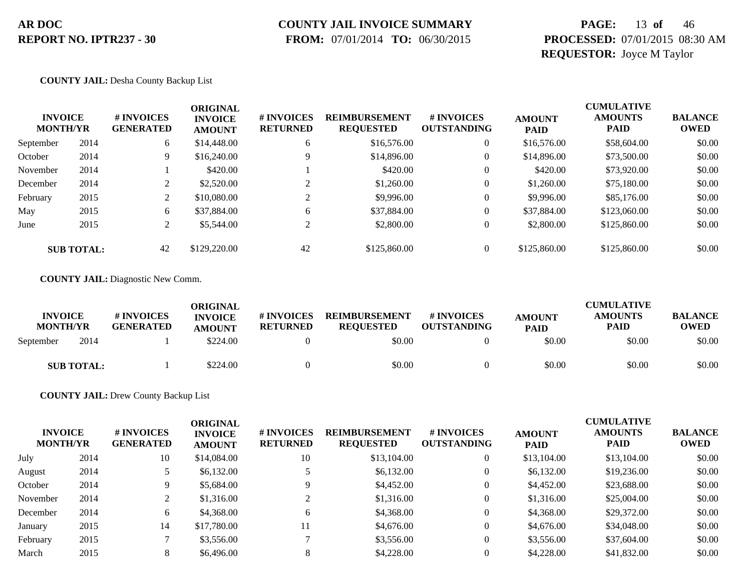**COUNTY JAIL:** Desha County Backup List

| INVOICE MONTH/YR | | # INVOICES GENERATED | ORIGINAL INVOICE AMOUNT | # INVOICES RETURNED | REIMBURSEMENT REQUESTED | # INVOICES OUTSTANDING | AMOUNT PAID | CUMULATIVE AMOUNTS PAID | BALANCE OWED |
|---|---|---|---|---|---|---|---|---|---|
| September | 2014 | 6 | $14,448.00 | 6 | $16,576.00 | 0 | $16,576.00 | $58,604.00 | $0.00 |
| October | 2014 | 9 | $16,240.00 | 9 | $14,896.00 | 0 | $14,896.00 | $73,500.00 | $0.00 |
| November | 2014 | 1 | $420.00 | 1 | $420.00 | 0 | $420.00 | $73,920.00 | $0.00 |
| December | 2014 | 2 | $2,520.00 | 2 | $1,260.00 | 0 | $1,260.00 | $75,180.00 | $0.00 |
| February | 2015 | 2 | $10,080.00 | 2 | $9,996.00 | 0 | $9,996.00 | $85,176.00 | $0.00 |
| May | 2015 | 6 | $37,884.00 | 6 | $37,884.00 | 0 | $37,884.00 | $123,060.00 | $0.00 |
| June | 2015 | 2 | $5,544.00 | 2 | $2,800.00 | 0 | $2,800.00 | $125,860.00 | $0.00 |
| **SUB TOTAL:** | | 42 | $129,220.00 | 42 | $125,860.00 | 0 | $125,860.00 | $125,860.00 | $0.00 |

**COUNTY JAIL:** Diagnostic New Comm.

| INVOICE MONTH/YR | | # INVOICES GENERATED | ORIGINAL INVOICE AMOUNT | # INVOICES RETURNED | REIMBURSEMENT REQUESTED | # INVOICES OUTSTANDING | AMOUNT PAID | CUMULATIVE AMOUNTS PAID | BALANCE OWED |
|---|---|---|---|---|---|---|---|---|---|
| September | 2014 | 1 | $224.00 | 0 | $0.00 | 0 | $0.00 | $0.00 | $0.00 |
| **SUB TOTAL:** | | 1 | $224.00 | 0 | $0.00 | 0 | $0.00 | $0.00 | $0.00 |

**COUNTY JAIL:** Drew County Backup List

| INVOICE MONTH/YR | | # INVOICES GENERATED | ORIGINAL INVOICE AMOUNT | # INVOICES RETURNED | REIMBURSEMENT REQUESTED | # INVOICES OUTSTANDING | AMOUNT PAID | CUMULATIVE AMOUNTS PAID | BALANCE OWED |
|---|---|---|---|---|---|---|---|---|---|
| July | 2014 | 10 | $14,084.00 | 10 | $13,104.00 | 0 | $13,104.00 | $13,104.00 | $0.00 |
| August | 2014 | 5 | $6,132.00 | 5 | $6,132.00 | 0 | $6,132.00 | $19,236.00 | $0.00 |
| October | 2014 | 9 | $5,684.00 | 9 | $4,452.00 | 0 | $4,452.00 | $23,688.00 | $0.00 |
| November | 2014 | 2 | $1,316.00 | 2 | $1,316.00 | 0 | $1,316.00 | $25,004.00 | $0.00 |
| December | 2014 | 6 | $4,368.00 | 6 | $4,368.00 | 0 | $4,368.00 | $29,372.00 | $0.00 |
| January | 2015 | 14 | $17,780.00 | 11 | $4,676.00 | 0 | $4,676.00 | $34,048.00 | $0.00 |
| February | 2015 | 7 | $3,556.00 | 7 | $3,556.00 | 0 | $3,556.00 | $37,604.00 | $0.00 |
| March | 2015 | 8 | $6,496.00 | 8 | $4,228.00 | 0 | $4,228.00 | $41,832.00 | $0.00 |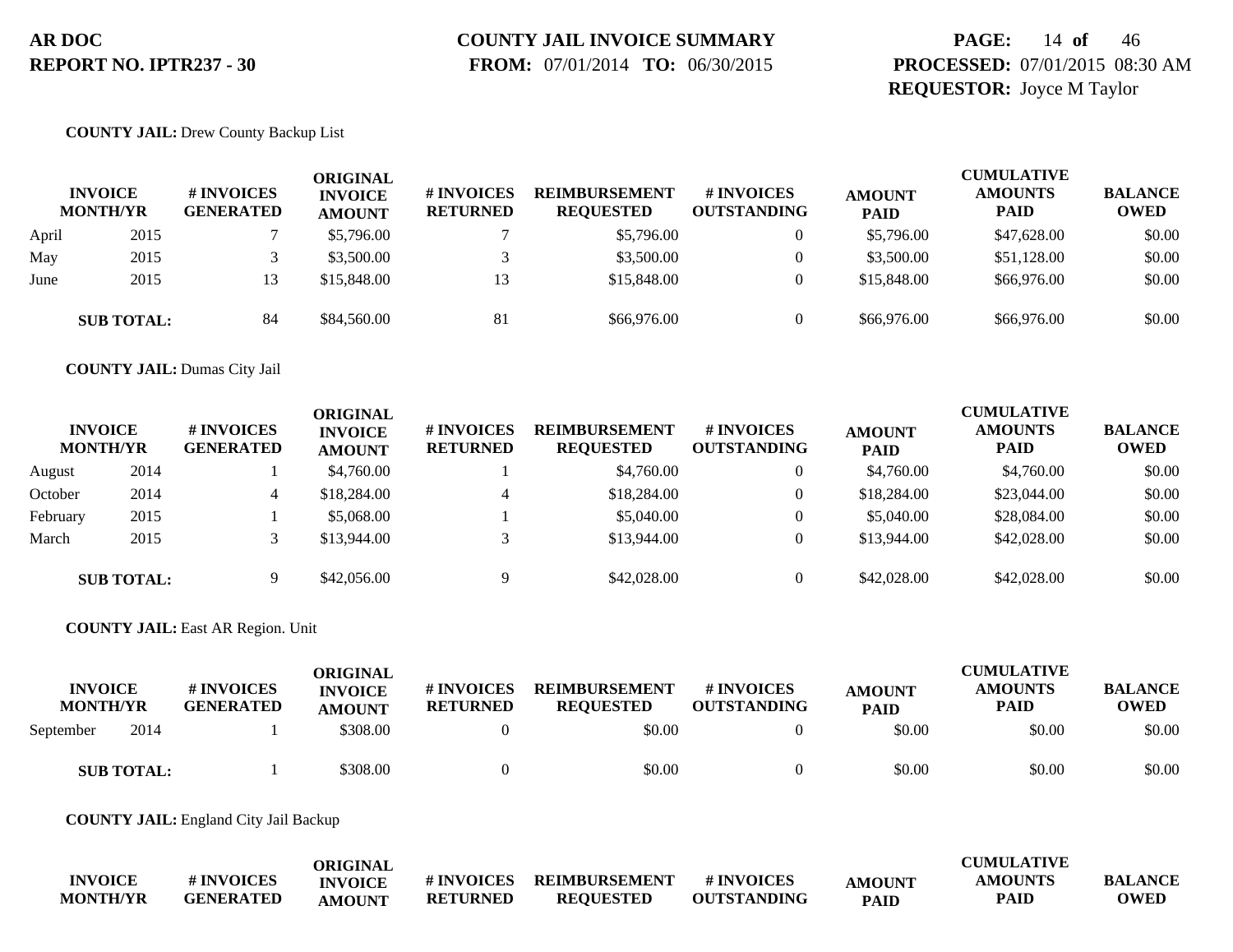**AR DOC**
**REPORT NO. IPTR237 - 30**

**COUNTY JAIL INVOICE SUMMARY**
**FROM:** 07/01/2014 **TO:** 06/30/2015

**PROCESSED:** 07/01/2015 08:30 AM
**REQUESTOR:** Joyce M Taylor

**COUNTY JAIL:** Drew County Backup List

| INVOICE MONTH/YR | | # INVOICES GENERATED | ORIGINAL INVOICE AMOUNT | # INVOICES RETURNED | REIMBURSEMENT REQUESTED | # INVOICES OUTSTANDING | AMOUNT PAID | CUMULATIVE AMOUNTS PAID | BALANCE OWED |
|---|---|---|---|---|---|---|---|---|---|
| April | 2015 | 7 | $5,796.00 | 7 | $5,796.00 | 0 | $5,796.00 | $47,628.00 | $0.00 |
| May | 2015 | 3 | $3,500.00 | 3 | $3,500.00 | 0 | $3,500.00 | $51,128.00 | $0.00 |
| June | 2015 | 13 | $15,848.00 | 13 | $15,848.00 | 0 | $15,848.00 | $66,976.00 | $0.00 |
| **SUB TOTAL:** | | 84 | $84,560.00 | 81 | $66,976.00 | 0 | $66,976.00 | $66,976.00 | $0.00 |

**COUNTY JAIL:** Dumas City Jail

| INVOICE MONTH/YR | | # INVOICES GENERATED | ORIGINAL INVOICE AMOUNT | # INVOICES RETURNED | REIMBURSEMENT REQUESTED | # INVOICES OUTSTANDING | AMOUNT PAID | CUMULATIVE AMOUNTS PAID | BALANCE OWED |
|---|---|---|---|---|---|---|---|---|---|
| August | 2014 | 1 | $4,760.00 | 1 | $4,760.00 | 0 | $4,760.00 | $4,760.00 | $0.00 |
| October | 2014 | 4 | $18,284.00 | 4 | $18,284.00 | 0 | $18,284.00 | $23,044.00 | $0.00 |
| February | 2015 | 1 | $5,068.00 | 1 | $5,040.00 | 0 | $5,040.00 | $28,084.00 | $0.00 |
| March | 2015 | 3 | $13,944.00 | 3 | $13,944.00 | 0 | $13,944.00 | $42,028.00 | $0.00 |
| **SUB TOTAL:** | | 9 | $42,056.00 | 9 | $42,028.00 | 0 | $42,028.00 | $42,028.00 | $0.00 |

**COUNTY JAIL:** East AR Region. Unit

| INVOICE MONTH/YR | | # INVOICES GENERATED | ORIGINAL INVOICE AMOUNT | # INVOICES RETURNED | REIMBURSEMENT REQUESTED | # INVOICES OUTSTANDING | AMOUNT PAID | CUMULATIVE AMOUNTS PAID | BALANCE OWED |
|---|---|---|---|---|---|---|---|---|---|
| September | 2014 | 1 | $308.00 | 0 | $0.00 | 0 | $0.00 | $0.00 | $0.00 |
| **SUB TOTAL:** | | 1 | $308.00 | 0 | $0.00 | 0 | $0.00 | $0.00 | $0.00 |

**COUNTY JAIL:** England City Jail Backup

| INVOICE MONTH/YR | | # INVOICES GENERATED | ORIGINAL INVOICE AMOUNT | # INVOICES RETURNED | REIMBURSEMENT REQUESTED | # INVOICES OUTSTANDING | AMOUNT PAID | CUMULATIVE AMOUNTS PAID | BALANCE OWED |
|---|---|---|---|---|---|---|---|---|---|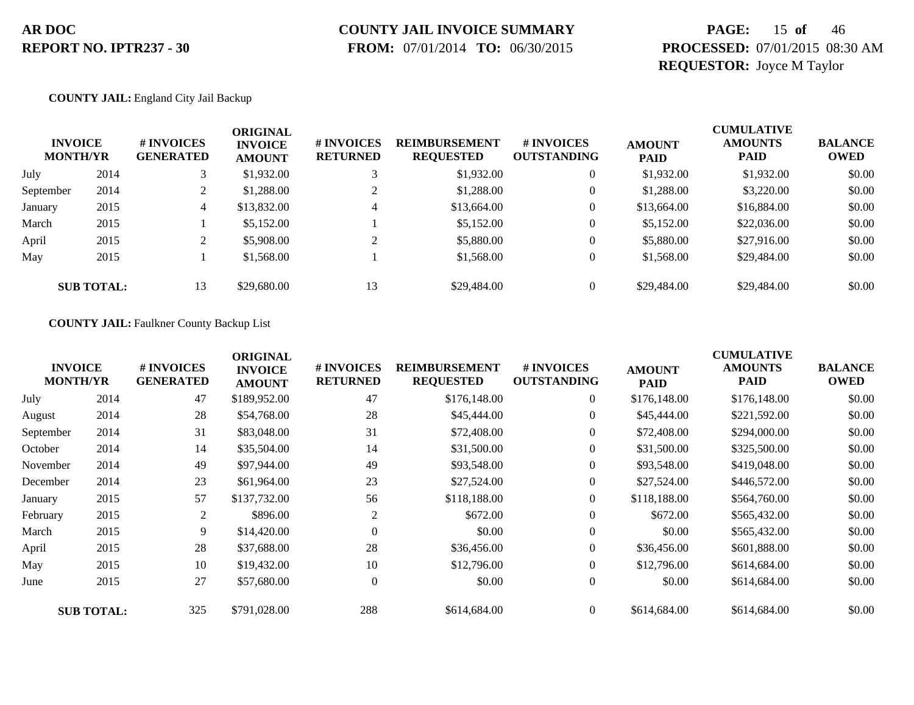**AR DOC**
**REPORT NO. IPTR237 - 30**

**COUNTY JAIL INVOICE SUMMARY**
**FROM:** 07/01/2014 **TO:** 06/30/2015

**PROCESSED:** 07/01/2015 08:30 AM
**REQUESTOR:** Joyce M Taylor

**COUNTY JAIL:** England City Jail Backup

| INVOICE MONTH/YR | | # INVOICES GENERATED | ORIGINAL INVOICE AMOUNT | # INVOICES RETURNED | REIMBURSEMENT REQUESTED | # INVOICES OUTSTANDING | AMOUNT PAID | CUMULATIVE AMOUNTS PAID | BALANCE OWED |
|---|---|---|---|---|---|---|---|---|---|
| July | 2014 | 3 | $1,932.00 | 3 | $1,932.00 | 0 | $1,932.00 | $1,932.00 | $0.00 |
| September | 2014 | 2 | $1,288.00 | 2 | $1,288.00 | 0 | $1,288.00 | $3,220.00 | $0.00 |
| January | 2015 | 4 | $13,832.00 | 4 | $13,664.00 | 0 | $13,664.00 | $16,884.00 | $0.00 |
| March | 2015 | 1 | $5,152.00 | 1 | $5,152.00 | 0 | $5,152.00 | $22,036.00 | $0.00 |
| April | 2015 | 2 | $5,908.00 | 2 | $5,880.00 | 0 | $5,880.00 | $27,916.00 | $0.00 |
| May | 2015 | 1 | $1,568.00 | 1 | $1,568.00 | 0 | $1,568.00 | $29,484.00 | $0.00 |
| **SUB TOTAL:** | | 13 | $29,680.00 | 13 | $29,484.00 | 0 | $29,484.00 | $29,484.00 | $0.00 |

**COUNTY JAIL:** Faulkner County Backup List

| INVOICE MONTH/YR | | # INVOICES GENERATED | ORIGINAL INVOICE AMOUNT | # INVOICES RETURNED | REIMBURSEMENT REQUESTED | # INVOICES OUTSTANDING | AMOUNT PAID | CUMULATIVE AMOUNTS PAID | BALANCE OWED |
|---|---|---|---|---|---|---|---|---|---|
| July | 2014 | 47 | $189,952.00 | 47 | $176,148.00 | 0 | $176,148.00 | $176,148.00 | $0.00 |
| August | 2014 | 28 | $54,768.00 | 28 | $45,444.00 | 0 | $45,444.00 | $221,592.00 | $0.00 |
| September | 2014 | 31 | $83,048.00 | 31 | $72,408.00 | 0 | $72,408.00 | $294,000.00 | $0.00 |
| October | 2014 | 14 | $35,504.00 | 14 | $31,500.00 | 0 | $31,500.00 | $325,500.00 | $0.00 |
| November | 2014 | 49 | $97,944.00 | 49 | $93,548.00 | 0 | $93,548.00 | $419,048.00 | $0.00 |
| December | 2014 | 23 | $61,964.00 | 23 | $27,524.00 | 0 | $27,524.00 | $446,572.00 | $0.00 |
| January | 2015 | 57 | $137,732.00 | 56 | $118,188.00 | 0 | $118,188.00 | $564,760.00 | $0.00 |
| February | 2015 | 2 | $896.00 | 2 | $672.00 | 0 | $672.00 | $565,432.00 | $0.00 |
| March | 2015 | 9 | $14,420.00 | 0 | $0.00 | 0 | $0.00 | $565,432.00 | $0.00 |
| April | 2015 | 28 | $37,688.00 | 28 | $36,456.00 | 0 | $36,456.00 | $601,888.00 | $0.00 |
| May | 2015 | 10 | $19,432.00 | 10 | $12,796.00 | 0 | $12,796.00 | $614,684.00 | $0.00 |
| June | 2015 | 27 | $57,680.00 | 0 | $0.00 | 0 | $0.00 | $614,684.00 | $0.00 |
| **SUB TOTAL:** | | 325 | $791,028.00 | 288 | $614,684.00 | 0 | $614,684.00 | $614,684.00 | $0.00 |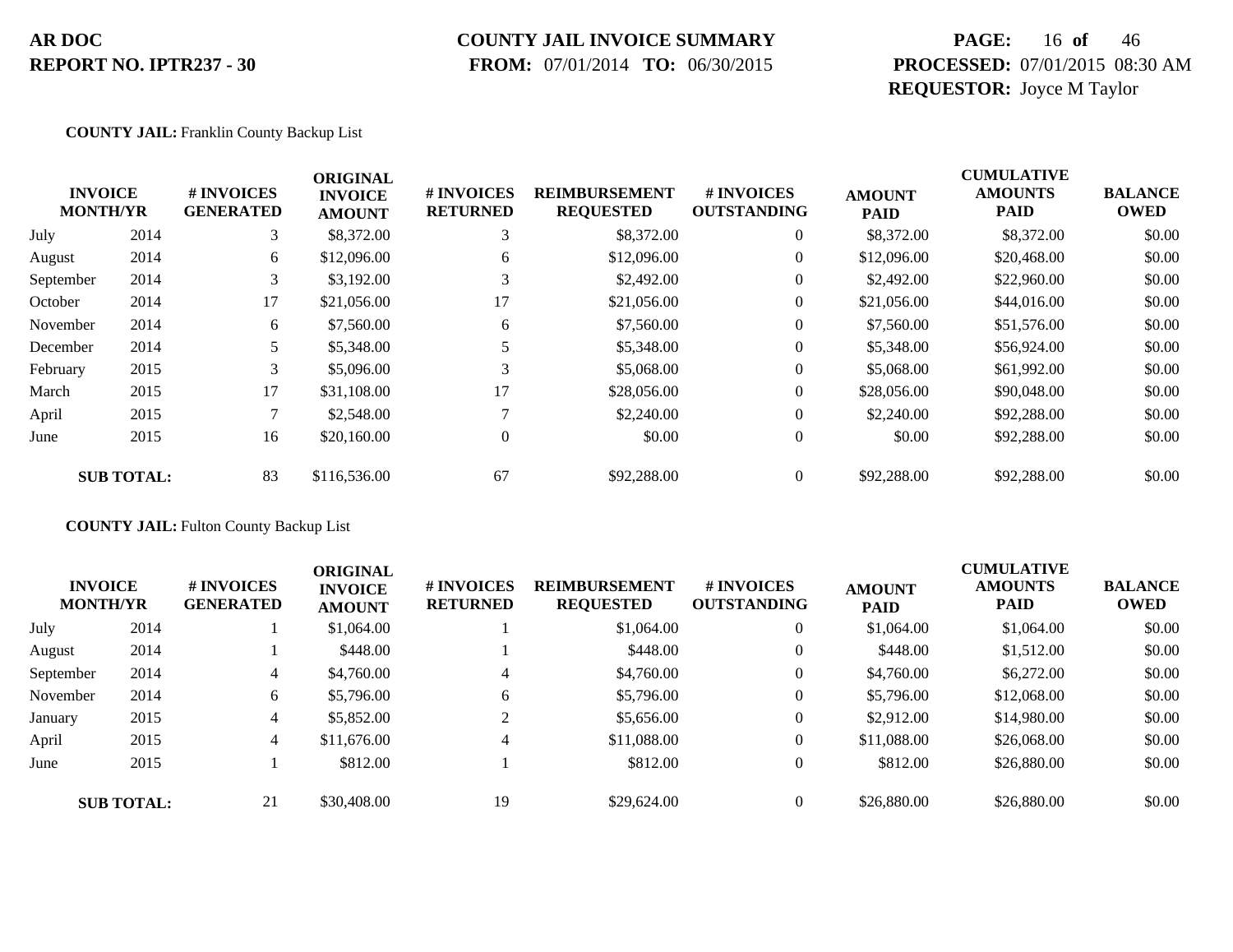**COUNTY JAIL:** Franklin County Backup List

| INVOICE MONTH/YR | | # INVOICES GENERATED | ORIGINAL INVOICE AMOUNT | # INVOICES RETURNED | REIMBURSEMENT REQUESTED | # INVOICES OUTSTANDING | AMOUNT PAID | CUMULATIVE AMOUNTS PAID | BALANCE OWED |
|---|---|---|---|---|---|---|---|---|---|
| July | 2014 | 3 | $8,372.00 | 3 | $8,372.00 | 0 | $8,372.00 | $8,372.00 | $0.00 |
| August | 2014 | 6 | $12,096.00 | 6 | $12,096.00 | 0 | $12,096.00 | $20,468.00 | $0.00 |
| September | 2014 | 3 | $3,192.00 | 3 | $2,492.00 | 0 | $2,492.00 | $22,960.00 | $0.00 |
| October | 2014 | 17 | $21,056.00 | 17 | $21,056.00 | 0 | $21,056.00 | $44,016.00 | $0.00 |
| November | 2014 | 6 | $7,560.00 | 6 | $7,560.00 | 0 | $7,560.00 | $51,576.00 | $0.00 |
| December | 2014 | 5 | $5,348.00 | 5 | $5,348.00 | 0 | $5,348.00 | $56,924.00 | $0.00 |
| February | 2015 | 3 | $5,096.00 | 3 | $5,068.00 | 0 | $5,068.00 | $61,992.00 | $0.00 |
| March | 2015 | 17 | $31,108.00 | 17 | $28,056.00 | 0 | $28,056.00 | $90,048.00 | $0.00 |
| April | 2015 | 7 | $2,548.00 | 7 | $2,240.00 | 0 | $2,240.00 | $92,288.00 | $0.00 |
| June | 2015 | 16 | $20,160.00 | 0 | $0.00 | 0 | $0.00 | $92,288.00 | $0.00 |
| **SUB TOTAL:** | | 83 | $116,536.00 | 67 | $92,288.00 | 0 | $92,288.00 | $92,288.00 | $0.00 |

**COUNTY JAIL:** Fulton County Backup List

| INVOICE MONTH/YR | | # INVOICES GENERATED | ORIGINAL INVOICE AMOUNT | # INVOICES RETURNED | REIMBURSEMENT REQUESTED | # INVOICES OUTSTANDING | AMOUNT PAID | CUMULATIVE AMOUNTS PAID | BALANCE OWED |
|---|---|---|---|---|---|---|---|---|---|
| July | 2014 | 1 | $1,064.00 | 1 | $1,064.00 | 0 | $1,064.00 | $1,064.00 | $0.00 |
| August | 2014 | 1 | $448.00 | 1 | $448.00 | 0 | $448.00 | $1,512.00 | $0.00 |
| September | 2014 | 4 | $4,760.00 | 4 | $4,760.00 | 0 | $4,760.00 | $6,272.00 | $0.00 |
| November | 2014 | 6 | $5,796.00 | 6 | $5,796.00 | 0 | $5,796.00 | $12,068.00 | $0.00 |
| January | 2015 | 4 | $5,852.00 | 2 | $5,656.00 | 0 | $2,912.00 | $14,980.00 | $0.00 |
| April | 2015 | 4 | $11,676.00 | 4 | $11,088.00 | 0 | $11,088.00 | $26,068.00 | $0.00 |
| June | 2015 | 1 | $812.00 | 1 | $812.00 | 0 | $812.00 | $26,880.00 | $0.00 |
| **SUB TOTAL:** | | 21 | $30,408.00 | 19 | $29,624.00 | 0 | $26,880.00 | $26,880.00 | $0.00 |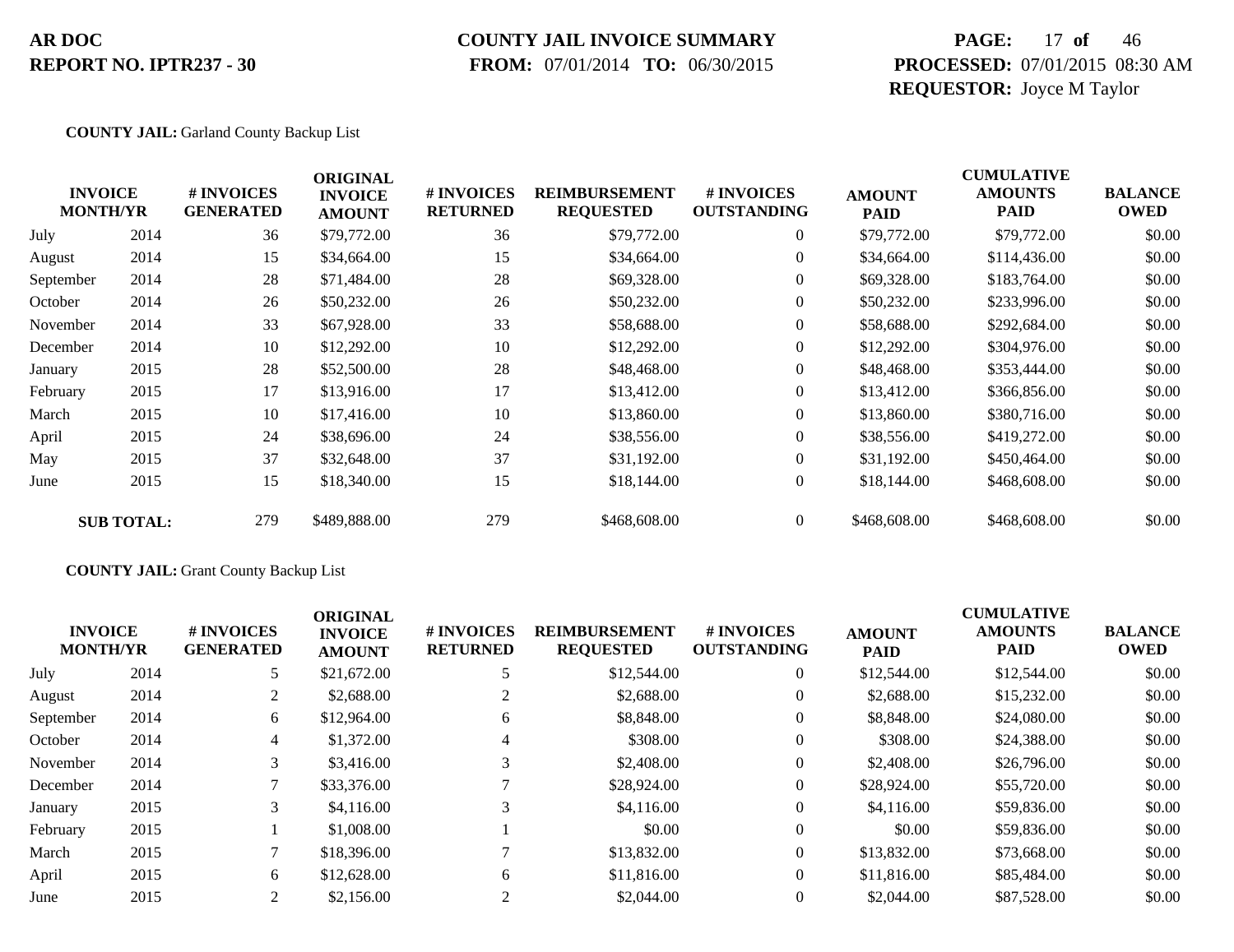**COUNTY JAIL:** Garland County Backup List

| INVOICE MONTH/YR | | # INVOICES GENERATED | ORIGINAL INVOICE AMOUNT | # INVOICES RETURNED | REIMBURSEMENT REQUESTED | # INVOICES OUTSTANDING | AMOUNT PAID | CUMULATIVE AMOUNTS PAID | BALANCE OWED |
|---|---|---|---|---|---|---|---|---|---|
| July | 2014 | 36 | $79,772.00 | 36 | $79,772.00 | 0 | $79,772.00 | $79,772.00 | $0.00 |
| August | 2014 | 15 | $34,664.00 | 15 | $34,664.00 | 0 | $34,664.00 | $114,436.00 | $0.00 |
| September | 2014 | 28 | $71,484.00 | 28 | $69,328.00 | 0 | $69,328.00 | $183,764.00 | $0.00 |
| October | 2014 | 26 | $50,232.00 | 26 | $50,232.00 | 0 | $50,232.00 | $233,996.00 | $0.00 |
| November | 2014 | 33 | $67,928.00 | 33 | $58,688.00 | 0 | $58,688.00 | $292,684.00 | $0.00 |
| December | 2014 | 10 | $12,292.00 | 10 | $12,292.00 | 0 | $12,292.00 | $304,976.00 | $0.00 |
| January | 2015 | 28 | $52,500.00 | 28 | $48,468.00 | 0 | $48,468.00 | $353,444.00 | $0.00 |
| February | 2015 | 17 | $13,916.00 | 17 | $13,412.00 | 0 | $13,412.00 | $366,856.00 | $0.00 |
| March | 2015 | 10 | $17,416.00 | 10 | $13,860.00 | 0 | $13,860.00 | $380,716.00 | $0.00 |
| April | 2015 | 24 | $38,696.00 | 24 | $38,556.00 | 0 | $38,556.00 | $419,272.00 | $0.00 |
| May | 2015 | 37 | $32,648.00 | 37 | $31,192.00 | 0 | $31,192.00 | $450,464.00 | $0.00 |
| June | 2015 | 15 | $18,340.00 | 15 | $18,144.00 | 0 | $18,144.00 | $468,608.00 | $0.00 |
| **SUB TOTAL:** | | 279 | $489,888.00 | 279 | $468,608.00 | 0 | $468,608.00 | $468,608.00 | $0.00 |

**COUNTY JAIL:** Grant County Backup List

| INVOICE MONTH/YR | | # INVOICES GENERATED | ORIGINAL INVOICE AMOUNT | # INVOICES RETURNED | REIMBURSEMENT REQUESTED | # INVOICES OUTSTANDING | AMOUNT PAID | CUMULATIVE AMOUNTS PAID | BALANCE OWED |
|---|---|---|---|---|---|---|---|---|---|
| July | 2014 | 5 | $21,672.00 | 5 | $12,544.00 | 0 | $12,544.00 | $12,544.00 | $0.00 |
| August | 2014 | 2 | $2,688.00 | 2 | $2,688.00 | 0 | $2,688.00 | $15,232.00 | $0.00 |
| September | 2014 | 6 | $12,964.00 | 6 | $8,848.00 | 0 | $8,848.00 | $24,080.00 | $0.00 |
| October | 2014 | 4 | $1,372.00 | 4 | $308.00 | 0 | $308.00 | $24,388.00 | $0.00 |
| November | 2014 | 3 | $3,416.00 | 3 | $2,408.00 | 0 | $2,408.00 | $26,796.00 | $0.00 |
| December | 2014 | 7 | $33,376.00 | 7 | $28,924.00 | 0 | $28,924.00 | $55,720.00 | $0.00 |
| January | 2015 | 3 | $4,116.00 | 3 | $4,116.00 | 0 | $4,116.00 | $59,836.00 | $0.00 |
| February | 2015 | 1 | $1,008.00 | 1 | $0.00 | 0 | $0.00 | $59,836.00 | $0.00 |
| March | 2015 | 7 | $18,396.00 | 7 | $13,832.00 | 0 | $13,832.00 | $73,668.00 | $0.00 |
| April | 2015 | 6 | $12,628.00 | 6 | $11,816.00 | 0 | $11,816.00 | $85,484.00 | $0.00 |
| June | 2015 | 2 | $2,156.00 | 2 | $2,044.00 | 0 | $2,044.00 | $87,528.00 | $0.00 |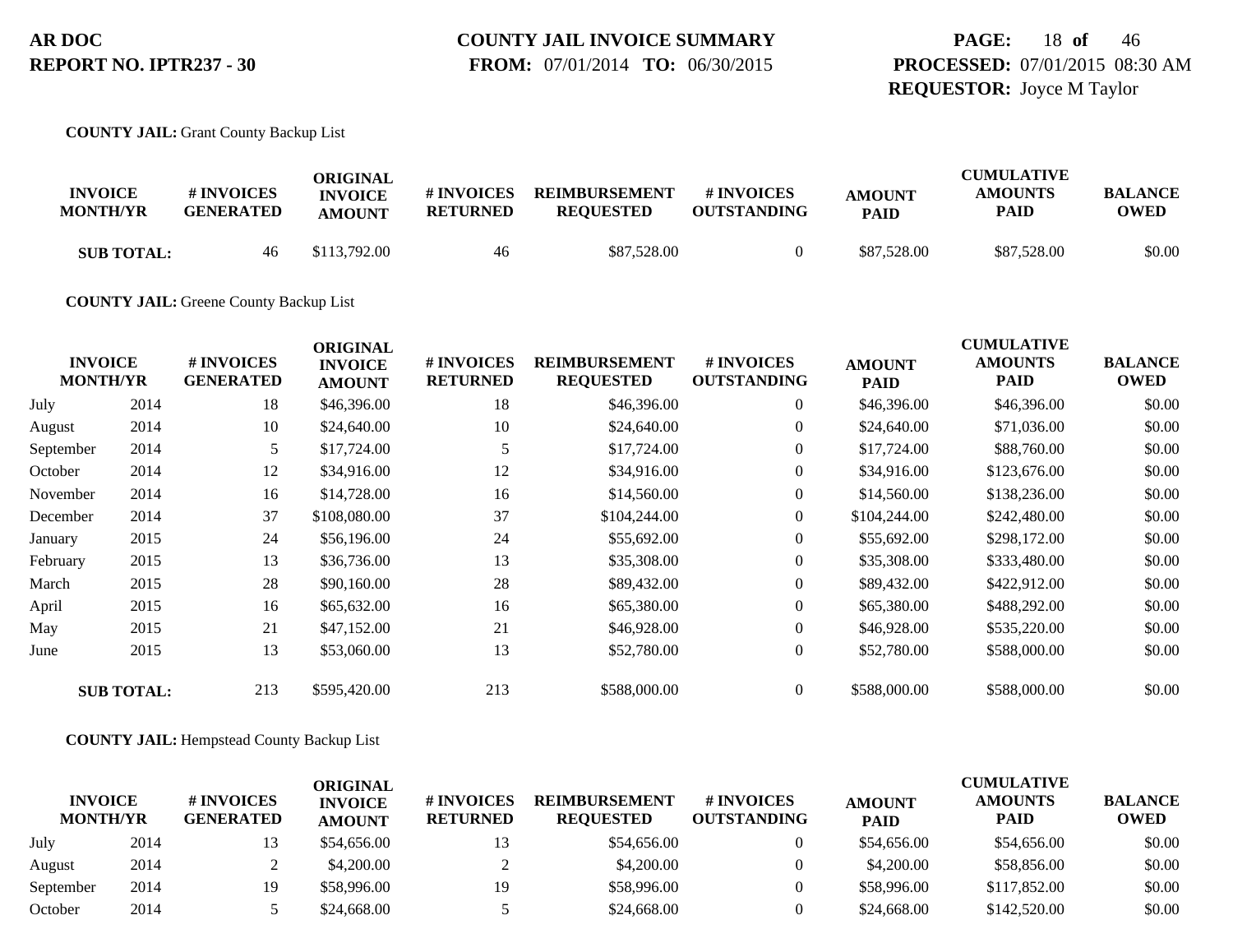**AR DOC**
**REPORT NO. IPTR237 - 30**

**COUNTY JAIL INVOICE SUMMARY**
**FROM:** 07/01/2014 **TO:** 06/30/2015

**PROCESSED:** 07/01/2015 08:30 AM
**REQUESTOR:** Joyce M Taylor

**COUNTY JAIL:** Grant County Backup List

| INVOICE MONTH/YR | | # INVOICES GENERATED | ORIGINAL INVOICE AMOUNT | # INVOICES RETURNED | REIMBURSEMENT REQUESTED | # INVOICES OUTSTANDING | AMOUNT PAID | CUMULATIVE AMOUNTS PAID | BALANCE OWED |
|---|---|---|---|---|---|---|---|---|---|
| **SUB TOTAL:** | | 46 | $113,792.00 | 46 | $87,528.00 | 0 | $87,528.00 | $87,528.00 | $0.00 |

**COUNTY JAIL:** Greene County Backup List

| INVOICE MONTH/YR | | # INVOICES GENERATED | ORIGINAL INVOICE AMOUNT | # INVOICES RETURNED | REIMBURSEMENT REQUESTED | # INVOICES OUTSTANDING | AMOUNT PAID | CUMULATIVE AMOUNTS PAID | BALANCE OWED |
|---|---|---|---|---|---|---|---|---|---|
| July | 2014 | 18 | $46,396.00 | 18 | $46,396.00 | 0 | $46,396.00 | $46,396.00 | $0.00 |
| August | 2014 | 10 | $24,640.00 | 10 | $24,640.00 | 0 | $24,640.00 | $71,036.00 | $0.00 |
| September | 2014 | 5 | $17,724.00 | 5 | $17,724.00 | 0 | $17,724.00 | $88,760.00 | $0.00 |
| October | 2014 | 12 | $34,916.00 | 12 | $34,916.00 | 0 | $34,916.00 | $123,676.00 | $0.00 |
| November | 2014 | 16 | $14,728.00 | 16 | $14,560.00 | 0 | $14,560.00 | $138,236.00 | $0.00 |
| December | 2014 | 37 | $108,080.00 | 37 | $104,244.00 | 0 | $104,244.00 | $242,480.00 | $0.00 |
| January | 2015 | 24 | $56,196.00 | 24 | $55,692.00 | 0 | $55,692.00 | $298,172.00 | $0.00 |
| February | 2015 | 13 | $36,736.00 | 13 | $35,308.00 | 0 | $35,308.00 | $333,480.00 | $0.00 |
| March | 2015 | 28 | $90,160.00 | 28 | $89,432.00 | 0 | $89,432.00 | $422,912.00 | $0.00 |
| April | 2015 | 16 | $65,632.00 | 16 | $65,380.00 | 0 | $65,380.00 | $488,292.00 | $0.00 |
| May | 2015 | 21 | $47,152.00 | 21 | $46,928.00 | 0 | $46,928.00 | $535,220.00 | $0.00 |
| June | 2015 | 13 | $53,060.00 | 13 | $52,780.00 | 0 | $52,780.00 | $588,000.00 | $0.00 |
| **SUB TOTAL:** | | 213 | $595,420.00 | 213 | $588,000.00 | 0 | $588,000.00 | $588,000.00 | $0.00 |

**COUNTY JAIL:** Hempstead County Backup List

| INVOICE MONTH/YR | | # INVOICES GENERATED | ORIGINAL INVOICE AMOUNT | # INVOICES RETURNED | REIMBURSEMENT REQUESTED | # INVOICES OUTSTANDING | AMOUNT PAID | CUMULATIVE AMOUNTS PAID | BALANCE OWED |
|---|---|---|---|---|---|---|---|---|---|
| July | 2014 | 13 | $54,656.00 | 13 | $54,656.00 | 0 | $54,656.00 | $54,656.00 | $0.00 |
| August | 2014 | 2 | $4,200.00 | 2 | $4,200.00 | 0 | $4,200.00 | $58,856.00 | $0.00 |
| September | 2014 | 19 | $58,996.00 | 19 | $58,996.00 | 0 | $58,996.00 | $117,852.00 | $0.00 |
| October | 2014 | 5 | $24,668.00 | 5 | $24,668.00 | 0 | $24,668.00 | $142,520.00 | $0.00 |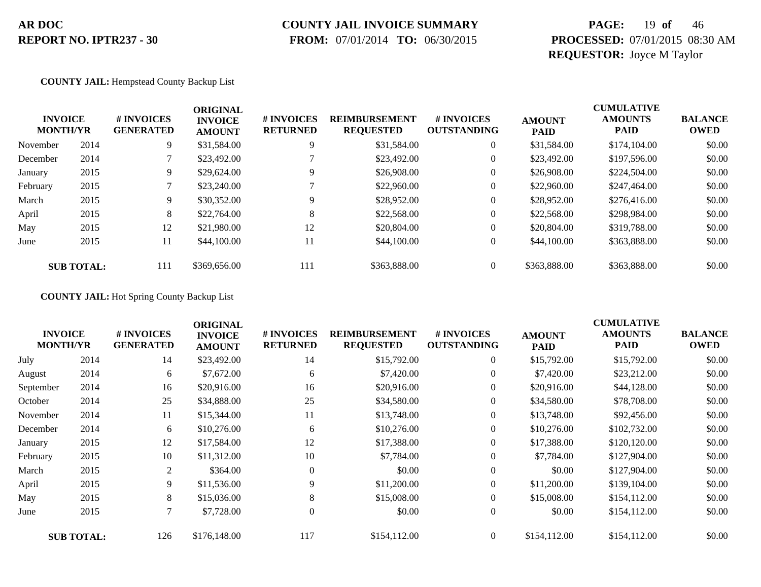**AR DOC**
**REPORT NO. IPTR237 - 30**

**COUNTY JAIL INVOICE SUMMARY**
**FROM:** 07/01/2014 **TO:** 06/30/2015

**PROCESSED:** 07/01/2015 08:30 AM
**REQUESTOR:** Joyce M Taylor

**COUNTY JAIL:** Hempstead County Backup List

| INVOICE MONTH/YR | | # INVOICES GENERATED | ORIGINAL INVOICE AMOUNT | # INVOICES RETURNED | REIMBURSEMENT REQUESTED | # INVOICES OUTSTANDING | AMOUNT PAID | CUMULATIVE AMOUNTS PAID | BALANCE OWED |
|---|---|---|---|---|---|---|---|---|---|
| November | 2014 | 9 | $31,584.00 | 9 | $31,584.00 | 0 | $31,584.00 | $174,104.00 | $0.00 |
| December | 2014 | 7 | $23,492.00 | 7 | $23,492.00 | 0 | $23,492.00 | $197,596.00 | $0.00 |
| January | 2015 | 9 | $29,624.00 | 9 | $26,908.00 | 0 | $26,908.00 | $224,504.00 | $0.00 |
| February | 2015 | 7 | $23,240.00 | 7 | $22,960.00 | 0 | $22,960.00 | $247,464.00 | $0.00 |
| March | 2015 | 9 | $30,352.00 | 9 | $28,952.00 | 0 | $28,952.00 | $276,416.00 | $0.00 |
| April | 2015 | 8 | $22,764.00 | 8 | $22,568.00 | 0 | $22,568.00 | $298,984.00 | $0.00 |
| May | 2015 | 12 | $21,980.00 | 12 | $20,804.00 | 0 | $20,804.00 | $319,788.00 | $0.00 |
| June | 2015 | 11 | $44,100.00 | 11 | $44,100.00 | 0 | $44,100.00 | $363,888.00 | $0.00 |
| **SUB TOTAL:** | | 111 | $369,656.00 | 111 | $363,888.00 | 0 | $363,888.00 | $363,888.00 | $0.00 |

**COUNTY JAIL:** Hot Spring County Backup List

| INVOICE MONTH/YR | | # INVOICES GENERATED | ORIGINAL INVOICE AMOUNT | # INVOICES RETURNED | REIMBURSEMENT REQUESTED | # INVOICES OUTSTANDING | AMOUNT PAID | CUMULATIVE AMOUNTS PAID | BALANCE OWED |
|---|---|---|---|---|---|---|---|---|---|
| July | 2014 | 14 | $23,492.00 | 14 | $15,792.00 | 0 | $15,792.00 | $15,792.00 | $0.00 |
| August | 2014 | 6 | $7,672.00 | 6 | $7,420.00 | 0 | $7,420.00 | $23,212.00 | $0.00 |
| September | 2014 | 16 | $20,916.00 | 16 | $20,916.00 | 0 | $20,916.00 | $44,128.00 | $0.00 |
| October | 2014 | 25 | $34,888.00 | 25 | $34,580.00 | 0 | $34,580.00 | $78,708.00 | $0.00 |
| November | 2014 | 11 | $15,344.00 | 11 | $13,748.00 | 0 | $13,748.00 | $92,456.00 | $0.00 |
| December | 2014 | 6 | $10,276.00 | 6 | $10,276.00 | 0 | $10,276.00 | $102,732.00 | $0.00 |
| January | 2015 | 12 | $17,584.00 | 12 | $17,388.00 | 0 | $17,388.00 | $120,120.00 | $0.00 |
| February | 2015 | 10 | $11,312.00 | 10 | $7,784.00 | 0 | $7,784.00 | $127,904.00 | $0.00 |
| March | 2015 | 2 | $364.00 | 0 | $0.00 | 0 | $0.00 | $127,904.00 | $0.00 |
| April | 2015 | 9 | $11,536.00 | 9 | $11,200.00 | 0 | $11,200.00 | $139,104.00 | $0.00 |
| May | 2015 | 8 | $15,036.00 | 8 | $15,008.00 | 0 | $15,008.00 | $154,112.00 | $0.00 |
| June | 2015 | 7 | $7,728.00 | 0 | $0.00 | 0 | $0.00 | $154,112.00 | $0.00 |
| **SUB TOTAL:** | | 126 | $176,148.00 | 117 | $154,112.00 | 0 | $154,112.00 | $154,112.00 | $0.00 |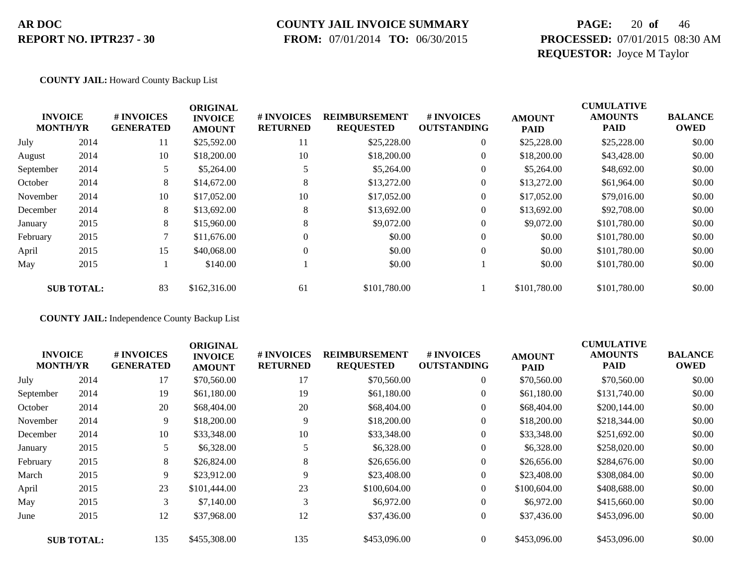**COUNTY JAIL:** Howard County Backup List

| INVOICE MONTH/YR | | # INVOICES GENERATED | ORIGINAL INVOICE AMOUNT | # INVOICES RETURNED | REIMBURSEMENT REQUESTED | # INVOICES OUTSTANDING | AMOUNT PAID | CUMULATIVE AMOUNTS PAID | BALANCE OWED |
|---|---|---|---|---|---|---|---|---|---|
| July | 2014 | 11 | $25,592.00 | 11 | $25,228.00 | 0 | $25,228.00 | $25,228.00 | $0.00 |
| August | 2014 | 10 | $18,200.00 | 10 | $18,200.00 | 0 | $18,200.00 | $43,428.00 | $0.00 |
| September | 2014 | 5 | $5,264.00 | 5 | $5,264.00 | 0 | $5,264.00 | $48,692.00 | $0.00 |
| October | 2014 | 8 | $14,672.00 | 8 | $13,272.00 | 0 | $13,272.00 | $61,964.00 | $0.00 |
| November | 2014 | 10 | $17,052.00 | 10 | $17,052.00 | 0 | $17,052.00 | $79,016.00 | $0.00 |
| December | 2014 | 8 | $13,692.00 | 8 | $13,692.00 | 0 | $13,692.00 | $92,708.00 | $0.00 |
| January | 2015 | 8 | $15,960.00 | 8 | $9,072.00 | 0 | $9,072.00 | $101,780.00 | $0.00 |
| February | 2015 | 7 | $11,676.00 | 0 | $0.00 | 0 | $0.00 | $101,780.00 | $0.00 |
| April | 2015 | 15 | $40,068.00 | 0 | $0.00 | 0 | $0.00 | $101,780.00 | $0.00 |
| May | 2015 | 1 | $140.00 | 1 | $0.00 | 1 | $0.00 | $101,780.00 | $0.00 |
| **SUB TOTAL:** | | 83 | $162,316.00 | 61 | $101,780.00 | 1 | $101,780.00 | $101,780.00 | $0.00 |

**COUNTY JAIL:** Independence County Backup List

| INVOICE MONTH/YR | | # INVOICES GENERATED | ORIGINAL INVOICE AMOUNT | # INVOICES RETURNED | REIMBURSEMENT REQUESTED | # INVOICES OUTSTANDING | AMOUNT PAID | CUMULATIVE AMOUNTS PAID | BALANCE OWED |
|---|---|---|---|---|---|---|---|---|---|
| July | 2014 | 17 | $70,560.00 | 17 | $70,560.00 | 0 | $70,560.00 | $70,560.00 | $0.00 |
| September | 2014 | 19 | $61,180.00 | 19 | $61,180.00 | 0 | $61,180.00 | $131,740.00 | $0.00 |
| October | 2014 | 20 | $68,404.00 | 20 | $68,404.00 | 0 | $68,404.00 | $200,144.00 | $0.00 |
| November | 2014 | 9 | $18,200.00 | 9 | $18,200.00 | 0 | $18,200.00 | $218,344.00 | $0.00 |
| December | 2014 | 10 | $33,348.00 | 10 | $33,348.00 | 0 | $33,348.00 | $251,692.00 | $0.00 |
| January | 2015 | 5 | $6,328.00 | 5 | $6,328.00 | 0 | $6,328.00 | $258,020.00 | $0.00 |
| February | 2015 | 8 | $26,824.00 | 8 | $26,656.00 | 0 | $26,656.00 | $284,676.00 | $0.00 |
| March | 2015 | 9 | $23,912.00 | 9 | $23,408.00 | 0 | $23,408.00 | $308,084.00 | $0.00 |
| April | 2015 | 23 | $101,444.00 | 23 | $100,604.00 | 0 | $100,604.00 | $408,688.00 | $0.00 |
| May | 2015 | 3 | $7,140.00 | 3 | $6,972.00 | 0 | $6,972.00 | $415,660.00 | $0.00 |
| June | 2015 | 12 | $37,968.00 | 12 | $37,436.00 | 0 | $37,436.00 | $453,096.00 | $0.00 |
| **SUB TOTAL:** | | 135 | $455,308.00 | 135 | $453,096.00 | 0 | $453,096.00 | $453,096.00 | $0.00 |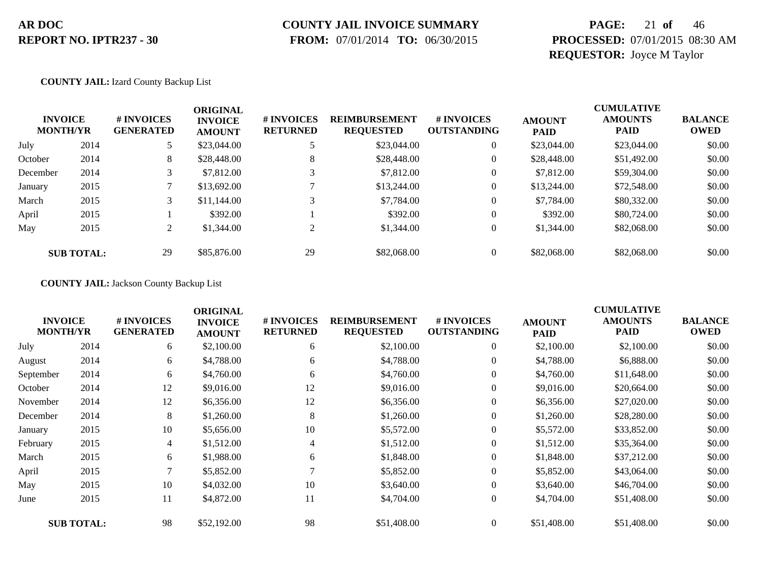**AR DOC**
**REPORT NO. IPTR237 - 30**

**COUNTY JAIL INVOICE SUMMARY**
**FROM:** 07/01/2014 **TO:** 06/30/2015

**PROCESSED:** 07/01/2015 08:30 AM
**REQUESTOR:** Joyce M Taylor

**COUNTY JAIL:** Izard County Backup List

| INVOICE MONTH/YR | | # INVOICES GENERATED | ORIGINAL INVOICE AMOUNT | # INVOICES RETURNED | REIMBURSEMENT REQUESTED | # INVOICES OUTSTANDING | AMOUNT PAID | CUMULATIVE AMOUNTS PAID | BALANCE OWED |
|---|---|---|---|---|---|---|---|---|---|
| July | 2014 | 5 | $23,044.00 | 5 | $23,044.00 | 0 | $23,044.00 | $23,044.00 | $0.00 |
| October | 2014 | 8 | $28,448.00 | 8 | $28,448.00 | 0 | $28,448.00 | $51,492.00 | $0.00 |
| December | 2014 | 3 | $7,812.00 | 3 | $7,812.00 | 0 | $7,812.00 | $59,304.00 | $0.00 |
| January | 2015 | 7 | $13,692.00 | 7 | $13,244.00 | 0 | $13,244.00 | $72,548.00 | $0.00 |
| March | 2015 | 3 | $11,144.00 | 3 | $7,784.00 | 0 | $7,784.00 | $80,332.00 | $0.00 |
| April | 2015 | 1 | $392.00 | 1 | $392.00 | 0 | $392.00 | $80,724.00 | $0.00 |
| May | 2015 | 2 | $1,344.00 | 2 | $1,344.00 | 0 | $1,344.00 | $82,068.00 | $0.00 |
| **SUB TOTAL:** | | 29 | $85,876.00 | 29 | $82,068.00 | 0 | $82,068.00 | $82,068.00 | $0.00 |

**COUNTY JAIL:** Jackson County Backup List

| INVOICE MONTH/YR | | # INVOICES GENERATED | ORIGINAL INVOICE AMOUNT | # INVOICES RETURNED | REIMBURSEMENT REQUESTED | # INVOICES OUTSTANDING | AMOUNT PAID | CUMULATIVE AMOUNTS PAID | BALANCE OWED |
|---|---|---|---|---|---|---|---|---|---|
| July | 2014 | 6 | $2,100.00 | 6 | $2,100.00 | 0 | $2,100.00 | $2,100.00 | $0.00 |
| August | 2014 | 6 | $4,788.00 | 6 | $4,788.00 | 0 | $4,788.00 | $6,888.00 | $0.00 |
| September | 2014 | 6 | $4,760.00 | 6 | $4,760.00 | 0 | $4,760.00 | $11,648.00 | $0.00 |
| October | 2014 | 12 | $9,016.00 | 12 | $9,016.00 | 0 | $9,016.00 | $20,664.00 | $0.00 |
| November | 2014 | 12 | $6,356.00 | 12 | $6,356.00 | 0 | $6,356.00 | $27,020.00 | $0.00 |
| December | 2014 | 8 | $1,260.00 | 8 | $1,260.00 | 0 | $1,260.00 | $28,280.00 | $0.00 |
| January | 2015 | 10 | $5,656.00 | 10 | $5,572.00 | 0 | $5,572.00 | $33,852.00 | $0.00 |
| February | 2015 | 4 | $1,512.00 | 4 | $1,512.00 | 0 | $1,512.00 | $35,364.00 | $0.00 |
| March | 2015 | 6 | $1,988.00 | 6 | $1,848.00 | 0 | $1,848.00 | $37,212.00 | $0.00 |
| April | 2015 | 7 | $5,852.00 | 7 | $5,852.00 | 0 | $5,852.00 | $43,064.00 | $0.00 |
| May | 2015 | 10 | $4,032.00 | 10 | $3,640.00 | 0 | $3,640.00 | $46,704.00 | $0.00 |
| June | 2015 | 11 | $4,872.00 | 11 | $4,704.00 | 0 | $4,704.00 | $51,408.00 | $0.00 |
| **SUB TOTAL:** | | 98 | $52,192.00 | 98 | $51,408.00 | 0 | $51,408.00 | $51,408.00 | $0.00 |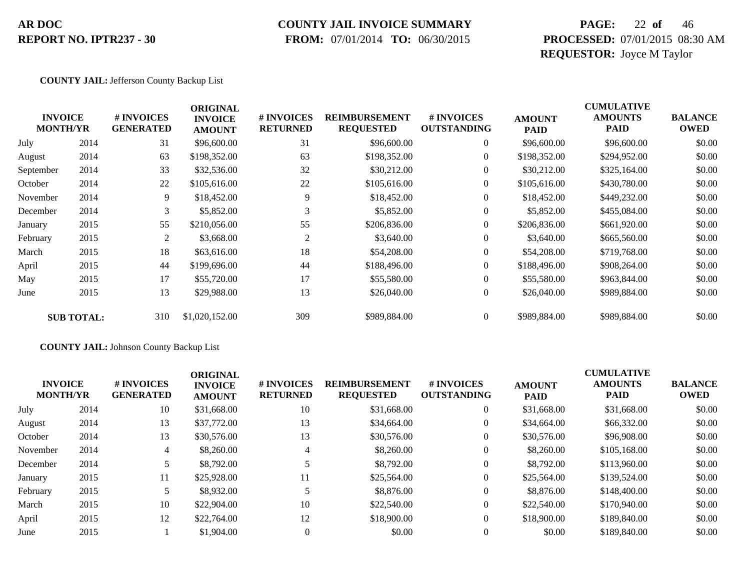**COUNTY JAIL:** Jefferson County Backup List

| INVOICE MONTH/YR | | # INVOICES GENERATED | ORIGINAL INVOICE AMOUNT | # INVOICES RETURNED | REIMBURSEMENT REQUESTED | # INVOICES OUTSTANDING | AMOUNT PAID | CUMULATIVE AMOUNTS PAID | BALANCE OWED |
|---|---|---|---|---|---|---|---|---|---|
| July | 2014 | 31 | $96,600.00 | 31 | $96,600.00 | 0 | $96,600.00 | $96,600.00 | $0.00 |
| August | 2014 | 63 | $198,352.00 | 63 | $198,352.00 | 0 | $198,352.00 | $294,952.00 | $0.00 |
| September | 2014 | 33 | $32,536.00 | 32 | $30,212.00 | 0 | $30,212.00 | $325,164.00 | $0.00 |
| October | 2014 | 22 | $105,616.00 | 22 | $105,616.00 | 0 | $105,616.00 | $430,780.00 | $0.00 |
| November | 2014 | 9 | $18,452.00 | 9 | $18,452.00 | 0 | $18,452.00 | $449,232.00 | $0.00 |
| December | 2014 | 3 | $5,852.00 | 3 | $5,852.00 | 0 | $5,852.00 | $455,084.00 | $0.00 |
| January | 2015 | 55 | $210,056.00 | 55 | $206,836.00 | 0 | $206,836.00 | $661,920.00 | $0.00 |
| February | 2015 | 2 | $3,668.00 | 2 | $3,640.00 | 0 | $3,640.00 | $665,560.00 | $0.00 |
| March | 2015 | 18 | $63,616.00 | 18 | $54,208.00 | 0 | $54,208.00 | $719,768.00 | $0.00 |
| April | 2015 | 44 | $199,696.00 | 44 | $188,496.00 | 0 | $188,496.00 | $908,264.00 | $0.00 |
| May | 2015 | 17 | $55,720.00 | 17 | $55,580.00 | 0 | $55,580.00 | $963,844.00 | $0.00 |
| June | 2015 | 13 | $29,988.00 | 13 | $26,040.00 | 0 | $26,040.00 | $989,884.00 | $0.00 |
| **SUB TOTAL:** | | 310 | $1,020,152.00 | 309 | $989,884.00 | 0 | $989,884.00 | $989,884.00 | $0.00 |

**COUNTY JAIL:** Johnson County Backup List

| INVOICE MONTH/YR | | # INVOICES GENERATED | ORIGINAL INVOICE AMOUNT | # INVOICES RETURNED | REIMBURSEMENT REQUESTED | # INVOICES OUTSTANDING | AMOUNT PAID | CUMULATIVE AMOUNTS PAID | BALANCE OWED |
|---|---|---|---|---|---|---|---|---|---|
| July | 2014 | 10 | $31,668.00 | 10 | $31,668.00 | 0 | $31,668.00 | $31,668.00 | $0.00 |
| August | 2014 | 13 | $37,772.00 | 13 | $34,664.00 | 0 | $34,664.00 | $66,332.00 | $0.00 |
| October | 2014 | 13 | $30,576.00 | 13 | $30,576.00 | 0 | $30,576.00 | $96,908.00 | $0.00 |
| November | 2014 | 4 | $8,260.00 | 4 | $8,260.00 | 0 | $8,260.00 | $105,168.00 | $0.00 |
| December | 2014 | 5 | $8,792.00 | 5 | $8,792.00 | 0 | $8,792.00 | $113,960.00 | $0.00 |
| January | 2015 | 11 | $25,928.00 | 11 | $25,564.00 | 0 | $25,564.00 | $139,524.00 | $0.00 |
| February | 2015 | 5 | $8,932.00 | 5 | $8,876.00 | 0 | $8,876.00 | $148,400.00 | $0.00 |
| March | 2015 | 10 | $22,904.00 | 10 | $22,540.00 | 0 | $22,540.00 | $170,940.00 | $0.00 |
| April | 2015 | 12 | $22,764.00 | 12 | $18,900.00 | 0 | $18,900.00 | $189,840.00 | $0.00 |
| June | 2015 | 1 | $1,904.00 | 0 | $0.00 | 0 | $0.00 | $189,840.00 | $0.00 |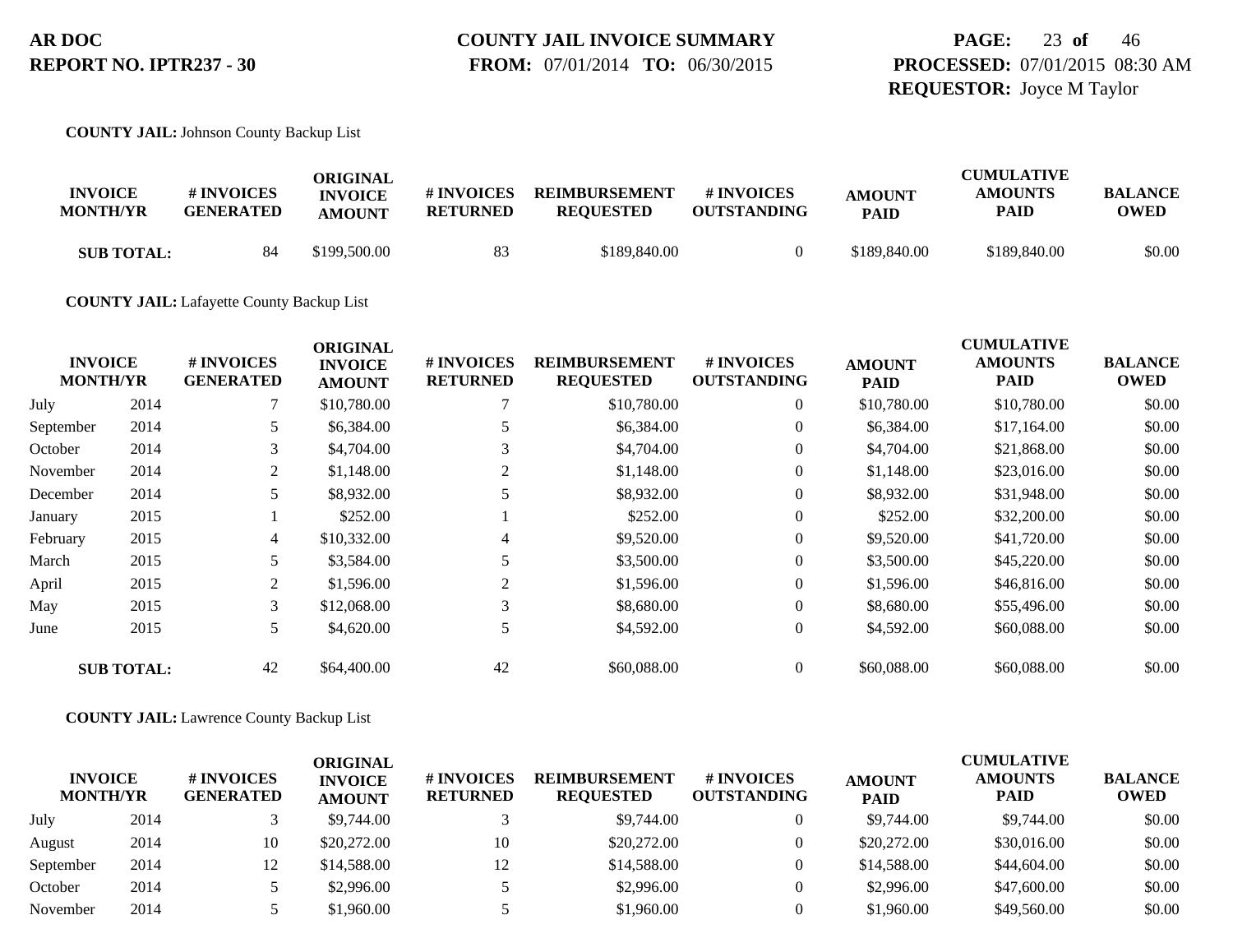**AR DOC**
**REPORT NO. IPTR237 - 30**

**COUNTY JAIL INVOICE SUMMARY**
**FROM:** 07/01/2014 **TO:** 06/30/2015

**PROCESSED:** 07/01/2015 08:30 AM
**REQUESTOR:** Joyce M Taylor

**COUNTY JAIL:** Johnson County Backup List

| INVOICE MONTH/YR | | # INVOICES GENERATED | ORIGINAL INVOICE AMOUNT | # INVOICES RETURNED | REIMBURSEMENT REQUESTED | # INVOICES OUTSTANDING | AMOUNT PAID | CUMULATIVE AMOUNTS PAID | BALANCE OWED |
|---|---|---|---|---|---|---|---|---|---|
| **SUB TOTAL:** | | 84 | $199,500.00 | 83 | $189,840.00 | 0 | $189,840.00 | $189,840.00 | $0.00 |

**COUNTY JAIL:** Lafayette County Backup List

| INVOICE MONTH/YR | | # INVOICES GENERATED | ORIGINAL INVOICE AMOUNT | # INVOICES RETURNED | REIMBURSEMENT REQUESTED | # INVOICES OUTSTANDING | AMOUNT PAID | CUMULATIVE AMOUNTS PAID | BALANCE OWED |
|---|---|---|---|---|---|---|---|---|---|
| July | 2014 | 7 | $10,780.00 | 7 | $10,780.00 | 0 | $10,780.00 | $10,780.00 | $0.00 |
| September | 2014 | 5 | $6,384.00 | 5 | $6,384.00 | 0 | $6,384.00 | $17,164.00 | $0.00 |
| October | 2014 | 3 | $4,704.00 | 3 | $4,704.00 | 0 | $4,704.00 | $21,868.00 | $0.00 |
| November | 2014 | 2 | $1,148.00 | 2 | $1,148.00 | 0 | $1,148.00 | $23,016.00 | $0.00 |
| December | 2014 | 5 | $8,932.00 | 5 | $8,932.00 | 0 | $8,932.00 | $31,948.00 | $0.00 |
| January | 2015 | 1 | $252.00 | 1 | $252.00 | 0 | $252.00 | $32,200.00 | $0.00 |
| February | 2015 | 4 | $10,332.00 | 4 | $9,520.00 | 0 | $9,520.00 | $41,720.00 | $0.00 |
| March | 2015 | 5 | $3,584.00 | 5 | $3,500.00 | 0 | $3,500.00 | $45,220.00 | $0.00 |
| April | 2015 | 2 | $1,596.00 | 2 | $1,596.00 | 0 | $1,596.00 | $46,816.00 | $0.00 |
| May | 2015 | 3 | $12,068.00 | 3 | $8,680.00 | 0 | $8,680.00 | $55,496.00 | $0.00 |
| June | 2015 | 5 | $4,620.00 | 5 | $4,592.00 | 0 | $4,592.00 | $60,088.00 | $0.00 |
| **SUB TOTAL:** | | 42 | $64,400.00 | 42 | $60,088.00 | 0 | $60,088.00 | $60,088.00 | $0.00 |

**COUNTY JAIL:** Lawrence County Backup List

| INVOICE MONTH/YR | | # INVOICES GENERATED | ORIGINAL INVOICE AMOUNT | # INVOICES RETURNED | REIMBURSEMENT REQUESTED | # INVOICES OUTSTANDING | AMOUNT PAID | CUMULATIVE AMOUNTS PAID | BALANCE OWED |
|---|---|---|---|---|---|---|---|---|---|
| July | 2014 | 3 | $9,744.00 | 3 | $9,744.00 | 0 | $9,744.00 | $9,744.00 | $0.00 |
| August | 2014 | 10 | $20,272.00 | 10 | $20,272.00 | 0 | $20,272.00 | $30,016.00 | $0.00 |
| September | 2014 | 12 | $14,588.00 | 12 | $14,588.00 | 0 | $14,588.00 | $44,604.00 | $0.00 |
| October | 2014 | 5 | $2,996.00 | 5 | $2,996.00 | 0 | $2,996.00 | $47,600.00 | $0.00 |
| November | 2014 | 5 | $1,960.00 | 5 | $1,960.00 | 0 | $1,960.00 | $49,560.00 | $0.00 |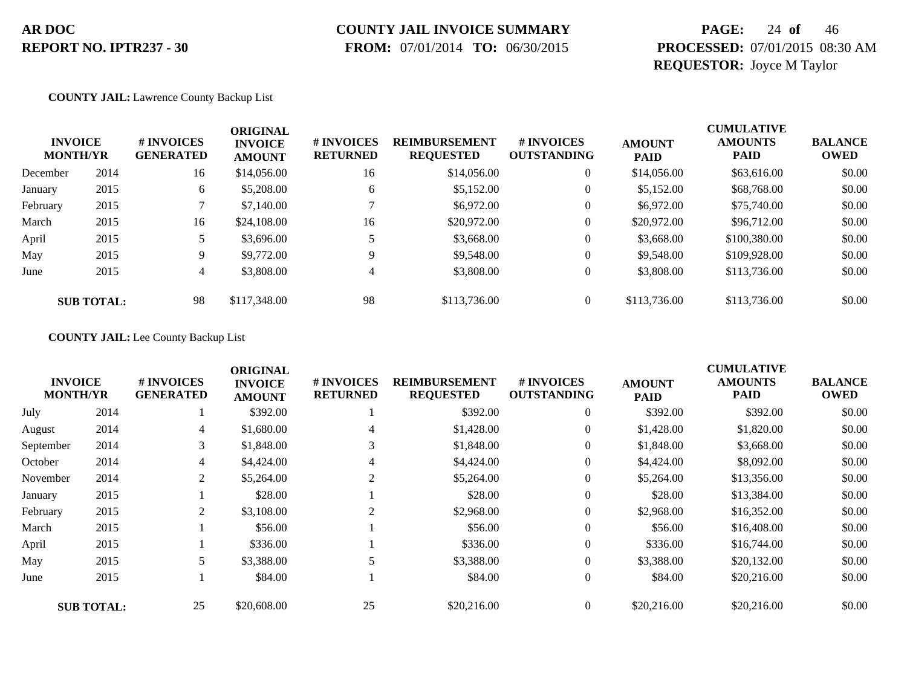**AR DOC**
**REPORT NO. IPTR237 - 30**

**COUNTY JAIL INVOICE SUMMARY**
**FROM:** 07/01/2014 **TO:** 06/30/2015

**PROCESSED:** 07/01/2015 08:30 AM
**REQUESTOR:** Joyce M Taylor

**COUNTY JAIL:** Lawrence County Backup List

| INVOICE MONTH/YR | | # INVOICES GENERATED | ORIGINAL INVOICE AMOUNT | # INVOICES RETURNED | REIMBURSEMENT REQUESTED | # INVOICES OUTSTANDING | AMOUNT PAID | CUMULATIVE AMOUNTS PAID | BALANCE OWED |
|---|---|---|---|---|---|---|---|---|---|
| December | 2014 | 16 | $14,056.00 | 16 | $14,056.00 | 0 | $14,056.00 | $63,616.00 | $0.00 |
| January | 2015 | 6 | $5,208.00 | 6 | $5,152.00 | 0 | $5,152.00 | $68,768.00 | $0.00 |
| February | 2015 | 7 | $7,140.00 | 7 | $6,972.00 | 0 | $6,972.00 | $75,740.00 | $0.00 |
| March | 2015 | 16 | $24,108.00 | 16 | $20,972.00 | 0 | $20,972.00 | $96,712.00 | $0.00 |
| April | 2015 | 5 | $3,696.00 | 5 | $3,668.00 | 0 | $3,668.00 | $100,380.00 | $0.00 |
| May | 2015 | 9 | $9,772.00 | 9 | $9,548.00 | 0 | $9,548.00 | $109,928.00 | $0.00 |
| June | 2015 | 4 | $3,808.00 | 4 | $3,808.00 | 0 | $3,808.00 | $113,736.00 | $0.00 |
| **SUB TOTAL:** | | 98 | $117,348.00 | 98 | $113,736.00 | 0 | $113,736.00 | $113,736.00 | $0.00 |

**COUNTY JAIL:** Lee County Backup List

| INVOICE MONTH/YR | | # INVOICES GENERATED | ORIGINAL INVOICE AMOUNT | # INVOICES RETURNED | REIMBURSEMENT REQUESTED | # INVOICES OUTSTANDING | AMOUNT PAID | CUMULATIVE AMOUNTS PAID | BALANCE OWED |
|---|---|---|---|---|---|---|---|---|---|
| July | 2014 | 1 | $392.00 | 1 | $392.00 | 0 | $392.00 | $392.00 | $0.00 |
| August | 2014 | 4 | $1,680.00 | 4 | $1,428.00 | 0 | $1,428.00 | $1,820.00 | $0.00 |
| September | 2014 | 3 | $1,848.00 | 3 | $1,848.00 | 0 | $1,848.00 | $3,668.00 | $0.00 |
| October | 2014 | 4 | $4,424.00 | 4 | $4,424.00 | 0 | $4,424.00 | $8,092.00 | $0.00 |
| November | 2014 | 2 | $5,264.00 | 2 | $5,264.00 | 0 | $5,264.00 | $13,356.00 | $0.00 |
| January | 2015 | 1 | $28.00 | 1 | $28.00 | 0 | $28.00 | $13,384.00 | $0.00 |
| February | 2015 | 2 | $3,108.00 | 2 | $2,968.00 | 0 | $2,968.00 | $16,352.00 | $0.00 |
| March | 2015 | 1 | $56.00 | 1 | $56.00 | 0 | $56.00 | $16,408.00 | $0.00 |
| April | 2015 | 1 | $336.00 | 1 | $336.00 | 0 | $336.00 | $16,744.00 | $0.00 |
| May | 2015 | 5 | $3,388.00 | 5 | $3,388.00 | 0 | $3,388.00 | $20,132.00 | $0.00 |
| June | 2015 | 1 | $84.00 | 1 | $84.00 | 0 | $84.00 | $20,216.00 | $0.00 |
| **SUB TOTAL:** | | 25 | $20,608.00 | 25 | $20,216.00 | 0 | $20,216.00 | $20,216.00 | $0.00 |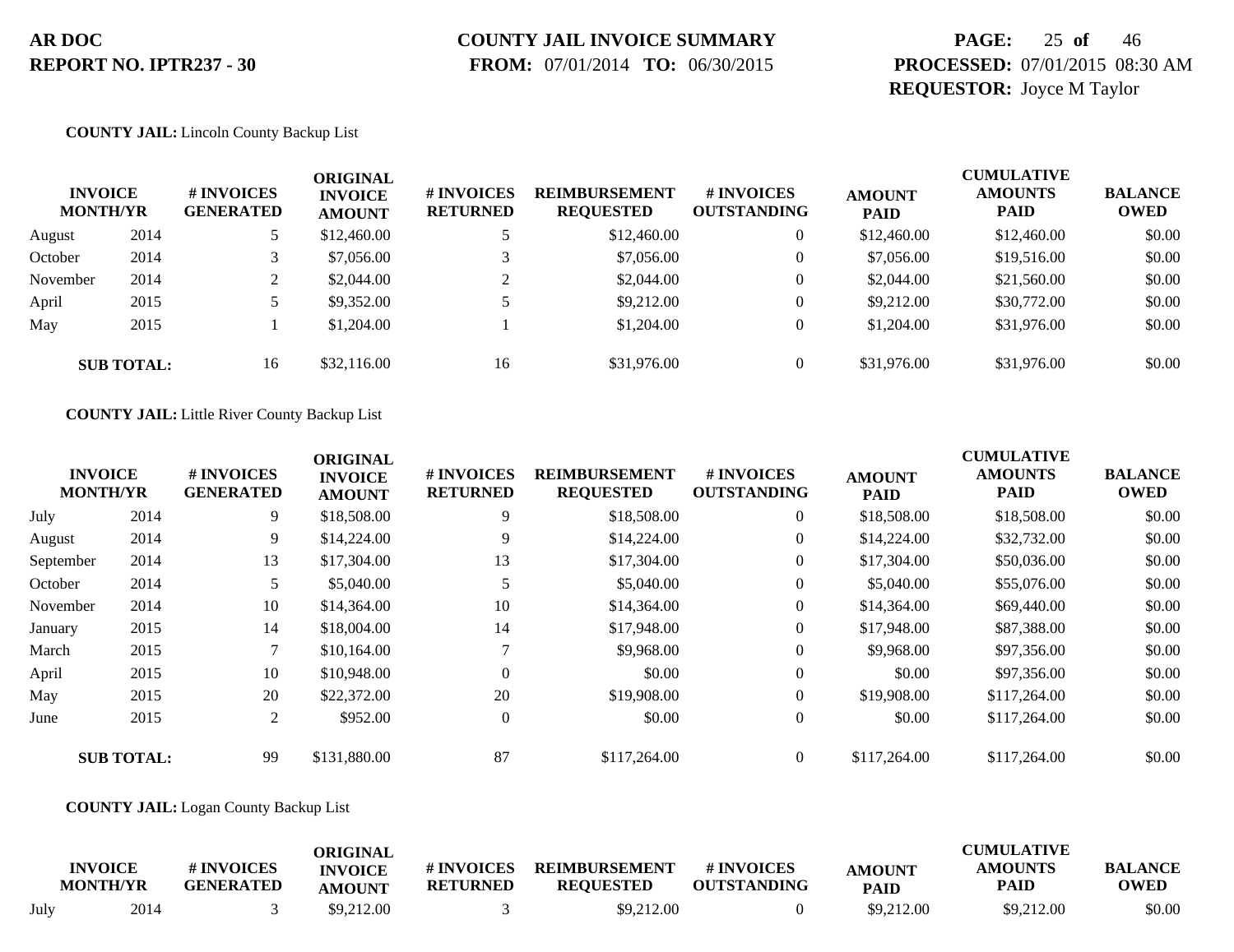**AR DOC**
**REPORT NO. IPTR237 - 30**

**COUNTY JAIL INVOICE SUMMARY**
**FROM:** 07/01/2014 **TO:** 06/30/2015

**PROCESSED:** 07/01/2015 08:30 AM
**REQUESTOR:** Joyce M Taylor

**COUNTY JAIL:** Lincoln County Backup List

| INVOICE MONTH/YR | | # INVOICES GENERATED | ORIGINAL INVOICE AMOUNT | # INVOICES RETURNED | REIMBURSEMENT REQUESTED | # INVOICES OUTSTANDING | AMOUNT PAID | CUMULATIVE AMOUNTS PAID | BALANCE OWED |
|---|---|---|---|---|---|---|---|---|---|
| August | 2014 | 5 | $12,460.00 | 5 | $12,460.00 | 0 | $12,460.00 | $12,460.00 | $0.00 |
| October | 2014 | 3 | $7,056.00 | 3 | $7,056.00 | 0 | $7,056.00 | $19,516.00 | $0.00 |
| November | 2014 | 2 | $2,044.00 | 2 | $2,044.00 | 0 | $2,044.00 | $21,560.00 | $0.00 |
| April | 2015 | 5 | $9,352.00 | 5 | $9,212.00 | 0 | $9,212.00 | $30,772.00 | $0.00 |
| May | 2015 | 1 | $1,204.00 | 1 | $1,204.00 | 0 | $1,204.00 | $31,976.00 | $0.00 |
| **SUB TOTAL:** | | 16 | $32,116.00 | 16 | $31,976.00 | 0 | $31,976.00 | $31,976.00 | $0.00 |

**COUNTY JAIL:** Little River County Backup List

| INVOICE MONTH/YR | | # INVOICES GENERATED | ORIGINAL INVOICE AMOUNT | # INVOICES RETURNED | REIMBURSEMENT REQUESTED | # INVOICES OUTSTANDING | AMOUNT PAID | CUMULATIVE AMOUNTS PAID | BALANCE OWED |
|---|---|---|---|---|---|---|---|---|---|
| July | 2014 | 9 | $18,508.00 | 9 | $18,508.00 | 0 | $18,508.00 | $18,508.00 | $0.00 |
| August | 2014 | 9 | $14,224.00 | 9 | $14,224.00 | 0 | $14,224.00 | $32,732.00 | $0.00 |
| September | 2014 | 13 | $17,304.00 | 13 | $17,304.00 | 0 | $17,304.00 | $50,036.00 | $0.00 |
| October | 2014 | 5 | $5,040.00 | 5 | $5,040.00 | 0 | $5,040.00 | $55,076.00 | $0.00 |
| November | 2014 | 10 | $14,364.00 | 10 | $14,364.00 | 0 | $14,364.00 | $69,440.00 | $0.00 |
| January | 2015 | 14 | $18,004.00 | 14 | $17,948.00 | 0 | $17,948.00 | $87,388.00 | $0.00 |
| March | 2015 | 7 | $10,164.00 | 7 | $9,968.00 | 0 | $9,968.00 | $97,356.00 | $0.00 |
| April | 2015 | 10 | $10,948.00 | 0 | $0.00 | 0 | $0.00 | $97,356.00 | $0.00 |
| May | 2015 | 20 | $22,372.00 | 20 | $19,908.00 | 0 | $19,908.00 | $117,264.00 | $0.00 |
| June | 2015 | 2 | $952.00 | 0 | $0.00 | 0 | $0.00 | $117,264.00 | $0.00 |
| **SUB TOTAL:** | | 99 | $131,880.00 | 87 | $117,264.00 | 0 | $117,264.00 | $117,264.00 | $0.00 |

**COUNTY JAIL:** Logan County Backup List

| INVOICE MONTH/YR | | # INVOICES GENERATED | ORIGINAL INVOICE AMOUNT | # INVOICES RETURNED | REIMBURSEMENT REQUESTED | # INVOICES OUTSTANDING | AMOUNT PAID | CUMULATIVE AMOUNTS PAID | BALANCE OWED |
|---|---|---|---|---|---|---|---|---|---|
| July | 2014 | 3 | $9,212.00 | 3 | $9,212.00 | 0 | $9,212.00 | $9,212.00 | $0.00 |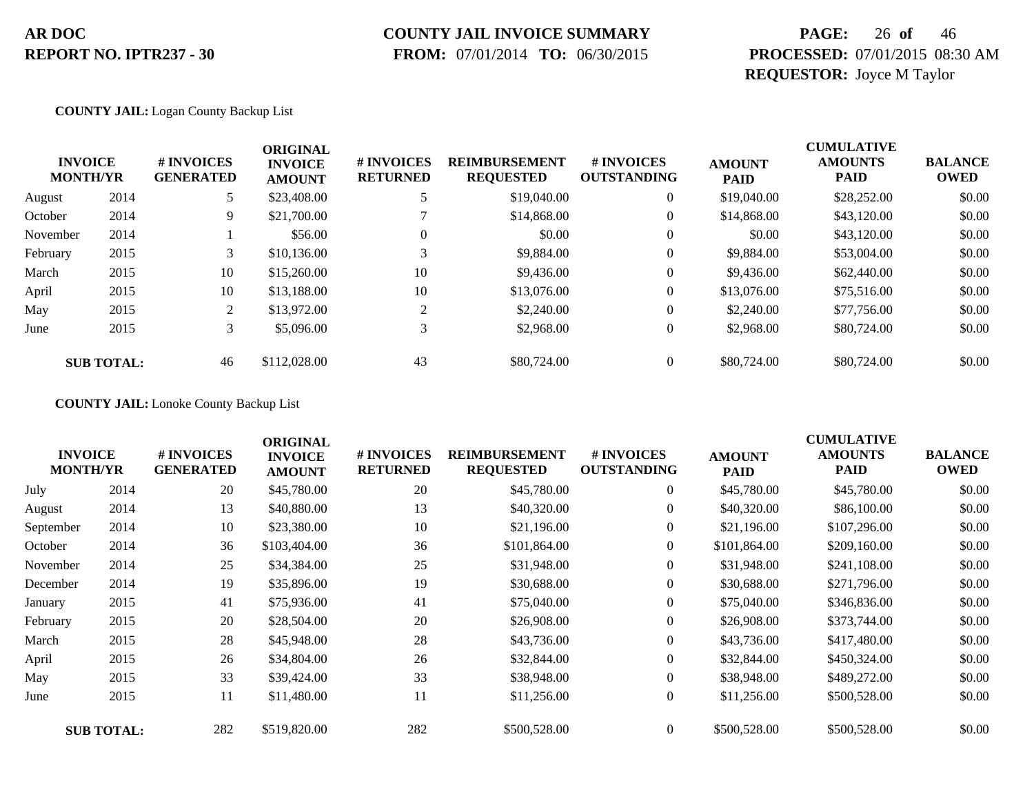**COUNTY JAIL:** Logan County Backup List

| INVOICE MONTH/YR | | # INVOICES GENERATED | ORIGINAL INVOICE AMOUNT | # INVOICES RETURNED | REIMBURSEMENT REQUESTED | # INVOICES OUTSTANDING | AMOUNT PAID | CUMULATIVE AMOUNTS PAID | BALANCE OWED |
|---|---|---|---|---|---|---|---|---|---|
| August | 2014 | 5 | $23,408.00 | 5 | $19,040.00 | 0 | $19,040.00 | $28,252.00 | $0.00 |
| October | 2014 | 9 | $21,700.00 | 7 | $14,868.00 | 0 | $14,868.00 | $43,120.00 | $0.00 |
| November | 2014 | 1 | $56.00 | 0 | $0.00 | 0 | $0.00 | $43,120.00 | $0.00 |
| February | 2015 | 3 | $10,136.00 | 3 | $9,884.00 | 0 | $9,884.00 | $53,004.00 | $0.00 |
| March | 2015 | 10 | $15,260.00 | 10 | $9,436.00 | 0 | $9,436.00 | $62,440.00 | $0.00 |
| April | 2015 | 10 | $13,188.00 | 10 | $13,076.00 | 0 | $13,076.00 | $75,516.00 | $0.00 |
| May | 2015 | 2 | $13,972.00 | 2 | $2,240.00 | 0 | $2,240.00 | $77,756.00 | $0.00 |
| June | 2015 | 3 | $5,096.00 | 3 | $2,968.00 | 0 | $2,968.00 | $80,724.00 | $0.00 |
| **SUB TOTAL:** | | 46 | $112,028.00 | 43 | $80,724.00 | 0 | $80,724.00 | $80,724.00 | $0.00 |

**COUNTY JAIL:** Lonoke County Backup List

| INVOICE MONTH/YR | | # INVOICES GENERATED | ORIGINAL INVOICE AMOUNT | # INVOICES RETURNED | REIMBURSEMENT REQUESTED | # INVOICES OUTSTANDING | AMOUNT PAID | CUMULATIVE AMOUNTS PAID | BALANCE OWED |
|---|---|---|---|---|---|---|---|---|---|
| July | 2014 | 20 | $45,780.00 | 20 | $45,780.00 | 0 | $45,780.00 | $45,780.00 | $0.00 |
| August | 2014 | 13 | $40,880.00 | 13 | $40,320.00 | 0 | $40,320.00 | $86,100.00 | $0.00 |
| September | 2014 | 10 | $23,380.00 | 10 | $21,196.00 | 0 | $21,196.00 | $107,296.00 | $0.00 |
| October | 2014 | 36 | $103,404.00 | 36 | $101,864.00 | 0 | $101,864.00 | $209,160.00 | $0.00 |
| November | 2014 | 25 | $34,384.00 | 25 | $31,948.00 | 0 | $31,948.00 | $241,108.00 | $0.00 |
| December | 2014 | 19 | $35,896.00 | 19 | $30,688.00 | 0 | $30,688.00 | $271,796.00 | $0.00 |
| January | 2015 | 41 | $75,936.00 | 41 | $75,040.00 | 0 | $75,040.00 | $346,836.00 | $0.00 |
| February | 2015 | 20 | $28,504.00 | 20 | $26,908.00 | 0 | $26,908.00 | $373,744.00 | $0.00 |
| March | 2015 | 28 | $45,948.00 | 28 | $43,736.00 | 0 | $43,736.00 | $417,480.00 | $0.00 |
| April | 2015 | 26 | $34,804.00 | 26 | $32,844.00 | 0 | $32,844.00 | $450,324.00 | $0.00 |
| May | 2015 | 33 | $39,424.00 | 33 | $38,948.00 | 0 | $38,948.00 | $489,272.00 | $0.00 |
| June | 2015 | 11 | $11,480.00 | 11 | $11,256.00 | 0 | $11,256.00 | $500,528.00 | $0.00 |
| **SUB TOTAL:** | | 282 | $519,820.00 | 282 | $500,528.00 | 0 | $500,528.00 | $500,528.00 | $0.00 |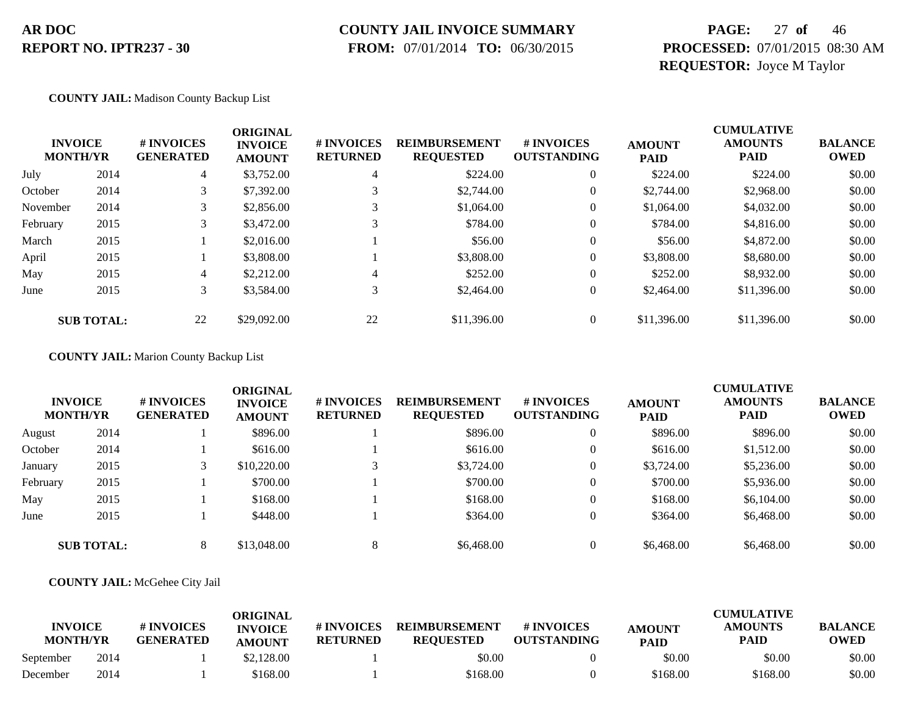**AR DOC**
**REPORT NO. IPTR237 - 30**

**COUNTY JAIL INVOICE SUMMARY**
**FROM:** 07/01/2014 **TO:** 06/30/2015

**PROCESSED:** 07/01/2015 08:30 AM
**REQUESTOR:** Joyce M Taylor

**COUNTY JAIL:** Madison County Backup List

| INVOICE MONTH/YR | | # INVOICES GENERATED | ORIGINAL INVOICE AMOUNT | # INVOICES RETURNED | REIMBURSEMENT REQUESTED | # INVOICES OUTSTANDING | AMOUNT PAID | CUMULATIVE AMOUNTS PAID | BALANCE OWED |
|---|---|---|---|---|---|---|---|---|---|
| July | 2014 | 4 | $3,752.00 | 4 | $224.00 | 0 | $224.00 | $224.00 | $0.00 |
| October | 2014 | 3 | $7,392.00 | 3 | $2,744.00 | 0 | $2,744.00 | $2,968.00 | $0.00 |
| November | 2014 | 3 | $2,856.00 | 3 | $1,064.00 | 0 | $1,064.00 | $4,032.00 | $0.00 |
| February | 2015 | 3 | $3,472.00 | 3 | $784.00 | 0 | $784.00 | $4,816.00 | $0.00 |
| March | 2015 | 1 | $2,016.00 | 1 | $56.00 | 0 | $56.00 | $4,872.00 | $0.00 |
| April | 2015 | 1 | $3,808.00 | 1 | $3,808.00 | 0 | $3,808.00 | $8,680.00 | $0.00 |
| May | 2015 | 4 | $2,212.00 | 4 | $252.00 | 0 | $252.00 | $8,932.00 | $0.00 |
| June | 2015 | 3 | $3,584.00 | 3 | $2,464.00 | 0 | $2,464.00 | $11,396.00 | $0.00 |
| **SUB TOTAL:** | | 22 | $29,092.00 | 22 | $11,396.00 | 0 | $11,396.00 | $11,396.00 | $0.00 |

**COUNTY JAIL:** Marion County Backup List

| INVOICE MONTH/YR | | # INVOICES GENERATED | ORIGINAL INVOICE AMOUNT | # INVOICES RETURNED | REIMBURSEMENT REQUESTED | # INVOICES OUTSTANDING | AMOUNT PAID | CUMULATIVE AMOUNTS PAID | BALANCE OWED |
|---|---|---|---|---|---|---|---|---|---|
| August | 2014 | 1 | $896.00 | 1 | $896.00 | 0 | $896.00 | $896.00 | $0.00 |
| October | 2014 | 1 | $616.00 | 1 | $616.00 | 0 | $616.00 | $1,512.00 | $0.00 |
| January | 2015 | 3 | $10,220.00 | 3 | $3,724.00 | 0 | $3,724.00 | $5,236.00 | $0.00 |
| February | 2015 | 1 | $700.00 | 1 | $700.00 | 0 | $700.00 | $5,936.00 | $0.00 |
| May | 2015 | 1 | $168.00 | 1 | $168.00 | 0 | $168.00 | $6,104.00 | $0.00 |
| June | 2015 | 1 | $448.00 | 1 | $364.00 | 0 | $364.00 | $6,468.00 | $0.00 |
| **SUB TOTAL:** | | 8 | $13,048.00 | 8 | $6,468.00 | 0 | $6,468.00 | $6,468.00 | $0.00 |

**COUNTY JAIL:** McGehee City Jail

| INVOICE MONTH/YR | | # INVOICES GENERATED | ORIGINAL INVOICE AMOUNT | # INVOICES RETURNED | REIMBURSEMENT REQUESTED | # INVOICES OUTSTANDING | AMOUNT PAID | CUMULATIVE AMOUNTS PAID | BALANCE OWED |
|---|---|---|---|---|---|---|---|---|---|
| September | 2014 | 1 | $2,128.00 | 1 | $0.00 | 0 | $0.00 | $0.00 | $0.00 |
| December | 2014 | 1 | $168.00 | 1 | $168.00 | 0 | $168.00 | $168.00 | $0.00 |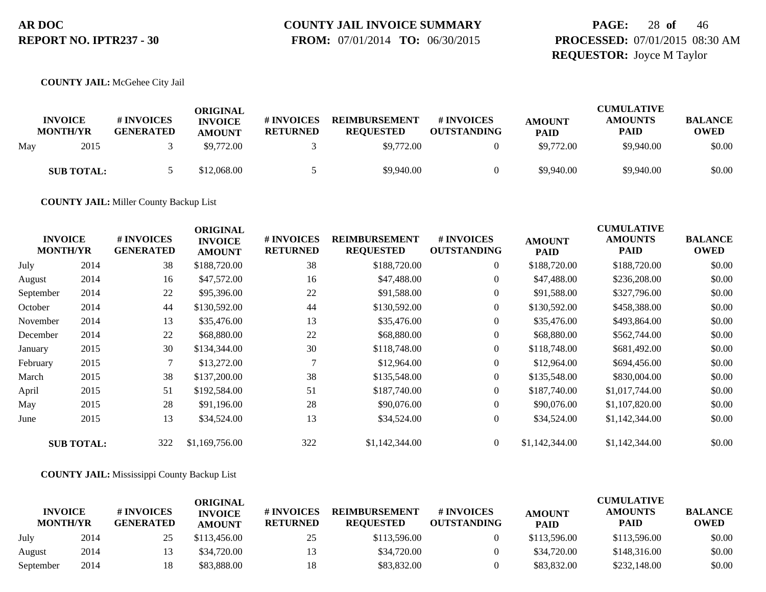**COUNTY JAIL:** McGehee City Jail

| INVOICE MONTH/YR | | # INVOICES GENERATED | ORIGINAL INVOICE AMOUNT | # INVOICES RETURNED | REIMBURSEMENT REQUESTED | # INVOICES OUTSTANDING | AMOUNT PAID | CUMULATIVE AMOUNTS PAID | BALANCE OWED |
|---|---|---|---|---|---|---|---|---|---|
| May | 2015 | 3 | $9,772.00 | 3 | $9,772.00 | 0 | $9,772.00 | $9,940.00 | $0.00 |
| **SUB TOTAL:** | | 5 | $12,068.00 | 5 | $9,940.00 | 0 | $9,940.00 | $9,940.00 | $0.00 |

**COUNTY JAIL:** Miller County Backup List

| INVOICE MONTH/YR | | # INVOICES GENERATED | ORIGINAL INVOICE AMOUNT | # INVOICES RETURNED | REIMBURSEMENT REQUESTED | # INVOICES OUTSTANDING | AMOUNT PAID | CUMULATIVE AMOUNTS PAID | BALANCE OWED |
|---|---|---|---|---|---|---|---|---|---|
| July | 2014 | 38 | $188,720.00 | 38 | $188,720.00 | 0 | $188,720.00 | $188,720.00 | $0.00 |
| August | 2014 | 16 | $47,572.00 | 16 | $47,488.00 | 0 | $47,488.00 | $236,208.00 | $0.00 |
| September | 2014 | 22 | $95,396.00 | 22 | $91,588.00 | 0 | $91,588.00 | $327,796.00 | $0.00 |
| October | 2014 | 44 | $130,592.00 | 44 | $130,592.00 | 0 | $130,592.00 | $458,388.00 | $0.00 |
| November | 2014 | 13 | $35,476.00 | 13 | $35,476.00 | 0 | $35,476.00 | $493,864.00 | $0.00 |
| December | 2014 | 22 | $68,880.00 | 22 | $68,880.00 | 0 | $68,880.00 | $562,744.00 | $0.00 |
| January | 2015 | 30 | $134,344.00 | 30 | $118,748.00 | 0 | $118,748.00 | $681,492.00 | $0.00 |
| February | 2015 | 7 | $13,272.00 | 7 | $12,964.00 | 0 | $12,964.00 | $694,456.00 | $0.00 |
| March | 2015 | 38 | $137,200.00 | 38 | $135,548.00 | 0 | $135,548.00 | $830,004.00 | $0.00 |
| April | 2015 | 51 | $192,584.00 | 51 | $187,740.00 | 0 | $187,740.00 | $1,017,744.00 | $0.00 |
| May | 2015 | 28 | $91,196.00 | 28 | $90,076.00 | 0 | $90,076.00 | $1,107,820.00 | $0.00 |
| June | 2015 | 13 | $34,524.00 | 13 | $34,524.00 | 0 | $34,524.00 | $1,142,344.00 | $0.00 |
| **SUB TOTAL:** | | 322 | $1,169,756.00 | 322 | $1,142,344.00 | 0 | $1,142,344.00 | $1,142,344.00 | $0.00 |

**COUNTY JAIL:** Mississippi County Backup List

| INVOICE MONTH/YR | | # INVOICES GENERATED | ORIGINAL INVOICE AMOUNT | # INVOICES RETURNED | REIMBURSEMENT REQUESTED | # INVOICES OUTSTANDING | AMOUNT PAID | CUMULATIVE AMOUNTS PAID | BALANCE OWED |
|---|---|---|---|---|---|---|---|---|---|
| July | 2014 | 25 | $113,456.00 | 25 | $113,596.00 | 0 | $113,596.00 | $113,596.00 | $0.00 |
| August | 2014 | 13 | $34,720.00 | 13 | $34,720.00 | 0 | $34,720.00 | $148,316.00 | $0.00 |
| September | 2014 | 18 | $83,888.00 | 18 | $83,832.00 | 0 | $83,832.00 | $232,148.00 | $0.00 |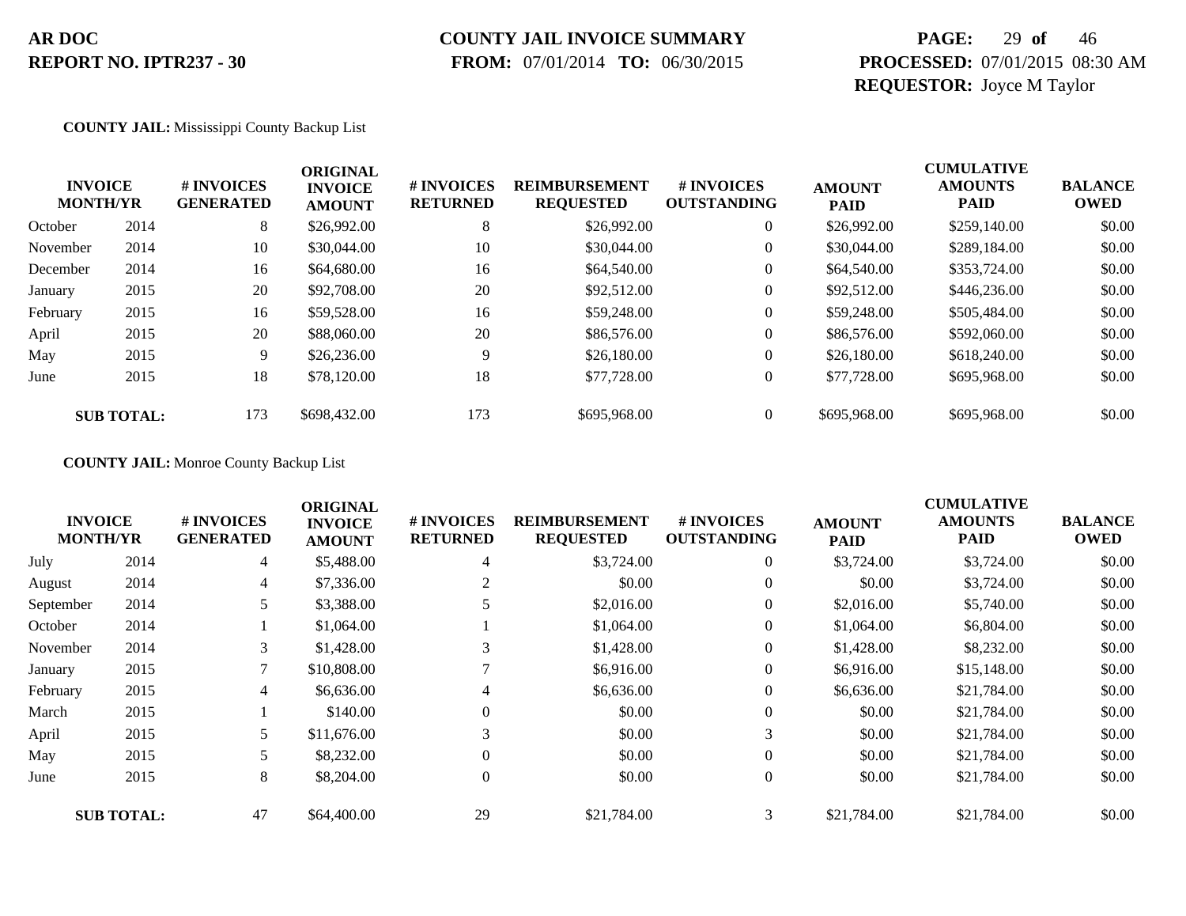**AR DOC**
**REPORT NO. IPTR237 - 30**

**COUNTY JAIL INVOICE SUMMARY**
**FROM:** 07/01/2014 **TO:** 06/30/2015

**PAGE:** 29 **of** 46
**PROCESSED:** 07/01/2015 08:30 AM
**REQUESTOR:** Joyce M Taylor

**COUNTY JAIL:** Mississippi County Backup List

| INVOICE MONTH/YR | | # INVOICES GENERATED | ORIGINAL INVOICE AMOUNT | # INVOICES RETURNED | REIMBURSEMENT REQUESTED | # INVOICES OUTSTANDING | AMOUNT PAID | CUMULATIVE AMOUNTS PAID | BALANCE OWED |
|---|---|---|---|---|---|---|---|---|---|
| October | 2014 | 8 | $26,992.00 | 8 | $26,992.00 | 0 | $26,992.00 | $259,140.00 | $0.00 |
| November | 2014 | 10 | $30,044.00 | 10 | $30,044.00 | 0 | $30,044.00 | $289,184.00 | $0.00 |
| December | 2014 | 16 | $64,680.00 | 16 | $64,540.00 | 0 | $64,540.00 | $353,724.00 | $0.00 |
| January | 2015 | 20 | $92,708.00 | 20 | $92,512.00 | 0 | $92,512.00 | $446,236.00 | $0.00 |
| February | 2015 | 16 | $59,528.00 | 16 | $59,248.00 | 0 | $59,248.00 | $505,484.00 | $0.00 |
| April | 2015 | 20 | $88,060.00 | 20 | $86,576.00 | 0 | $86,576.00 | $592,060.00 | $0.00 |
| May | 2015 | 9 | $26,236.00 | 9 | $26,180.00 | 0 | $26,180.00 | $618,240.00 | $0.00 |
| June | 2015 | 18 | $78,120.00 | 18 | $77,728.00 | 0 | $77,728.00 | $695,968.00 | $0.00 |
| **SUB TOTAL:** | | 173 | $698,432.00 | 173 | $695,968.00 | 0 | $695,968.00 | $695,968.00 | $0.00 |

**COUNTY JAIL:** Monroe County Backup List

| INVOICE MONTH/YR | | # INVOICES GENERATED | ORIGINAL INVOICE AMOUNT | # INVOICES RETURNED | REIMBURSEMENT REQUESTED | # INVOICES OUTSTANDING | AMOUNT PAID | CUMULATIVE AMOUNTS PAID | BALANCE OWED |
|---|---|---|---|---|---|---|---|---|---|
| July | 2014 | 4 | $5,488.00 | 4 | $3,724.00 | 0 | $3,724.00 | $3,724.00 | $0.00 |
| August | 2014 | 4 | $7,336.00 | 2 | $0.00 | 0 | $0.00 | $3,724.00 | $0.00 |
| September | 2014 | 5 | $3,388.00 | 5 | $2,016.00 | 0 | $2,016.00 | $5,740.00 | $0.00 |
| October | 2014 | 1 | $1,064.00 | 1 | $1,064.00 | 0 | $1,064.00 | $6,804.00 | $0.00 |
| November | 2014 | 3 | $1,428.00 | 3 | $1,428.00 | 0 | $1,428.00 | $8,232.00 | $0.00 |
| January | 2015 | 7 | $10,808.00 | 7 | $6,916.00 | 0 | $6,916.00 | $15,148.00 | $0.00 |
| February | 2015 | 4 | $6,636.00 | 4 | $6,636.00 | 0 | $6,636.00 | $21,784.00 | $0.00 |
| March | 2015 | 1 | $140.00 | 0 | $0.00 | 0 | $0.00 | $21,784.00 | $0.00 |
| April | 2015 | 5 | $11,676.00 | 3 | $0.00 | 3 | $0.00 | $21,784.00 | $0.00 |
| May | 2015 | 5 | $8,232.00 | 0 | $0.00 | 0 | $0.00 | $21,784.00 | $0.00 |
| June | 2015 | 8 | $8,204.00 | 0 | $0.00 | 0 | $0.00 | $21,784.00 | $0.00 |
| **SUB TOTAL:** | | 47 | $64,400.00 | 29 | $21,784.00 | 3 | $21,784.00 | $21,784.00 | $0.00 |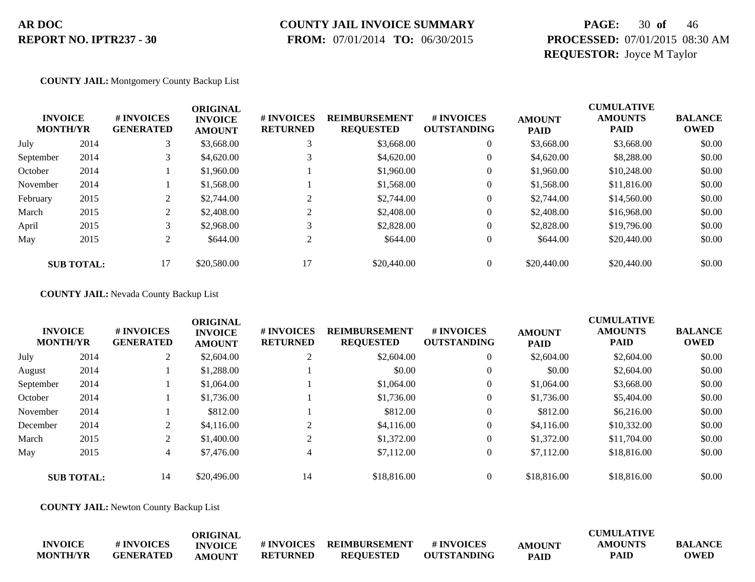**AR DOC**
**REPORT NO. IPTR237 - 30**

**COUNTY JAIL INVOICE SUMMARY**
**FROM:** 07/01/2014 **TO:** 06/30/2015

**PROCESSED:** 07/01/2015 08:30 AM
**REQUESTOR:** Joyce M Taylor

**COUNTY JAIL:** Montgomery County Backup List

| INVOICE MONTH/YR | | # INVOICES GENERATED | ORIGINAL INVOICE AMOUNT | # INVOICES RETURNED | REIMBURSEMENT REQUESTED | # INVOICES OUTSTANDING | AMOUNT PAID | CUMULATIVE AMOUNTS PAID | BALANCE OWED |
|---|---|---|---|---|---|---|---|---|---|
| July | 2014 | 3 | $3,668.00 | 3 | $3,668.00 | 0 | $3,668.00 | $3,668.00 | $0.00 |
| September | 2014 | 3 | $4,620.00 | 3 | $4,620.00 | 0 | $4,620.00 | $8,288.00 | $0.00 |
| October | 2014 | 1 | $1,960.00 | 1 | $1,960.00 | 0 | $1,960.00 | $10,248.00 | $0.00 |
| November | 2014 | 1 | $1,568.00 | 1 | $1,568.00 | 0 | $1,568.00 | $11,816.00 | $0.00 |
| February | 2015 | 2 | $2,744.00 | 2 | $2,744.00 | 0 | $2,744.00 | $14,560.00 | $0.00 |
| March | 2015 | 2 | $2,408.00 | 2 | $2,408.00 | 0 | $2,408.00 | $16,968.00 | $0.00 |
| April | 2015 | 3 | $2,968.00 | 3 | $2,828.00 | 0 | $2,828.00 | $19,796.00 | $0.00 |
| May | 2015 | 2 | $644.00 | 2 | $644.00 | 0 | $644.00 | $20,440.00 | $0.00 |
| **SUB TOTAL:** | | 17 | $20,580.00 | 17 | $20,440.00 | 0 | $20,440.00 | $20,440.00 | $0.00 |

**COUNTY JAIL:** Nevada County Backup List

| INVOICE MONTH/YR | | # INVOICES GENERATED | ORIGINAL INVOICE AMOUNT | # INVOICES RETURNED | REIMBURSEMENT REQUESTED | # INVOICES OUTSTANDING | AMOUNT PAID | CUMULATIVE AMOUNTS PAID | BALANCE OWED |
|---|---|---|---|---|---|---|---|---|---|
| July | 2014 | 2 | $2,604.00 | 2 | $2,604.00 | 0 | $2,604.00 | $2,604.00 | $0.00 |
| August | 2014 | 1 | $1,288.00 | 1 | $0.00 | 0 | $0.00 | $2,604.00 | $0.00 |
| September | 2014 | 1 | $1,064.00 | 1 | $1,064.00 | 0 | $1,064.00 | $3,668.00 | $0.00 |
| October | 2014 | 1 | $1,736.00 | 1 | $1,736.00 | 0 | $1,736.00 | $5,404.00 | $0.00 |
| November | 2014 | 1 | $812.00 | 1 | $812.00 | 0 | $812.00 | $6,216.00 | $0.00 |
| December | 2014 | 2 | $4,116.00 | 2 | $4,116.00 | 0 | $4,116.00 | $10,332.00 | $0.00 |
| March | 2015 | 2 | $1,400.00 | 2 | $1,372.00 | 0 | $1,372.00 | $11,704.00 | $0.00 |
| May | 2015 | 4 | $7,476.00 | 4 | $7,112.00 | 0 | $7,112.00 | $18,816.00 | $0.00 |
| **SUB TOTAL:** | | 14 | $20,496.00 | 14 | $18,816.00 | 0 | $18,816.00 | $18,816.00 | $0.00 |

**COUNTY JAIL:** Newton County Backup List

| INVOICE MONTH/YR | # INVOICES GENERATED | ORIGINAL INVOICE AMOUNT | # INVOICES RETURNED | REIMBURSEMENT REQUESTED | # INVOICES OUTSTANDING | AMOUNT PAID | CUMULATIVE AMOUNTS PAID | BALANCE OWED |
|---|---|---|---|---|---|---|---|---|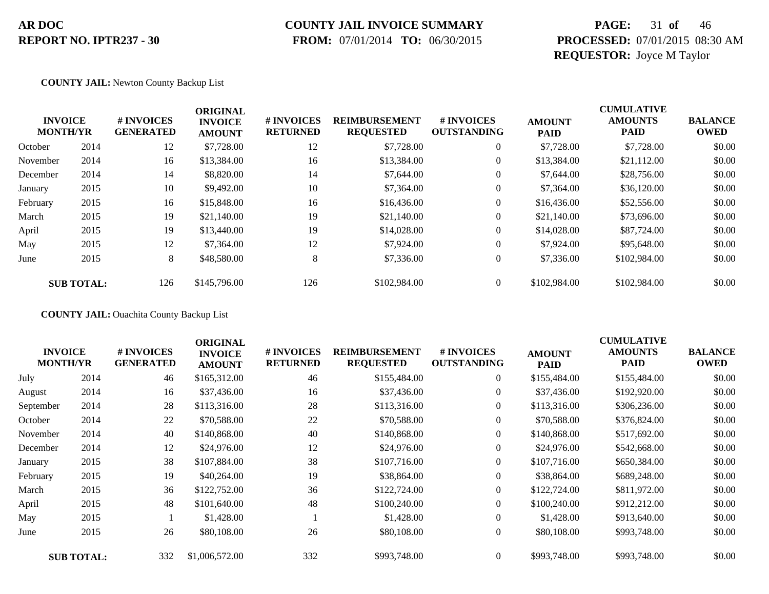**AR DOC**
**REPORT NO. IPTR237 - 30**

**COUNTY JAIL INVOICE SUMMARY**
**FROM:** 07/01/2014 **TO:** 06/30/2015

**PROCESSED:** 07/01/2015 08:30 AM
**REQUESTOR:** Joyce M Taylor

**COUNTY JAIL:** Newton County Backup List

| INVOICE MONTH/YR | | # INVOICES GENERATED | ORIGINAL INVOICE AMOUNT | # INVOICES RETURNED | REIMBURSEMENT REQUESTED | # INVOICES OUTSTANDING | AMOUNT PAID | CUMULATIVE AMOUNTS PAID | BALANCE OWED |
|---|---|---|---|---|---|---|---|---|---|
| October | 2014 | 12 | $7,728.00 | 12 | $7,728.00 | 0 | $7,728.00 | $7,728.00 | $0.00 |
| November | 2014 | 16 | $13,384.00 | 16 | $13,384.00 | 0 | $13,384.00 | $21,112.00 | $0.00 |
| December | 2014 | 14 | $8,820.00 | 14 | $7,644.00 | 0 | $7,644.00 | $28,756.00 | $0.00 |
| January | 2015 | 10 | $9,492.00 | 10 | $7,364.00 | 0 | $7,364.00 | $36,120.00 | $0.00 |
| February | 2015 | 16 | $15,848.00 | 16 | $16,436.00 | 0 | $16,436.00 | $52,556.00 | $0.00 |
| March | 2015 | 19 | $21,140.00 | 19 | $21,140.00 | 0 | $21,140.00 | $73,696.00 | $0.00 |
| April | 2015 | 19 | $13,440.00 | 19 | $14,028.00 | 0 | $14,028.00 | $87,724.00 | $0.00 |
| May | 2015 | 12 | $7,364.00 | 12 | $7,924.00 | 0 | $7,924.00 | $95,648.00 | $0.00 |
| June | 2015 | 8 | $48,580.00 | 8 | $7,336.00 | 0 | $7,336.00 | $102,984.00 | $0.00 |
| **SUB TOTAL:** | | 126 | $145,796.00 | 126 | $102,984.00 | 0 | $102,984.00 | $102,984.00 | $0.00 |

**COUNTY JAIL:** Ouachita County Backup List

| INVOICE MONTH/YR | | # INVOICES GENERATED | ORIGINAL INVOICE AMOUNT | # INVOICES RETURNED | REIMBURSEMENT REQUESTED | # INVOICES OUTSTANDING | AMOUNT PAID | CUMULATIVE AMOUNTS PAID | BALANCE OWED |
|---|---|---|---|---|---|---|---|---|---|
| July | 2014 | 46 | $165,312.00 | 46 | $155,484.00 | 0 | $155,484.00 | $155,484.00 | $0.00 |
| August | 2014 | 16 | $37,436.00 | 16 | $37,436.00 | 0 | $37,436.00 | $192,920.00 | $0.00 |
| September | 2014 | 28 | $113,316.00 | 28 | $113,316.00 | 0 | $113,316.00 | $306,236.00 | $0.00 |
| October | 2014 | 22 | $70,588.00 | 22 | $70,588.00 | 0 | $70,588.00 | $376,824.00 | $0.00 |
| November | 2014 | 40 | $140,868.00 | 40 | $140,868.00 | 0 | $140,868.00 | $517,692.00 | $0.00 |
| December | 2014 | 12 | $24,976.00 | 12 | $24,976.00 | 0 | $24,976.00 | $542,668.00 | $0.00 |
| January | 2015 | 38 | $107,884.00 | 38 | $107,716.00 | 0 | $107,716.00 | $650,384.00 | $0.00 |
| February | 2015 | 19 | $40,264.00 | 19 | $38,864.00 | 0 | $38,864.00 | $689,248.00 | $0.00 |
| March | 2015 | 36 | $122,752.00 | 36 | $122,724.00 | 0 | $122,724.00 | $811,972.00 | $0.00 |
| April | 2015 | 48 | $101,640.00 | 48 | $100,240.00 | 0 | $100,240.00 | $912,212.00 | $0.00 |
| May | 2015 | 1 | $1,428.00 | 1 | $1,428.00 | 0 | $1,428.00 | $913,640.00 | $0.00 |
| June | 2015 | 26 | $80,108.00 | 26 | $80,108.00 | 0 | $80,108.00 | $993,748.00 | $0.00 |
| **SUB TOTAL:** | | 332 | $1,006,572.00 | 332 | $993,748.00 | 0 | $993,748.00 | $993,748.00 | $0.00 |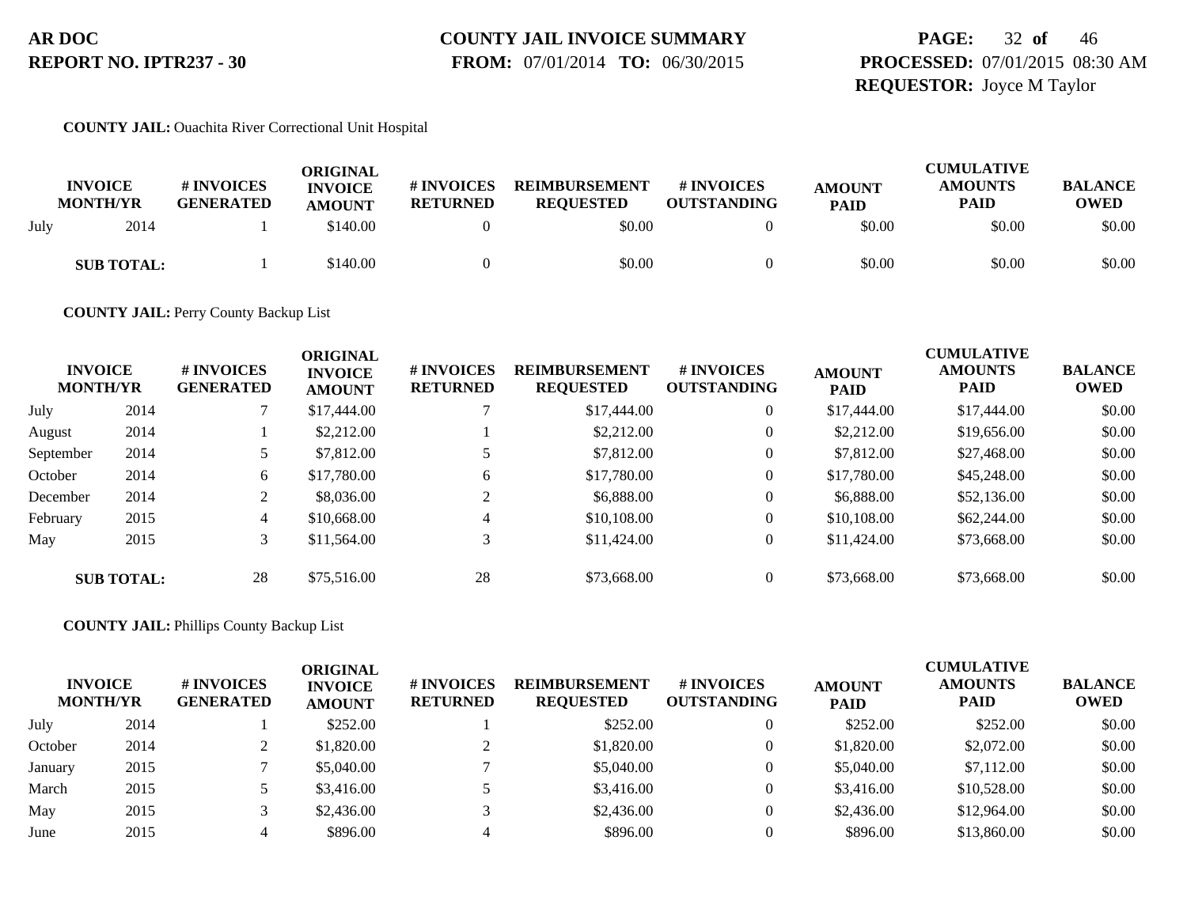**COUNTY JAIL:** Ouachita River Correctional Unit Hospital

| INVOICE MONTH/YR | | # INVOICES GENERATED | ORIGINAL INVOICE AMOUNT | # INVOICES RETURNED | REIMBURSEMENT REQUESTED | # INVOICES OUTSTANDING | AMOUNT PAID | CUMULATIVE AMOUNTS PAID | BALANCE OWED |
|---|---|---|---|---|---|---|---|---|---|
| July | 2014 | 1 | $140.00 | 0 | $0.00 | 0 | $0.00 | $0.00 | $0.00 |
| **SUB TOTAL:** | | 1 | $140.00 | 0 | $0.00 | 0 | $0.00 | $0.00 | $0.00 |

**COUNTY JAIL:** Perry County Backup List

| INVOICE MONTH/YR | | # INVOICES GENERATED | ORIGINAL INVOICE AMOUNT | # INVOICES RETURNED | REIMBURSEMENT REQUESTED | # INVOICES OUTSTANDING | AMOUNT PAID | CUMULATIVE AMOUNTS PAID | BALANCE OWED |
|---|---|---|---|---|---|---|---|---|---|
| July | 2014 | 7 | $17,444.00 | 7 | $17,444.00 | 0 | $17,444.00 | $17,444.00 | $0.00 |
| August | 2014 | 1 | $2,212.00 | 1 | $2,212.00 | 0 | $2,212.00 | $19,656.00 | $0.00 |
| September | 2014 | 5 | $7,812.00 | 5 | $7,812.00 | 0 | $7,812.00 | $27,468.00 | $0.00 |
| October | 2014 | 6 | $17,780.00 | 6 | $17,780.00 | 0 | $17,780.00 | $45,248.00 | $0.00 |
| December | 2014 | 2 | $8,036.00 | 2 | $6,888.00 | 0 | $6,888.00 | $52,136.00 | $0.00 |
| February | 2015 | 4 | $10,668.00 | 4 | $10,108.00 | 0 | $10,108.00 | $62,244.00 | $0.00 |
| May | 2015 | 3 | $11,564.00 | 3 | $11,424.00 | 0 | $11,424.00 | $73,668.00 | $0.00 |
| **SUB TOTAL:** | | 28 | $75,516.00 | 28 | $73,668.00 | 0 | $73,668.00 | $73,668.00 | $0.00 |

**COUNTY JAIL:** Phillips County Backup List

| INVOICE MONTH/YR | | # INVOICES GENERATED | ORIGINAL INVOICE AMOUNT | # INVOICES RETURNED | REIMBURSEMENT REQUESTED | # INVOICES OUTSTANDING | AMOUNT PAID | CUMULATIVE AMOUNTS PAID | BALANCE OWED |
|---|---|---|---|---|---|---|---|---|---|
| July | 2014 | 1 | $252.00 | 1 | $252.00 | 0 | $252.00 | $252.00 | $0.00 |
| October | 2014 | 2 | $1,820.00 | 2 | $1,820.00 | 0 | $1,820.00 | $2,072.00 | $0.00 |
| January | 2015 | 7 | $5,040.00 | 7 | $5,040.00 | 0 | $5,040.00 | $7,112.00 | $0.00 |
| March | 2015 | 5 | $3,416.00 | 5 | $3,416.00 | 0 | $3,416.00 | $10,528.00 | $0.00 |
| May | 2015 | 3 | $2,436.00 | 3 | $2,436.00 | 0 | $2,436.00 | $12,964.00 | $0.00 |
| June | 2015 | 4 | $896.00 | 4 | $896.00 | 0 | $896.00 | $13,860.00 | $0.00 |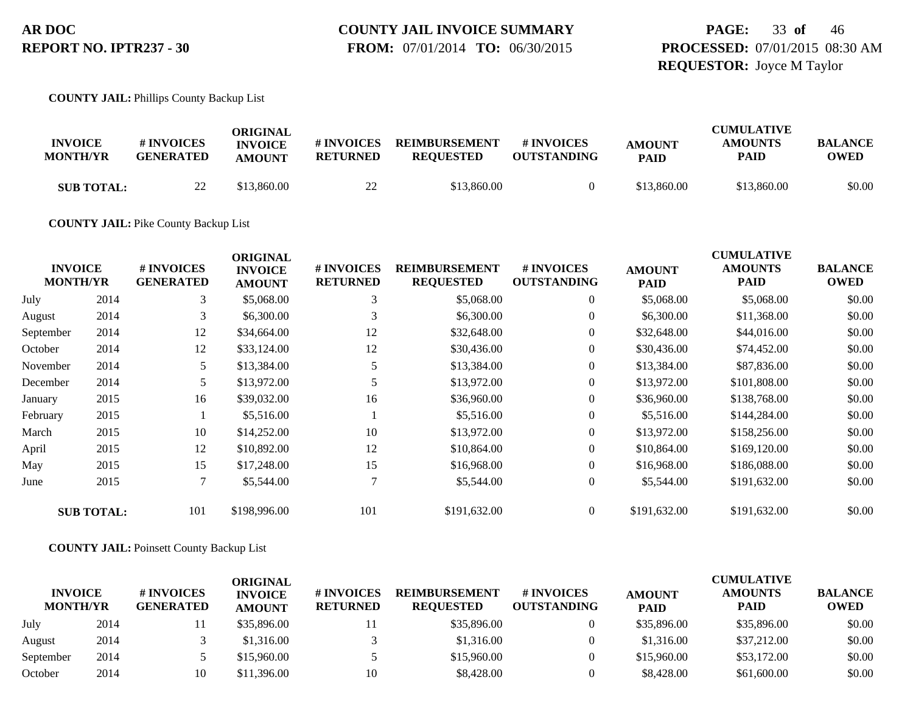**AR DOC**
**REPORT NO. IPTR237 - 30**

**COUNTY JAIL INVOICE SUMMARY**
**FROM:** 07/01/2014 **TO:** 06/30/2015

**PAGE:** 33 **of** 46
**PROCESSED:** 07/01/2015 08:30 AM
**REQUESTOR:** Joyce M Taylor

**COUNTY JAIL:** Phillips County Backup List

| INVOICE MONTH/YR | | # INVOICES GENERATED | ORIGINAL INVOICE AMOUNT | # INVOICES RETURNED | REIMBURSEMENT REQUESTED | # INVOICES OUTSTANDING | AMOUNT PAID | CUMULATIVE AMOUNTS PAID | BALANCE OWED |
|---|---|---|---|---|---|---|---|---|---|
| **SUB TOTAL:** | | 22 | $13,860.00 | 22 | $13,860.00 | 0 | $13,860.00 | $13,860.00 | $0.00 |

**COUNTY JAIL:** Pike County Backup List

| INVOICE MONTH/YR | | # INVOICES GENERATED | ORIGINAL INVOICE AMOUNT | # INVOICES RETURNED | REIMBURSEMENT REQUESTED | # INVOICES OUTSTANDING | AMOUNT PAID | CUMULATIVE AMOUNTS PAID | BALANCE OWED |
|---|---|---|---|---|---|---|---|---|---|
| July | 2014 | 3 | $5,068.00 | 3 | $5,068.00 | 0 | $5,068.00 | $5,068.00 | $0.00 |
| August | 2014 | 3 | $6,300.00 | 3 | $6,300.00 | 0 | $6,300.00 | $11,368.00 | $0.00 |
| September | 2014 | 12 | $34,664.00 | 12 | $32,648.00 | 0 | $32,648.00 | $44,016.00 | $0.00 |
| October | 2014 | 12 | $33,124.00 | 12 | $30,436.00 | 0 | $30,436.00 | $74,452.00 | $0.00 |
| November | 2014 | 5 | $13,384.00 | 5 | $13,384.00 | 0 | $13,384.00 | $87,836.00 | $0.00 |
| December | 2014 | 5 | $13,972.00 | 5 | $13,972.00 | 0 | $13,972.00 | $101,808.00 | $0.00 |
| January | 2015 | 16 | $39,032.00 | 16 | $36,960.00 | 0 | $36,960.00 | $138,768.00 | $0.00 |
| February | 2015 | 1 | $5,516.00 | 1 | $5,516.00 | 0 | $5,516.00 | $144,284.00 | $0.00 |
| March | 2015 | 10 | $14,252.00 | 10 | $13,972.00 | 0 | $13,972.00 | $158,256.00 | $0.00 |
| April | 2015 | 12 | $10,892.00 | 12 | $10,864.00 | 0 | $10,864.00 | $169,120.00 | $0.00 |
| May | 2015 | 15 | $17,248.00 | 15 | $16,968.00 | 0 | $16,968.00 | $186,088.00 | $0.00 |
| June | 2015 | 7 | $5,544.00 | 7 | $5,544.00 | 0 | $5,544.00 | $191,632.00 | $0.00 |
| **SUB TOTAL:** | | 101 | $198,996.00 | 101 | $191,632.00 | 0 | $191,632.00 | $191,632.00 | $0.00 |

**COUNTY JAIL:** Poinsett County Backup List

| INVOICE MONTH/YR | | # INVOICES GENERATED | ORIGINAL INVOICE AMOUNT | # INVOICES RETURNED | REIMBURSEMENT REQUESTED | # INVOICES OUTSTANDING | AMOUNT PAID | CUMULATIVE AMOUNTS PAID | BALANCE OWED |
|---|---|---|---|---|---|---|---|---|---|
| July | 2014 | 11 | $35,896.00 | 11 | $35,896.00 | 0 | $35,896.00 | $35,896.00 | $0.00 |
| August | 2014 | 3 | $1,316.00 | 3 | $1,316.00 | 0 | $1,316.00 | $37,212.00 | $0.00 |
| September | 2014 | 5 | $15,960.00 | 5 | $15,960.00 | 0 | $15,960.00 | $53,172.00 | $0.00 |
| October | 2014 | 10 | $11,396.00 | 10 | $8,428.00 | 0 | $8,428.00 | $61,600.00 | $0.00 |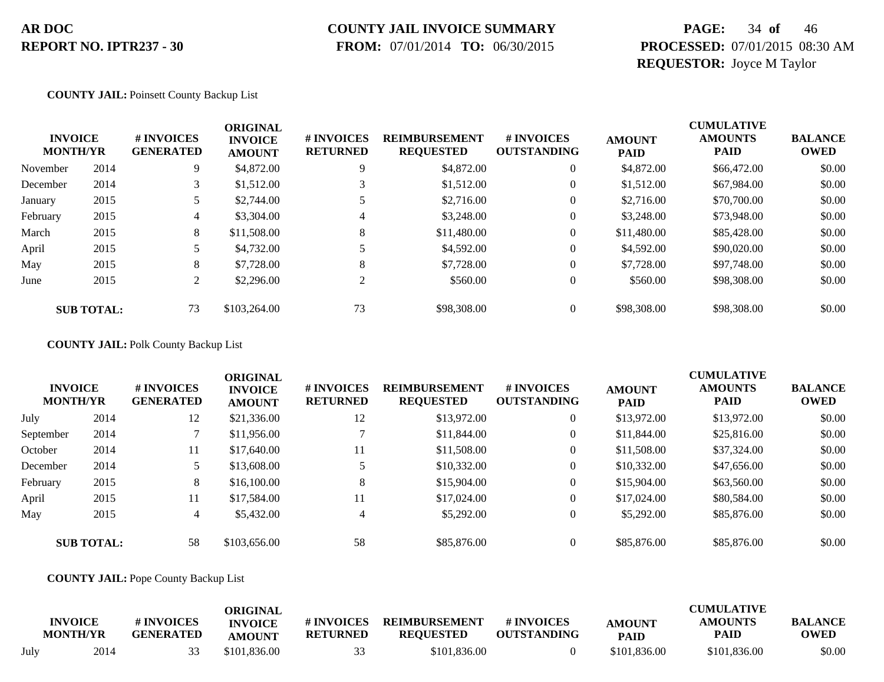**COUNTY JAIL:** Poinsett County Backup List

| INVOICE MONTH/YR | | # INVOICES GENERATED | ORIGINAL INVOICE AMOUNT | # INVOICES RETURNED | REIMBURSEMENT REQUESTED | # INVOICES OUTSTANDING | AMOUNT PAID | CUMULATIVE AMOUNTS PAID | BALANCE OWED |
|---|---|---|---|---|---|---|---|---|---|
| November | 2014 | 9 | $4,872.00 | 9 | $4,872.00 | 0 | $4,872.00 | $66,472.00 | $0.00 |
| December | 2014 | 3 | $1,512.00 | 3 | $1,512.00 | 0 | $1,512.00 | $67,984.00 | $0.00 |
| January | 2015 | 5 | $2,744.00 | 5 | $2,716.00 | 0 | $2,716.00 | $70,700.00 | $0.00 |
| February | 2015 | 4 | $3,304.00 | 4 | $3,248.00 | 0 | $3,248.00 | $73,948.00 | $0.00 |
| March | 2015 | 8 | $11,508.00 | 8 | $11,480.00 | 0 | $11,480.00 | $85,428.00 | $0.00 |
| April | 2015 | 5 | $4,732.00 | 5 | $4,592.00 | 0 | $4,592.00 | $90,020.00 | $0.00 |
| May | 2015 | 8 | $7,728.00 | 8 | $7,728.00 | 0 | $7,728.00 | $97,748.00 | $0.00 |
| June | 2015 | 2 | $2,296.00 | 2 | $560.00 | 0 | $560.00 | $98,308.00 | $0.00 |
| **SUB TOTAL:** | | 73 | $103,264.00 | 73 | $98,308.00 | 0 | $98,308.00 | $98,308.00 | $0.00 |

**COUNTY JAIL:** Polk County Backup List

| INVOICE MONTH/YR | | # INVOICES GENERATED | ORIGINAL INVOICE AMOUNT | # INVOICES RETURNED | REIMBURSEMENT REQUESTED | # INVOICES OUTSTANDING | AMOUNT PAID | CUMULATIVE AMOUNTS PAID | BALANCE OWED |
|---|---|---|---|---|---|---|---|---|---|
| July | 2014 | 12 | $21,336.00 | 12 | $13,972.00 | 0 | $13,972.00 | $13,972.00 | $0.00 |
| September | 2014 | 7 | $11,956.00 | 7 | $11,844.00 | 0 | $11,844.00 | $25,816.00 | $0.00 |
| October | 2014 | 11 | $17,640.00 | 11 | $11,508.00 | 0 | $11,508.00 | $37,324.00 | $0.00 |
| December | 2014 | 5 | $13,608.00 | 5 | $10,332.00 | 0 | $10,332.00 | $47,656.00 | $0.00 |
| February | 2015 | 8 | $16,100.00 | 8 | $15,904.00 | 0 | $15,904.00 | $63,560.00 | $0.00 |
| April | 2015 | 11 | $17,584.00 | 11 | $17,024.00 | 0 | $17,024.00 | $80,584.00 | $0.00 |
| May | 2015 | 4 | $5,432.00 | 4 | $5,292.00 | 0 | $5,292.00 | $85,876.00 | $0.00 |
| **SUB TOTAL:** | | 58 | $103,656.00 | 58 | $85,876.00 | 0 | $85,876.00 | $85,876.00 | $0.00 |

**COUNTY JAIL:** Pope County Backup List

| INVOICE MONTH/YR | | # INVOICES GENERATED | ORIGINAL INVOICE AMOUNT | # INVOICES RETURNED | REIMBURSEMENT REQUESTED | # INVOICES OUTSTANDING | AMOUNT PAID | CUMULATIVE AMOUNTS PAID | BALANCE OWED |
|---|---|---|---|---|---|---|---|---|---|
| July | 2014 | 33 | $101,836.00 | 33 | $101,836.00 | 0 | $101,836.00 | $101,836.00 | $0.00 |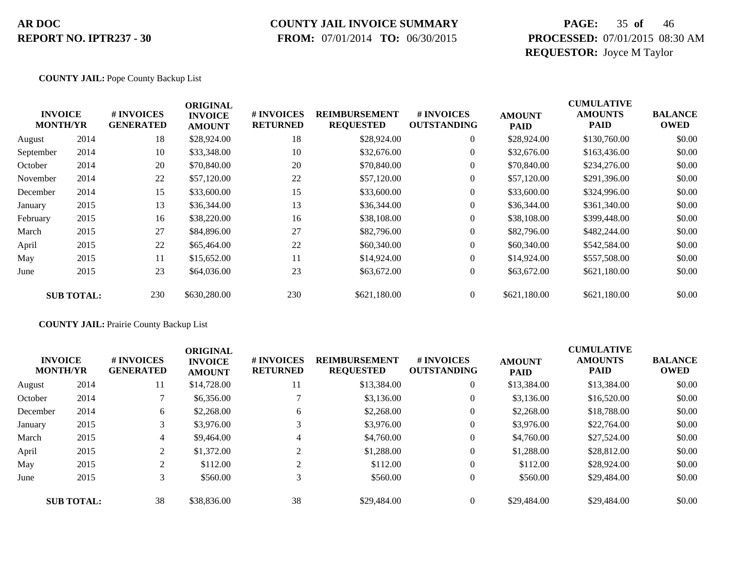**AR DOC**
**REPORT NO. IPTR237 - 30**

**COUNTY JAIL INVOICE SUMMARY**
**FROM:** 07/01/2014 **TO:** 06/30/2015

**PROCESSED:** 07/01/2015 08:30 AM
**REQUESTOR:** Joyce M Taylor

**COUNTY JAIL:** Pope County Backup List

| INVOICE MONTH/YR | | # INVOICES GENERATED | ORIGINAL INVOICE AMOUNT | # INVOICES RETURNED | REIMBURSEMENT REQUESTED | # INVOICES OUTSTANDING | AMOUNT PAID | CUMULATIVE AMOUNTS PAID | BALANCE OWED |
|---|---|---|---|---|---|---|---|---|---|
| August | 2014 | 18 | $28,924.00 | 18 | $28,924.00 | 0 | $28,924.00 | $130,760.00 | $0.00 |
| September | 2014 | 10 | $33,348.00 | 10 | $32,676.00 | 0 | $32,676.00 | $163,436.00 | $0.00 |
| October | 2014 | 20 | $70,840.00 | 20 | $70,840.00 | 0 | $70,840.00 | $234,276.00 | $0.00 |
| November | 2014 | 22 | $57,120.00 | 22 | $57,120.00 | 0 | $57,120.00 | $291,396.00 | $0.00 |
| December | 2014 | 15 | $33,600.00 | 15 | $33,600.00 | 0 | $33,600.00 | $324,996.00 | $0.00 |
| January | 2015 | 13 | $36,344.00 | 13 | $36,344.00 | 0 | $36,344.00 | $361,340.00 | $0.00 |
| February | 2015 | 16 | $38,220.00 | 16 | $38,108.00 | 0 | $38,108.00 | $399,448.00 | $0.00 |
| March | 2015 | 27 | $84,896.00 | 27 | $82,796.00 | 0 | $82,796.00 | $482,244.00 | $0.00 |
| April | 2015 | 22 | $65,464.00 | 22 | $60,340.00 | 0 | $60,340.00 | $542,584.00 | $0.00 |
| May | 2015 | 11 | $15,652.00 | 11 | $14,924.00 | 0 | $14,924.00 | $557,508.00 | $0.00 |
| June | 2015 | 23 | $64,036.00 | 23 | $63,672.00 | 0 | $63,672.00 | $621,180.00 | $0.00 |
| **SUB TOTAL:** | | 230 | $630,280.00 | 230 | $621,180.00 | 0 | $621,180.00 | $621,180.00 | $0.00 |

**COUNTY JAIL:** Prairie County Backup List

| INVOICE MONTH/YR | | # INVOICES GENERATED | ORIGINAL INVOICE AMOUNT | # INVOICES RETURNED | REIMBURSEMENT REQUESTED | # INVOICES OUTSTANDING | AMOUNT PAID | CUMULATIVE AMOUNTS PAID | BALANCE OWED |
|---|---|---|---|---|---|---|---|---|---|
| August | 2014 | 11 | $14,728.00 | 11 | $13,384.00 | 0 | $13,384.00 | $13,384.00 | $0.00 |
| October | 2014 | 7 | $6,356.00 | 7 | $3,136.00 | 0 | $3,136.00 | $16,520.00 | $0.00 |
| December | 2014 | 6 | $2,268.00 | 6 | $2,268.00 | 0 | $2,268.00 | $18,788.00 | $0.00 |
| January | 2015 | 3 | $3,976.00 | 3 | $3,976.00 | 0 | $3,976.00 | $22,764.00 | $0.00 |
| March | 2015 | 4 | $9,464.00 | 4 | $4,760.00 | 0 | $4,760.00 | $27,524.00 | $0.00 |
| April | 2015 | 2 | $1,372.00 | 2 | $1,288.00 | 0 | $1,288.00 | $28,812.00 | $0.00 |
| May | 2015 | 2 | $112.00 | 2 | $112.00 | 0 | $112.00 | $28,924.00 | $0.00 |
| June | 2015 | 3 | $560.00 | 3 | $560.00 | 0 | $560.00 | $29,484.00 | $0.00 |
| **SUB TOTAL:** | | 38 | $38,836.00 | 38 | $29,484.00 | 0 | $29,484.00 | $29,484.00 | $0.00 |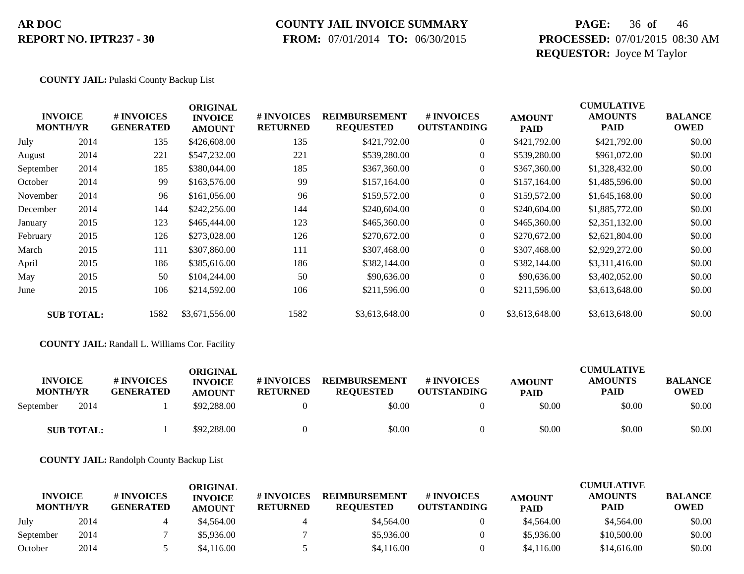**AR DOC**
**REPORT NO. IPTR237 - 30**

**COUNTY JAIL INVOICE SUMMARY**
**FROM:** 07/01/2014 **TO:** 06/30/2015

**PROCESSED:** 07/01/2015 08:30 AM
**REQUESTOR:** Joyce M Taylor

**COUNTY JAIL:** Pulaski County Backup List

| INVOICE MONTH/YR | | # INVOICES GENERATED | ORIGINAL INVOICE AMOUNT | # INVOICES RETURNED | REIMBURSEMENT REQUESTED | # INVOICES OUTSTANDING | AMOUNT PAID | CUMULATIVE AMOUNTS PAID | BALANCE OWED |
|---|---|---|---|---|---|---|---|---|---|
| July | 2014 | 135 | $426,608.00 | 135 | $421,792.00 | 0 | $421,792.00 | $421,792.00 | $0.00 |
| August | 2014 | 221 | $547,232.00 | 221 | $539,280.00 | 0 | $539,280.00 | $961,072.00 | $0.00 |
| September | 2014 | 185 | $380,044.00 | 185 | $367,360.00 | 0 | $367,360.00 | $1,328,432.00 | $0.00 |
| October | 2014 | 99 | $163,576.00 | 99 | $157,164.00 | 0 | $157,164.00 | $1,485,596.00 | $0.00 |
| November | 2014 | 96 | $161,056.00 | 96 | $159,572.00 | 0 | $159,572.00 | $1,645,168.00 | $0.00 |
| December | 2014 | 144 | $242,256.00 | 144 | $240,604.00 | 0 | $240,604.00 | $1,885,772.00 | $0.00 |
| January | 2015 | 123 | $465,444.00 | 123 | $465,360.00 | 0 | $465,360.00 | $2,351,132.00 | $0.00 |
| February | 2015 | 126 | $273,028.00 | 126 | $270,672.00 | 0 | $270,672.00 | $2,621,804.00 | $0.00 |
| March | 2015 | 111 | $307,860.00 | 111 | $307,468.00 | 0 | $307,468.00 | $2,929,272.00 | $0.00 |
| April | 2015 | 186 | $385,616.00 | 186 | $382,144.00 | 0 | $382,144.00 | $3,311,416.00 | $0.00 |
| May | 2015 | 50 | $104,244.00 | 50 | $90,636.00 | 0 | $90,636.00 | $3,402,052.00 | $0.00 |
| June | 2015 | 106 | $214,592.00 | 106 | $211,596.00 | 0 | $211,596.00 | $3,613,648.00 | $0.00 |
| **SUB TOTAL:** | | 1582 | $3,671,556.00 | 1582 | $3,613,648.00 | 0 | $3,613,648.00 | $3,613,648.00 | $0.00 |

**COUNTY JAIL:** Randall L. Williams Cor. Facility

| INVOICE MONTH/YR | | # INVOICES GENERATED | ORIGINAL INVOICE AMOUNT | # INVOICES RETURNED | REIMBURSEMENT REQUESTED | # INVOICES OUTSTANDING | AMOUNT PAID | CUMULATIVE AMOUNTS PAID | BALANCE OWED |
|---|---|---|---|---|---|---|---|---|---|
| September | 2014 | 1 | $92,288.00 | 0 | $0.00 | 0 | $0.00 | $0.00 | $0.00 |
| **SUB TOTAL:** | | 1 | $92,288.00 | 0 | $0.00 | 0 | $0.00 | $0.00 | $0.00 |

**COUNTY JAIL:** Randolph County Backup List

| INVOICE MONTH/YR | | # INVOICES GENERATED | ORIGINAL INVOICE AMOUNT | # INVOICES RETURNED | REIMBURSEMENT REQUESTED | # INVOICES OUTSTANDING | AMOUNT PAID | CUMULATIVE AMOUNTS PAID | BALANCE OWED |
|---|---|---|---|---|---|---|---|---|---|
| July | 2014 | 4 | $4,564.00 | 4 | $4,564.00 | 0 | $4,564.00 | $4,564.00 | $0.00 |
| September | 2014 | 7 | $5,936.00 | 7 | $5,936.00 | 0 | $5,936.00 | $10,500.00 | $0.00 |
| October | 2014 | 5 | $4,116.00 | 5 | $4,116.00 | 0 | $4,116.00 | $14,616.00 | $0.00 |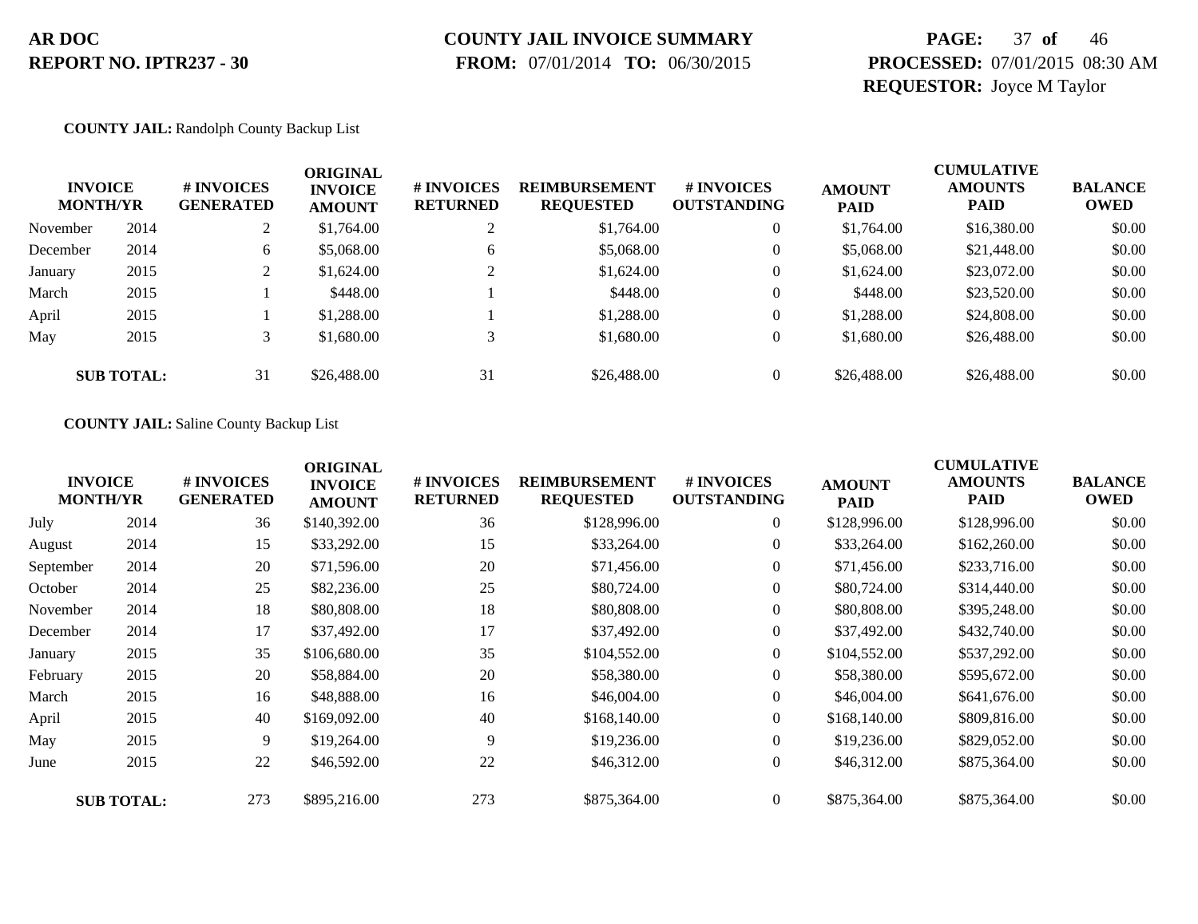**AR DOC**
**REPORT NO. IPTR237 - 30**

**COUNTY JAIL INVOICE SUMMARY**
**FROM:** 07/01/2014 **TO:** 06/30/2015

**PROCESSED:** 07/01/2015 08:30 AM
**REQUESTOR:** Joyce M Taylor

**COUNTY JAIL:** Randolph County Backup List

| INVOICE MONTH/YR | | # INVOICES GENERATED | ORIGINAL INVOICE AMOUNT | # INVOICES RETURNED | REIMBURSEMENT REQUESTED | # INVOICES OUTSTANDING | AMOUNT PAID | CUMULATIVE AMOUNTS PAID | BALANCE OWED |
|---|---|---|---|---|---|---|---|---|---|
| November | 2014 | 2 | $1,764.00 | 2 | $1,764.00 | 0 | $1,764.00 | $16,380.00 | $0.00 |
| December | 2014 | 6 | $5,068.00 | 6 | $5,068.00 | 0 | $5,068.00 | $21,448.00 | $0.00 |
| January | 2015 | 2 | $1,624.00 | 2 | $1,624.00 | 0 | $1,624.00 | $23,072.00 | $0.00 |
| March | 2015 | 1 | $448.00 | 1 | $448.00 | 0 | $448.00 | $23,520.00 | $0.00 |
| April | 2015 | 1 | $1,288.00 | 1 | $1,288.00 | 0 | $1,288.00 | $24,808.00 | $0.00 |
| May | 2015 | 3 | $1,680.00 | 3 | $1,680.00 | 0 | $1,680.00 | $26,488.00 | $0.00 |
| **SUB TOTAL:** | | 31 | $26,488.00 | 31 | $26,488.00 | 0 | $26,488.00 | $26,488.00 | $0.00 |

**COUNTY JAIL:** Saline County Backup List

| INVOICE MONTH/YR | | # INVOICES GENERATED | ORIGINAL INVOICE AMOUNT | # INVOICES RETURNED | REIMBURSEMENT REQUESTED | # INVOICES OUTSTANDING | AMOUNT PAID | CUMULATIVE AMOUNTS PAID | BALANCE OWED |
|---|---|---|---|---|---|---|---|---|---|
| July | 2014 | 36 | $140,392.00 | 36 | $128,996.00 | 0 | $128,996.00 | $128,996.00 | $0.00 |
| August | 2014 | 15 | $33,292.00 | 15 | $33,264.00 | 0 | $33,264.00 | $162,260.00 | $0.00 |
| September | 2014 | 20 | $71,596.00 | 20 | $71,456.00 | 0 | $71,456.00 | $233,716.00 | $0.00 |
| October | 2014 | 25 | $82,236.00 | 25 | $80,724.00 | 0 | $80,724.00 | $314,440.00 | $0.00 |
| November | 2014 | 18 | $80,808.00 | 18 | $80,808.00 | 0 | $80,808.00 | $395,248.00 | $0.00 |
| December | 2014 | 17 | $37,492.00 | 17 | $37,492.00 | 0 | $37,492.00 | $432,740.00 | $0.00 |
| January | 2015 | 35 | $106,680.00 | 35 | $104,552.00 | 0 | $104,552.00 | $537,292.00 | $0.00 |
| February | 2015 | 20 | $58,884.00 | 20 | $58,380.00 | 0 | $58,380.00 | $595,672.00 | $0.00 |
| March | 2015 | 16 | $48,888.00 | 16 | $46,004.00 | 0 | $46,004.00 | $641,676.00 | $0.00 |
| April | 2015 | 40 | $169,092.00 | 40 | $168,140.00 | 0 | $168,140.00 | $809,816.00 | $0.00 |
| May | 2015 | 9 | $19,264.00 | 9 | $19,236.00 | 0 | $19,236.00 | $829,052.00 | $0.00 |
| June | 2015 | 22 | $46,592.00 | 22 | $46,312.00 | 0 | $46,312.00 | $875,364.00 | $0.00 |
| **SUB TOTAL:** | | 273 | $895,216.00 | 273 | $875,364.00 | 0 | $875,364.00 | $875,364.00 | $0.00 |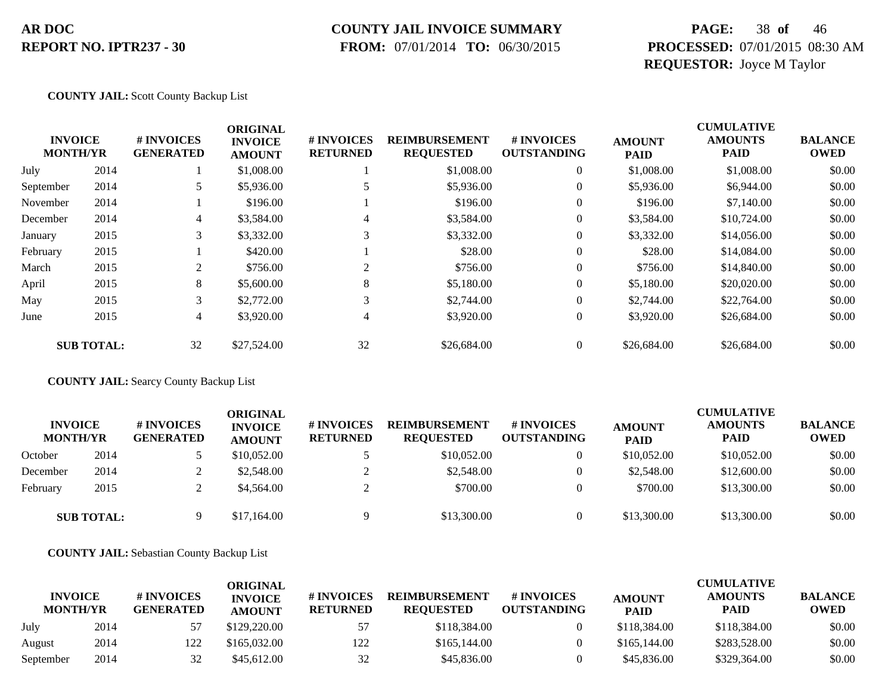**AR DOC**
**REPORT NO. IPTR237 - 30**

**COUNTY JAIL INVOICE SUMMARY**
**FROM:** 07/01/2014 **TO:** 06/30/2015

**PROCESSED:** 07/01/2015 08:30 AM
**REQUESTOR:** Joyce M Taylor

**COUNTY JAIL:** Scott County Backup List

| INVOICE MONTH/YR | | # INVOICES GENERATED | ORIGINAL INVOICE AMOUNT | # INVOICES RETURNED | REIMBURSEMENT REQUESTED | # INVOICES OUTSTANDING | AMOUNT PAID | CUMULATIVE AMOUNTS PAID | BALANCE OWED |
|---|---|---|---|---|---|---|---|---|---|
| July | 2014 | 1 | $1,008.00 | 1 | $1,008.00 | 0 | $1,008.00 | $1,008.00 | $0.00 |
| September | 2014 | 5 | $5,936.00 | 5 | $5,936.00 | 0 | $5,936.00 | $6,944.00 | $0.00 |
| November | 2014 | 1 | $196.00 | 1 | $196.00 | 0 | $196.00 | $7,140.00 | $0.00 |
| December | 2014 | 4 | $3,584.00 | 4 | $3,584.00 | 0 | $3,584.00 | $10,724.00 | $0.00 |
| January | 2015 | 3 | $3,332.00 | 3 | $3,332.00 | 0 | $3,332.00 | $14,056.00 | $0.00 |
| February | 2015 | 1 | $420.00 | 1 | $28.00 | 0 | $28.00 | $14,084.00 | $0.00 |
| March | 2015 | 2 | $756.00 | 2 | $756.00 | 0 | $756.00 | $14,840.00 | $0.00 |
| April | 2015 | 8 | $5,600.00 | 8 | $5,180.00 | 0 | $5,180.00 | $20,020.00 | $0.00 |
| May | 2015 | 3 | $2,772.00 | 3 | $2,744.00 | 0 | $2,744.00 | $22,764.00 | $0.00 |
| June | 2015 | 4 | $3,920.00 | 4 | $3,920.00 | 0 | $3,920.00 | $26,684.00 | $0.00 |
| **SUB TOTAL:** | | 32 | $27,524.00 | 32 | $26,684.00 | 0 | $26,684.00 | $26,684.00 | $0.00 |

**COUNTY JAIL:** Searcy County Backup List

| INVOICE MONTH/YR | | # INVOICES GENERATED | ORIGINAL INVOICE AMOUNT | # INVOICES RETURNED | REIMBURSEMENT REQUESTED | # INVOICES OUTSTANDING | AMOUNT PAID | CUMULATIVE AMOUNTS PAID | BALANCE OWED |
|---|---|---|---|---|---|---|---|---|---|
| October | 2014 | 5 | $10,052.00 | 5 | $10,052.00 | 0 | $10,052.00 | $10,052.00 | $0.00 |
| December | 2014 | 2 | $2,548.00 | 2 | $2,548.00 | 0 | $2,548.00 | $12,600.00 | $0.00 |
| February | 2015 | 2 | $4,564.00 | 2 | $700.00 | 0 | $700.00 | $13,300.00 | $0.00 |
| **SUB TOTAL:** | | 9 | $17,164.00 | 9 | $13,300.00 | 0 | $13,300.00 | $13,300.00 | $0.00 |

**COUNTY JAIL:** Sebastian County Backup List

| INVOICE MONTH/YR | | # INVOICES GENERATED | ORIGINAL INVOICE AMOUNT | # INVOICES RETURNED | REIMBURSEMENT REQUESTED | # INVOICES OUTSTANDING | AMOUNT PAID | CUMULATIVE AMOUNTS PAID | BALANCE OWED |
|---|---|---|---|---|---|---|---|---|---|
| July | 2014 | 57 | $129,220.00 | 57 | $118,384.00 | 0 | $118,384.00 | $118,384.00 | $0.00 |
| August | 2014 | 122 | $165,032.00 | 122 | $165,144.00 | 0 | $165,144.00 | $283,528.00 | $0.00 |
| September | 2014 | 32 | $45,612.00 | 32 | $45,836.00 | 0 | $45,836.00 | $329,364.00 | $0.00 |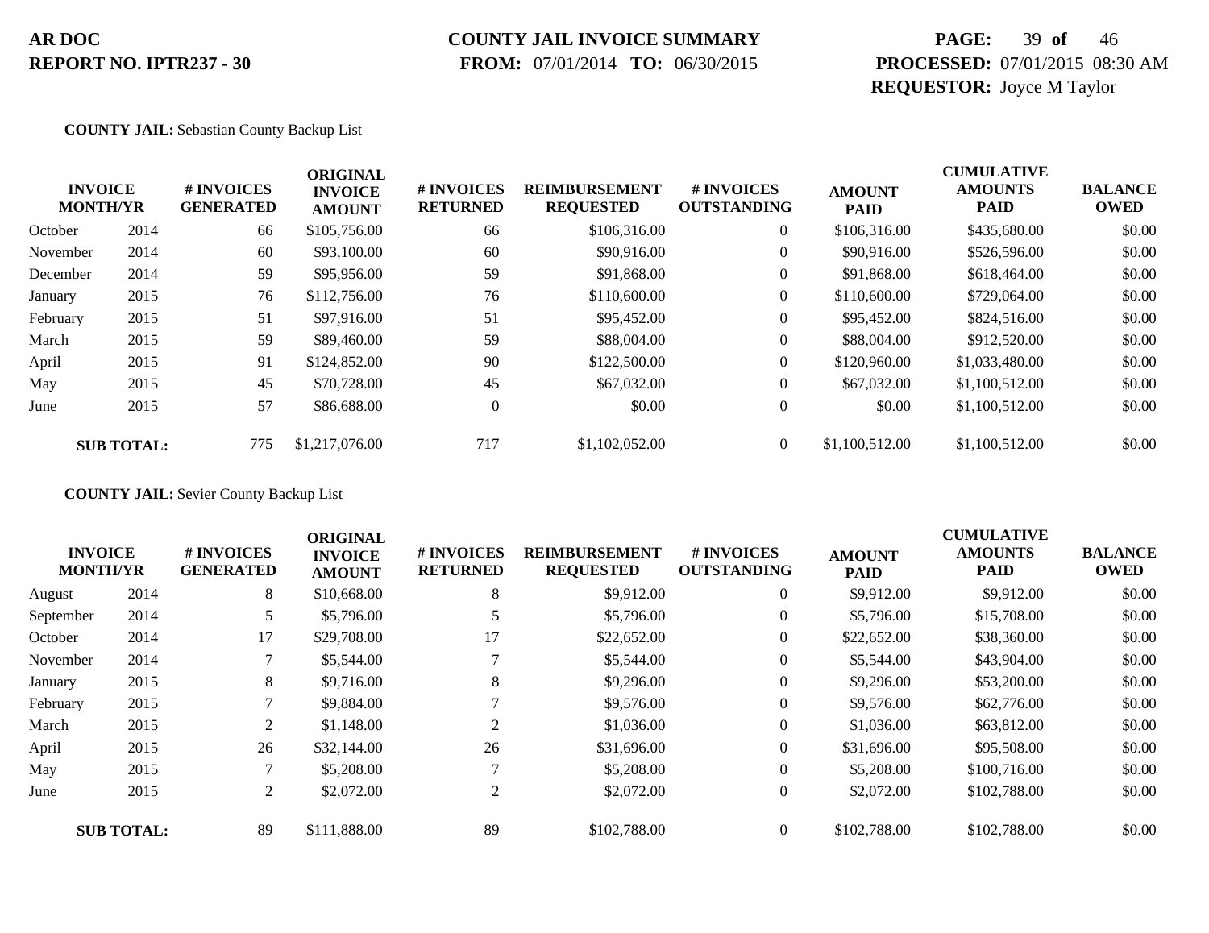**AR DOC**
**REPORT NO. IPTR237 - 30**

**COUNTY JAIL INVOICE SUMMARY**
**FROM:** 07/01/2014 **TO:** 06/30/2015

**PROCESSED:** 07/01/2015 08:30 AM
**REQUESTOR:** Joyce M Taylor

**COUNTY JAIL:** Sebastian County Backup List

| INVOICE MONTH/YR | | # INVOICES GENERATED | ORIGINAL INVOICE AMOUNT | # INVOICES RETURNED | REIMBURSEMENT REQUESTED | # INVOICES OUTSTANDING | AMOUNT PAID | CUMULATIVE AMOUNTS PAID | BALANCE OWED |
|---|---|---|---|---|---|---|---|---|---|
| October | 2014 | 66 | $105,756.00 | 66 | $106,316.00 | 0 | $106,316.00 | $435,680.00 | $0.00 |
| November | 2014 | 60 | $93,100.00 | 60 | $90,916.00 | 0 | $90,916.00 | $526,596.00 | $0.00 |
| December | 2014 | 59 | $95,956.00 | 59 | $91,868.00 | 0 | $91,868.00 | $618,464.00 | $0.00 |
| January | 2015 | 76 | $112,756.00 | 76 | $110,600.00 | 0 | $110,600.00 | $729,064.00 | $0.00 |
| February | 2015 | 51 | $97,916.00 | 51 | $95,452.00 | 0 | $95,452.00 | $824,516.00 | $0.00 |
| March | 2015 | 59 | $89,460.00 | 59 | $88,004.00 | 0 | $88,004.00 | $912,520.00 | $0.00 |
| April | 2015 | 91 | $124,852.00 | 90 | $122,500.00 | 0 | $120,960.00 | $1,033,480.00 | $0.00 |
| May | 2015 | 45 | $70,728.00 | 45 | $67,032.00 | 0 | $67,032.00 | $1,100,512.00 | $0.00 |
| June | 2015 | 57 | $86,688.00 | 0 | $0.00 | 0 | $0.00 | $1,100,512.00 | $0.00 |
| **SUB TOTAL:** | | 775 | $1,217,076.00 | 717 | $1,102,052.00 | 0 | $1,100,512.00 | $1,100,512.00 | $0.00 |

**COUNTY JAIL:** Sevier County Backup List

| INVOICE MONTH/YR | | # INVOICES GENERATED | ORIGINAL INVOICE AMOUNT | # INVOICES RETURNED | REIMBURSEMENT REQUESTED | # INVOICES OUTSTANDING | AMOUNT PAID | CUMULATIVE AMOUNTS PAID | BALANCE OWED |
|---|---|---|---|---|---|---|---|---|---|
| August | 2014 | 8 | $10,668.00 | 8 | $9,912.00 | 0 | $9,912.00 | $9,912.00 | $0.00 |
| September | 2014 | 5 | $5,796.00 | 5 | $5,796.00 | 0 | $5,796.00 | $15,708.00 | $0.00 |
| October | 2014 | 17 | $29,708.00 | 17 | $22,652.00 | 0 | $22,652.00 | $38,360.00 | $0.00 |
| November | 2014 | 7 | $5,544.00 | 7 | $5,544.00 | 0 | $5,544.00 | $43,904.00 | $0.00 |
| January | 2015 | 8 | $9,716.00 | 8 | $9,296.00 | 0 | $9,296.00 | $53,200.00 | $0.00 |
| February | 2015 | 7 | $9,884.00 | 7 | $9,576.00 | 0 | $9,576.00 | $62,776.00 | $0.00 |
| March | 2015 | 2 | $1,148.00 | 2 | $1,036.00 | 0 | $1,036.00 | $63,812.00 | $0.00 |
| April | 2015 | 26 | $32,144.00 | 26 | $31,696.00 | 0 | $31,696.00 | $95,508.00 | $0.00 |
| May | 2015 | 7 | $5,208.00 | 7 | $5,208.00 | 0 | $5,208.00 | $100,716.00 | $0.00 |
| June | 2015 | 2 | $2,072.00 | 2 | $2,072.00 | 0 | $2,072.00 | $102,788.00 | $0.00 |
| **SUB TOTAL:** | | 89 | $111,888.00 | 89 | $102,788.00 | 0 | $102,788.00 | $102,788.00 | $0.00 |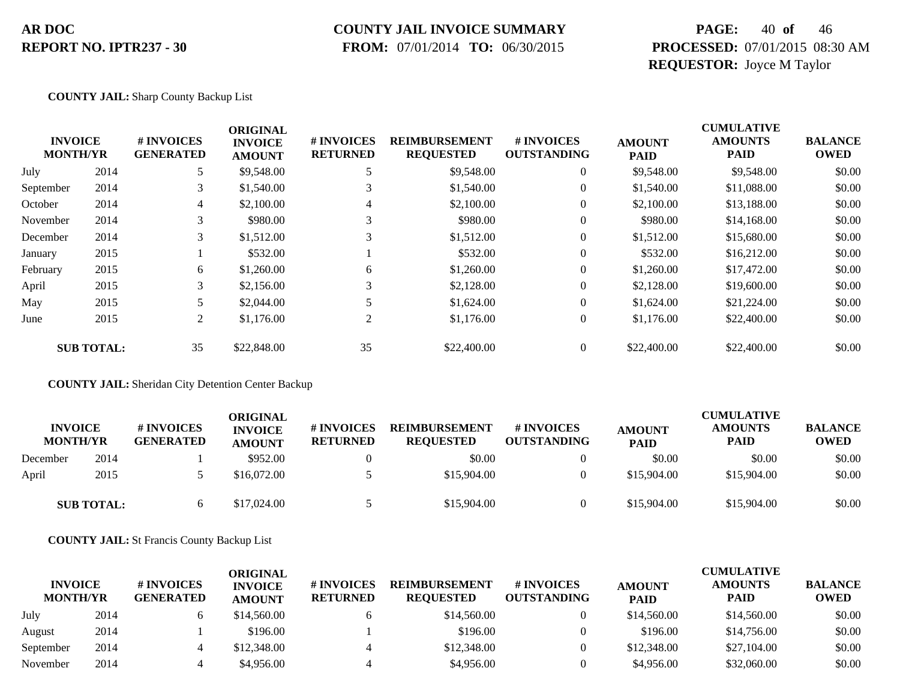**AR DOC**
**REPORT NO. IPTR237 - 30**

**COUNTY JAIL INVOICE SUMMARY**
**FROM:** 07/01/2014 **TO:** 06/30/2015

**PROCESSED:** 07/01/2015 08:30 AM
**REQUESTOR:** Joyce M Taylor

**COUNTY JAIL:** Sharp County Backup List

| INVOICE MONTH | YR | # INVOICES GENERATED | ORIGINAL INVOICE AMOUNT | # INVOICES RETURNED | REIMBURSEMENT REQUESTED | # INVOICES OUTSTANDING | AMOUNT PAID | CUMULATIVE AMOUNTS PAID | BALANCE OWED |
|---|---|---|---|---|---|---|---|---|---|
| July | 2014 | 5 | $9,548.00 | 5 | $9,548.00 | 0 | $9,548.00 | $9,548.00 | $0.00 |
| September | 2014 | 3 | $1,540.00 | 3 | $1,540.00 | 0 | $1,540.00 | $11,088.00 | $0.00 |
| October | 2014 | 4 | $2,100.00 | 4 | $2,100.00 | 0 | $2,100.00 | $13,188.00 | $0.00 |
| November | 2014 | 3 | $980.00 | 3 | $980.00 | 0 | $980.00 | $14,168.00 | $0.00 |
| December | 2014 | 3 | $1,512.00 | 3 | $1,512.00 | 0 | $1,512.00 | $15,680.00 | $0.00 |
| January | 2015 | 1 | $532.00 | 1 | $532.00 | 0 | $532.00 | $16,212.00 | $0.00 |
| February | 2015 | 6 | $1,260.00 | 6 | $1,260.00 | 0 | $1,260.00 | $17,472.00 | $0.00 |
| April | 2015 | 3 | $2,156.00 | 3 | $2,128.00 | 0 | $2,128.00 | $19,600.00 | $0.00 |
| May | 2015 | 5 | $2,044.00 | 5 | $1,624.00 | 0 | $1,624.00 | $21,224.00 | $0.00 |
| June | 2015 | 2 | $1,176.00 | 2 | $1,176.00 | 0 | $1,176.00 | $22,400.00 | $0.00 |
| **SUB TOTAL:** | | 35 | $22,848.00 | 35 | $22,400.00 | 0 | $22,400.00 | $22,400.00 | $0.00 |

**COUNTY JAIL:** Sheridan City Detention Center Backup

| INVOICE MONTH | YR | # INVOICES GENERATED | ORIGINAL INVOICE AMOUNT | # INVOICES RETURNED | REIMBURSEMENT REQUESTED | # INVOICES OUTSTANDING | AMOUNT PAID | CUMULATIVE AMOUNTS PAID | BALANCE OWED |
|---|---|---|---|---|---|---|---|---|---|
| December | 2014 | 1 | $952.00 | 0 | $0.00 | 0 | $0.00 | $0.00 | $0.00 |
| April | 2015 | 5 | $16,072.00 | 5 | $15,904.00 | 0 | $15,904.00 | $15,904.00 | $0.00 |
| **SUB TOTAL:** | | 6 | $17,024.00 | 5 | $15,904.00 | 0 | $15,904.00 | $15,904.00 | $0.00 |

**COUNTY JAIL:** St Francis County Backup List

| INVOICE MONTH | YR | # INVOICES GENERATED | ORIGINAL INVOICE AMOUNT | # INVOICES RETURNED | REIMBURSEMENT REQUESTED | # INVOICES OUTSTANDING | AMOUNT PAID | CUMULATIVE AMOUNTS PAID | BALANCE OWED |
|---|---|---|---|---|---|---|---|---|---|
| July | 2014 | 6 | $14,560.00 | 6 | $14,560.00 | 0 | $14,560.00 | $14,560.00 | $0.00 |
| August | 2014 | 1 | $196.00 | 1 | $196.00 | 0 | $196.00 | $14,756.00 | $0.00 |
| September | 2014 | 4 | $12,348.00 | 4 | $12,348.00 | 0 | $12,348.00 | $27,104.00 | $0.00 |
| November | 2014 | 4 | $4,956.00 | 4 | $4,956.00 | 0 | $4,956.00 | $32,060.00 | $0.00 |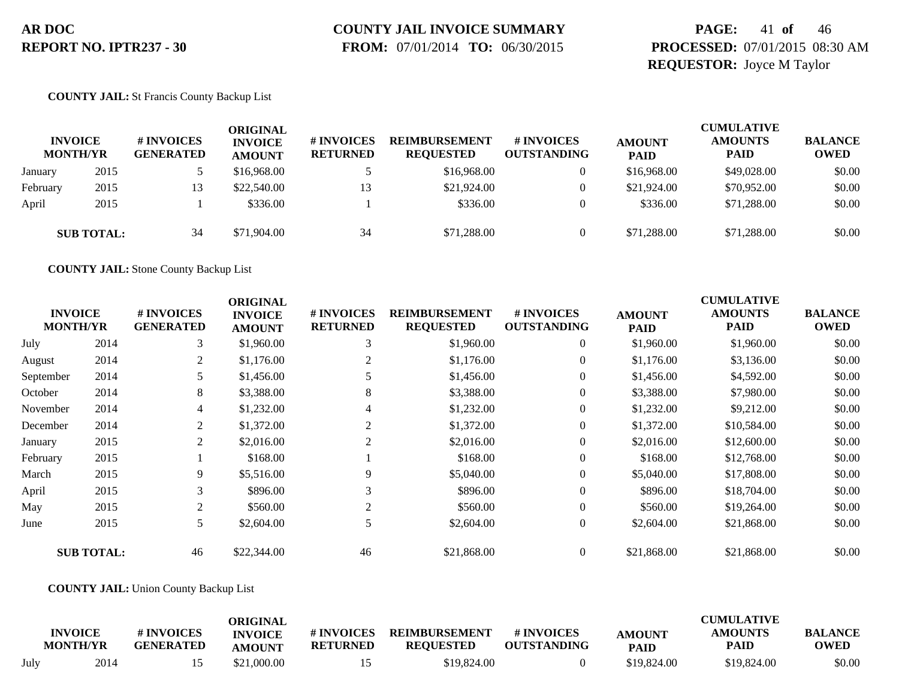**COUNTY JAIL:** St Francis County Backup List

| INVOICE MONTH/YR | | # INVOICES GENERATED | ORIGINAL INVOICE AMOUNT | # INVOICES RETURNED | REIMBURSEMENT REQUESTED | # INVOICES OUTSTANDING | AMOUNT PAID | CUMULATIVE AMOUNTS PAID | BALANCE OWED |
|---|---|---|---|---|---|---|---|---|---|
| January | 2015 | 5 | $16,968.00 | 5 | $16,968.00 | 0 | $16,968.00 | $49,028.00 | $0.00 |
| February | 2015 | 13 | $22,540.00 | 13 | $21,924.00 | 0 | $21,924.00 | $70,952.00 | $0.00 |
| April | 2015 | 1 | $336.00 | 1 | $336.00 | 0 | $336.00 | $71,288.00 | $0.00 |
| **SUB TOTAL:** | | 34 | $71,904.00 | 34 | $71,288.00 | 0 | $71,288.00 | $71,288.00 | $0.00 |

**COUNTY JAIL:** Stone County Backup List

| INVOICE MONTH/YR | | # INVOICES GENERATED | ORIGINAL INVOICE AMOUNT | # INVOICES RETURNED | REIMBURSEMENT REQUESTED | # INVOICES OUTSTANDING | AMOUNT PAID | CUMULATIVE AMOUNTS PAID | BALANCE OWED |
|---|---|---|---|---|---|---|---|---|---|
| July | 2014 | 3 | $1,960.00 | 3 | $1,960.00 | 0 | $1,960.00 | $1,960.00 | $0.00 |
| August | 2014 | 2 | $1,176.00 | 2 | $1,176.00 | 0 | $1,176.00 | $3,136.00 | $0.00 |
| September | 2014 | 5 | $1,456.00 | 5 | $1,456.00 | 0 | $1,456.00 | $4,592.00 | $0.00 |
| October | 2014 | 8 | $3,388.00 | 8 | $3,388.00 | 0 | $3,388.00 | $7,980.00 | $0.00 |
| November | 2014 | 4 | $1,232.00 | 4 | $1,232.00 | 0 | $1,232.00 | $9,212.00 | $0.00 |
| December | 2014 | 2 | $1,372.00 | 2 | $1,372.00 | 0 | $1,372.00 | $10,584.00 | $0.00 |
| January | 2015 | 2 | $2,016.00 | 2 | $2,016.00 | 0 | $2,016.00 | $12,600.00 | $0.00 |
| February | 2015 | 1 | $168.00 | 1 | $168.00 | 0 | $168.00 | $12,768.00 | $0.00 |
| March | 2015 | 9 | $5,516.00 | 9 | $5,040.00 | 0 | $5,040.00 | $17,808.00 | $0.00 |
| April | 2015 | 3 | $896.00 | 3 | $896.00 | 0 | $896.00 | $18,704.00 | $0.00 |
| May | 2015 | 2 | $560.00 | 2 | $560.00 | 0 | $560.00 | $19,264.00 | $0.00 |
| June | 2015 | 5 | $2,604.00 | 5 | $2,604.00 | 0 | $2,604.00 | $21,868.00 | $0.00 |
| **SUB TOTAL:** | | 46 | $22,344.00 | 46 | $21,868.00 | 0 | $21,868.00 | $21,868.00 | $0.00 |

**COUNTY JAIL:** Union County Backup List

| INVOICE MONTH/YR | | # INVOICES GENERATED | ORIGINAL INVOICE AMOUNT | # INVOICES RETURNED | REIMBURSEMENT REQUESTED | # INVOICES OUTSTANDING | AMOUNT PAID | CUMULATIVE AMOUNTS PAID | BALANCE OWED |
|---|---|---|---|---|---|---|---|---|---|
| July | 2014 | 15 | $21,000.00 | 15 | $19,824.00 | 0 | $19,824.00 | $19,824.00 | $0.00 |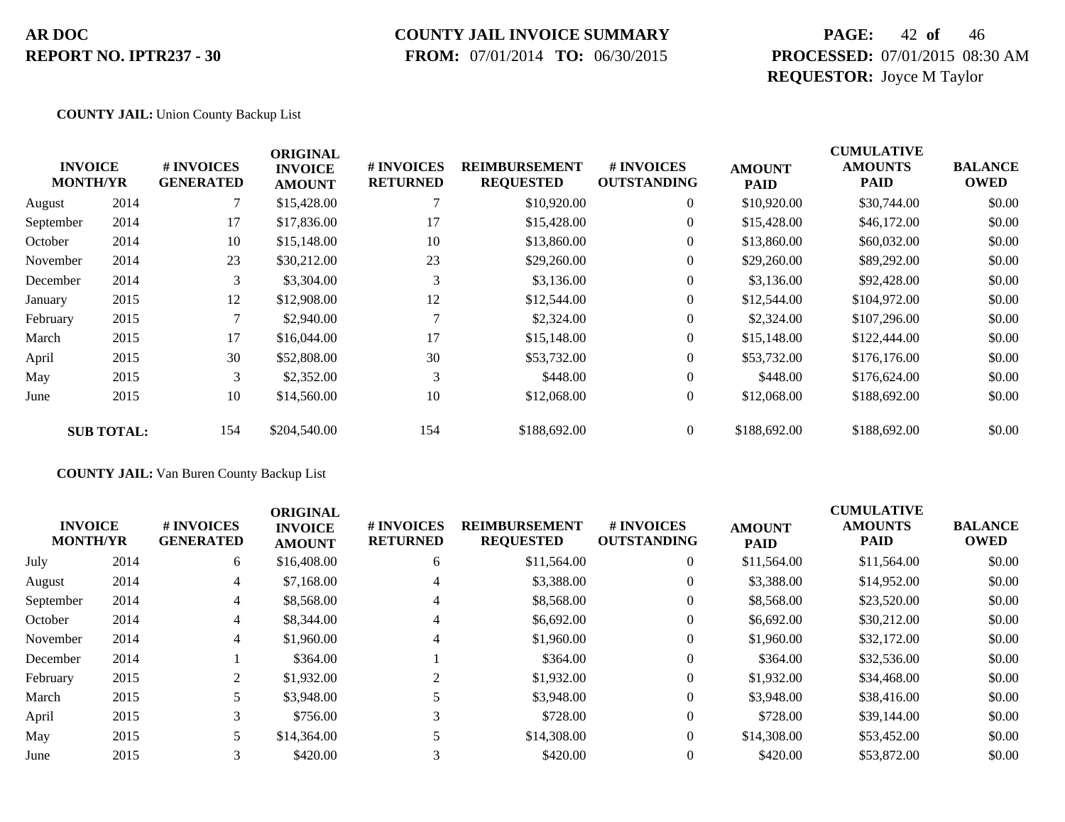**AR DOC**
**REPORT NO. IPTR237 - 30**

**COUNTY JAIL INVOICE SUMMARY**
**FROM:** 07/01/2014 **TO:** 06/30/2015

**PROCESSED:** 07/01/2015 08:30 AM
**REQUESTOR:** Joyce M Taylor

**COUNTY JAIL:** Union County Backup List

| INVOICE MONTH/YR | | # INVOICES GENERATED | ORIGINAL INVOICE AMOUNT | # INVOICES RETURNED | REIMBURSEMENT REQUESTED | # INVOICES OUTSTANDING | AMOUNT PAID | CUMULATIVE AMOUNTS PAID | BALANCE OWED |
|---|---|---|---|---|---|---|---|---|---|
| August | 2014 | 7 | $15,428.00 | 7 | $10,920.00 | 0 | $10,920.00 | $30,744.00 | $0.00 |
| September | 2014 | 17 | $17,836.00 | 17 | $15,428.00 | 0 | $15,428.00 | $46,172.00 | $0.00 |
| October | 2014 | 10 | $15,148.00 | 10 | $13,860.00 | 0 | $13,860.00 | $60,032.00 | $0.00 |
| November | 2014 | 23 | $30,212.00 | 23 | $29,260.00 | 0 | $29,260.00 | $89,292.00 | $0.00 |
| December | 2014 | 3 | $3,304.00 | 3 | $3,136.00 | 0 | $3,136.00 | $92,428.00 | $0.00 |
| January | 2015 | 12 | $12,908.00 | 12 | $12,544.00 | 0 | $12,544.00 | $104,972.00 | $0.00 |
| February | 2015 | 7 | $2,940.00 | 7 | $2,324.00 | 0 | $2,324.00 | $107,296.00 | $0.00 |
| March | 2015 | 17 | $16,044.00 | 17 | $15,148.00 | 0 | $15,148.00 | $122,444.00 | $0.00 |
| April | 2015 | 30 | $52,808.00 | 30 | $53,732.00 | 0 | $53,732.00 | $176,176.00 | $0.00 |
| May | 2015 | 3 | $2,352.00 | 3 | $448.00 | 0 | $448.00 | $176,624.00 | $0.00 |
| June | 2015 | 10 | $14,560.00 | 10 | $12,068.00 | 0 | $12,068.00 | $188,692.00 | $0.00 |
| **SUB TOTAL:** | | 154 | $204,540.00 | 154 | $188,692.00 | 0 | $188,692.00 | $188,692.00 | $0.00 |

**COUNTY JAIL:** Van Buren County Backup List

| INVOICE MONTH/YR | | # INVOICES GENERATED | ORIGINAL INVOICE AMOUNT | # INVOICES RETURNED | REIMBURSEMENT REQUESTED | # INVOICES OUTSTANDING | AMOUNT PAID | CUMULATIVE AMOUNTS PAID | BALANCE OWED |
|---|---|---|---|---|---|---|---|---|---|
| July | 2014 | 6 | $16,408.00 | 6 | $11,564.00 | 0 | $11,564.00 | $11,564.00 | $0.00 |
| August | 2014 | 4 | $7,168.00 | 4 | $3,388.00 | 0 | $3,388.00 | $14,952.00 | $0.00 |
| September | 2014 | 4 | $8,568.00 | 4 | $8,568.00 | 0 | $8,568.00 | $23,520.00 | $0.00 |
| October | 2014 | 4 | $8,344.00 | 4 | $6,692.00 | 0 | $6,692.00 | $30,212.00 | $0.00 |
| November | 2014 | 4 | $1,960.00 | 4 | $1,960.00 | 0 | $1,960.00 | $32,172.00 | $0.00 |
| December | 2014 | 1 | $364.00 | 1 | $364.00 | 0 | $364.00 | $32,536.00 | $0.00 |
| February | 2015 | 2 | $1,932.00 | 2 | $1,932.00 | 0 | $1,932.00 | $34,468.00 | $0.00 |
| March | 2015 | 5 | $3,948.00 | 5 | $3,948.00 | 0 | $3,948.00 | $38,416.00 | $0.00 |
| April | 2015 | 3 | $756.00 | 3 | $728.00 | 0 | $728.00 | $39,144.00 | $0.00 |
| May | 2015 | 5 | $14,364.00 | 5 | $14,308.00 | 0 | $14,308.00 | $53,452.00 | $0.00 |
| June | 2015 | 3 | $420.00 | 3 | $420.00 | 0 | $420.00 | $53,872.00 | $0.00 |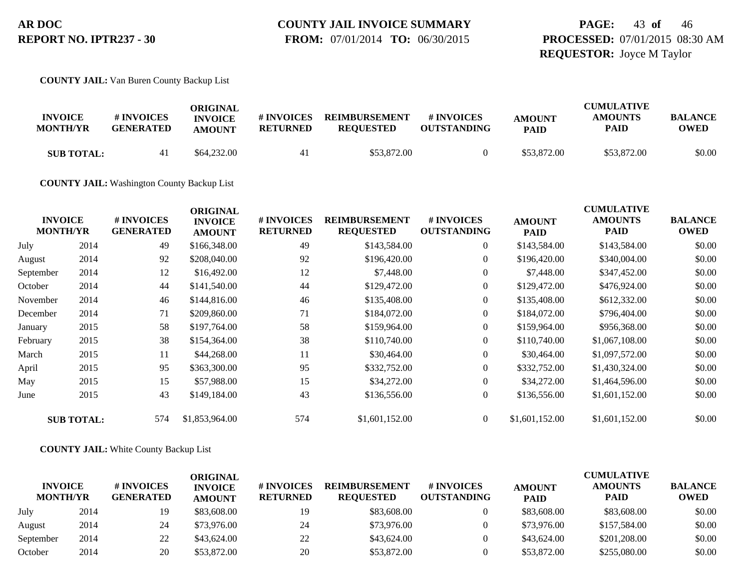**COUNTY JAIL:** Van Buren County Backup List

| INVOICE MONTH/YR | | # INVOICES GENERATED | ORIGINAL INVOICE AMOUNT | # INVOICES RETURNED | REIMBURSEMENT REQUESTED | # INVOICES OUTSTANDING | AMOUNT PAID | CUMULATIVE AMOUNTS PAID | BALANCE OWED |
|---|---|---|---|---|---|---|---|---|---|
| **SUB TOTAL:** | | 41 | $64,232.00 | 41 | $53,872.00 | 0 | $53,872.00 | $53,872.00 | $0.00 |

**COUNTY JAIL:** Washington County Backup List

| INVOICE MONTH/YR | | # INVOICES GENERATED | ORIGINAL INVOICE AMOUNT | # INVOICES RETURNED | REIMBURSEMENT REQUESTED | # INVOICES OUTSTANDING | AMOUNT PAID | CUMULATIVE AMOUNTS PAID | BALANCE OWED |
|---|---|---|---|---|---|---|---|---|---|
| July | 2014 | 49 | $166,348.00 | 49 | $143,584.00 | 0 | $143,584.00 | $143,584.00 | $0.00 |
| August | 2014 | 92 | $208,040.00 | 92 | $196,420.00 | 0 | $196,420.00 | $340,004.00 | $0.00 |
| September | 2014 | 12 | $16,492.00 | 12 | $7,448.00 | 0 | $7,448.00 | $347,452.00 | $0.00 |
| October | 2014 | 44 | $141,540.00 | 44 | $129,472.00 | 0 | $129,472.00 | $476,924.00 | $0.00 |
| November | 2014 | 46 | $144,816.00 | 46 | $135,408.00 | 0 | $135,408.00 | $612,332.00 | $0.00 |
| December | 2014 | 71 | $209,860.00 | 71 | $184,072.00 | 0 | $184,072.00 | $796,404.00 | $0.00 |
| January | 2015 | 58 | $197,764.00 | 58 | $159,964.00 | 0 | $159,964.00 | $956,368.00 | $0.00 |
| February | 2015 | 38 | $154,364.00 | 38 | $110,740.00 | 0 | $110,740.00 | $1,067,108.00 | $0.00 |
| March | 2015 | 11 | $44,268.00 | 11 | $30,464.00 | 0 | $30,464.00 | $1,097,572.00 | $0.00 |
| April | 2015 | 95 | $363,300.00 | 95 | $332,752.00 | 0 | $332,752.00 | $1,430,324.00 | $0.00 |
| May | 2015 | 15 | $57,988.00 | 15 | $34,272.00 | 0 | $34,272.00 | $1,464,596.00 | $0.00 |
| June | 2015 | 43 | $149,184.00 | 43 | $136,556.00 | 0 | $136,556.00 | $1,601,152.00 | $0.00 |
| **SUB TOTAL:** | | 574 | $1,853,964.00 | 574 | $1,601,152.00 | 0 | $1,601,152.00 | $1,601,152.00 | $0.00 |

**COUNTY JAIL:** White County Backup List

| INVOICE MONTH/YR | | # INVOICES GENERATED | ORIGINAL INVOICE AMOUNT | # INVOICES RETURNED | REIMBURSEMENT REQUESTED | # INVOICES OUTSTANDING | AMOUNT PAID | CUMULATIVE AMOUNTS PAID | BALANCE OWED |
|---|---|---|---|---|---|---|---|---|---|
| July | 2014 | 19 | $83,608.00 | 19 | $83,608.00 | 0 | $83,608.00 | $83,608.00 | $0.00 |
| August | 2014 | 24 | $73,976.00 | 24 | $73,976.00 | 0 | $73,976.00 | $157,584.00 | $0.00 |
| September | 2014 | 22 | $43,624.00 | 22 | $43,624.00 | 0 | $43,624.00 | $201,208.00 | $0.00 |
| October | 2014 | 20 | $53,872.00 | 20 | $53,872.00 | 0 | $53,872.00 | $255,080.00 | $0.00 |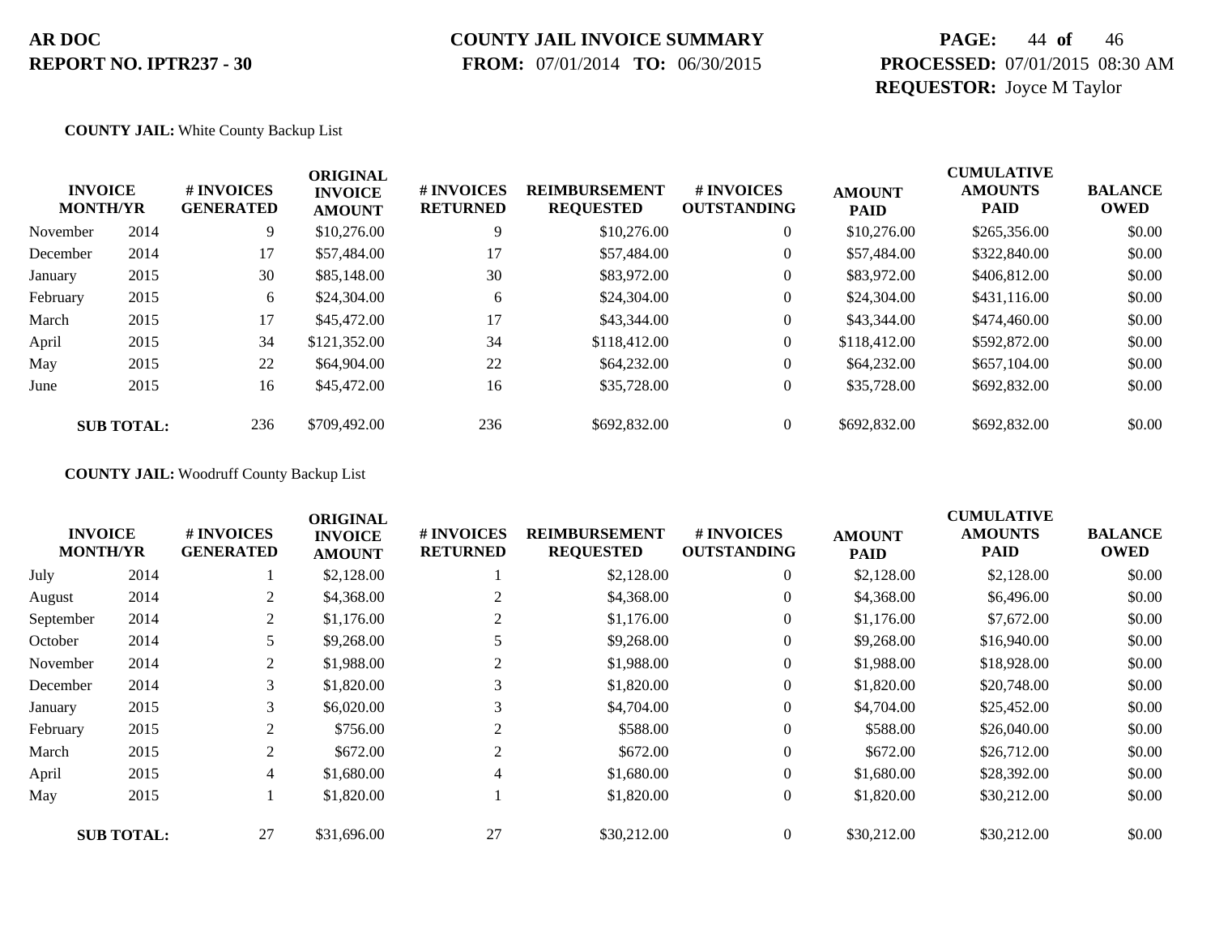**AR DOC**
**REPORT NO. IPTR237 - 30**

**COUNTY JAIL INVOICE SUMMARY**
**FROM:** 07/01/2014 **TO:** 06/30/2015

**PROCESSED:** 07/01/2015 08:30 AM
**REQUESTOR:** Joyce M Taylor

**COUNTY JAIL:** White County Backup List

| INVOICE MONTH/YR | | # INVOICES GENERATED | ORIGINAL INVOICE AMOUNT | # INVOICES RETURNED | REIMBURSEMENT REQUESTED | # INVOICES OUTSTANDING | AMOUNT PAID | CUMULATIVE AMOUNTS PAID | BALANCE OWED |
|---|---|---|---|---|---|---|---|---|---|
| November | 2014 | 9 | $10,276.00 | 9 | $10,276.00 | 0 | $10,276.00 | $265,356.00 | $0.00 |
| December | 2014 | 17 | $57,484.00 | 17 | $57,484.00 | 0 | $57,484.00 | $322,840.00 | $0.00 |
| January | 2015 | 30 | $85,148.00 | 30 | $83,972.00 | 0 | $83,972.00 | $406,812.00 | $0.00 |
| February | 2015 | 6 | $24,304.00 | 6 | $24,304.00 | 0 | $24,304.00 | $431,116.00 | $0.00 |
| March | 2015 | 17 | $45,472.00 | 17 | $43,344.00 | 0 | $43,344.00 | $474,460.00 | $0.00 |
| April | 2015 | 34 | $121,352.00 | 34 | $118,412.00 | 0 | $118,412.00 | $592,872.00 | $0.00 |
| May | 2015 | 22 | $64,904.00 | 22 | $64,232.00 | 0 | $64,232.00 | $657,104.00 | $0.00 |
| June | 2015 | 16 | $45,472.00 | 16 | $35,728.00 | 0 | $35,728.00 | $692,832.00 | $0.00 |
| **SUB TOTAL:** | | 236 | $709,492.00 | 236 | $692,832.00 | 0 | $692,832.00 | $692,832.00 | $0.00 |

**COUNTY JAIL:** Woodruff County Backup List

| INVOICE MONTH/YR | | # INVOICES GENERATED | ORIGINAL INVOICE AMOUNT | # INVOICES RETURNED | REIMBURSEMENT REQUESTED | # INVOICES OUTSTANDING | AMOUNT PAID | CUMULATIVE AMOUNTS PAID | BALANCE OWED |
|---|---|---|---|---|---|---|---|---|---|
| July | 2014 | 1 | $2,128.00 | 1 | $2,128.00 | 0 | $2,128.00 | $2,128.00 | $0.00 |
| August | 2014 | 2 | $4,368.00 | 2 | $4,368.00 | 0 | $4,368.00 | $6,496.00 | $0.00 |
| September | 2014 | 2 | $1,176.00 | 2 | $1,176.00 | 0 | $1,176.00 | $7,672.00 | $0.00 |
| October | 2014 | 5 | $9,268.00 | 5 | $9,268.00 | 0 | $9,268.00 | $16,940.00 | $0.00 |
| November | 2014 | 2 | $1,988.00 | 2 | $1,988.00 | 0 | $1,988.00 | $18,928.00 | $0.00 |
| December | 2014 | 3 | $1,820.00 | 3 | $1,820.00 | 0 | $1,820.00 | $20,748.00 | $0.00 |
| January | 2015 | 3 | $6,020.00 | 3 | $4,704.00 | 0 | $4,704.00 | $25,452.00 | $0.00 |
| February | 2015 | 2 | $756.00 | 2 | $588.00 | 0 | $588.00 | $26,040.00 | $0.00 |
| March | 2015 | 2 | $672.00 | 2 | $672.00 | 0 | $672.00 | $26,712.00 | $0.00 |
| April | 2015 | 4 | $1,680.00 | 4 | $1,680.00 | 0 | $1,680.00 | $28,392.00 | $0.00 |
| May | 2015 | 1 | $1,820.00 | 1 | $1,820.00 | 0 | $1,820.00 | $30,212.00 | $0.00 |
| **SUB TOTAL:** | | 27 | $31,696.00 | 27 | $30,212.00 | 0 | $30,212.00 | $30,212.00 | $0.00 |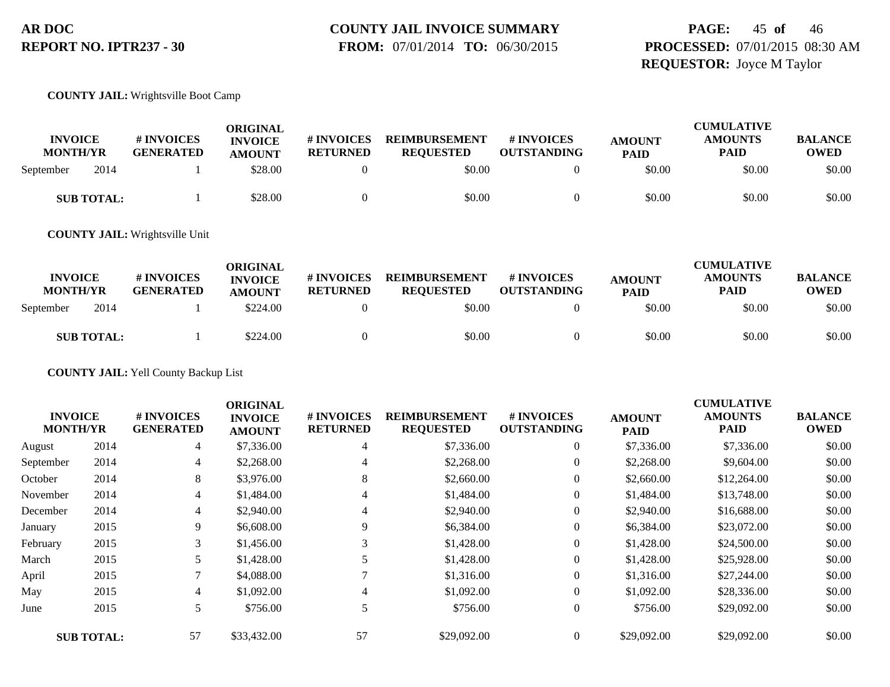**COUNTY JAIL:** Wrightsville Boot Camp

| INVOICE MONTH/YR | | # INVOICES GENERATED | ORIGINAL INVOICE AMOUNT | # INVOICES RETURNED | REIMBURSEMENT REQUESTED | # INVOICES OUTSTANDING | AMOUNT PAID | CUMULATIVE AMOUNTS PAID | BALANCE OWED |
|---|---|---|---|---|---|---|---|---|---|
| September | 2014 | 1 | $28.00 | 0 | $0.00 | 0 | $0.00 | $0.00 | $0.00 |
| **SUB TOTAL:** | | 1 | $28.00 | 0 | $0.00 | 0 | $0.00 | $0.00 | $0.00 |

**COUNTY JAIL:** Wrightsville Unit

| INVOICE MONTH/YR | | # INVOICES GENERATED | ORIGINAL INVOICE AMOUNT | # INVOICES RETURNED | REIMBURSEMENT REQUESTED | # INVOICES OUTSTANDING | AMOUNT PAID | CUMULATIVE AMOUNTS PAID | BALANCE OWED |
|---|---|---|---|---|---|---|---|---|---|
| September | 2014 | 1 | $224.00 | 0 | $0.00 | 0 | $0.00 | $0.00 | $0.00 |
| **SUB TOTAL:** | | 1 | $224.00 | 0 | $0.00 | 0 | $0.00 | $0.00 | $0.00 |

**COUNTY JAIL:** Yell County Backup List

| INVOICE MONTH/YR | | # INVOICES GENERATED | ORIGINAL INVOICE AMOUNT | # INVOICES RETURNED | REIMBURSEMENT REQUESTED | # INVOICES OUTSTANDING | AMOUNT PAID | CUMULATIVE AMOUNTS PAID | BALANCE OWED |
|---|---|---|---|---|---|---|---|---|---|
| August | 2014 | 4 | $7,336.00 | 4 | $7,336.00 | 0 | $7,336.00 | $7,336.00 | $0.00 |
| September | 2014 | 4 | $2,268.00 | 4 | $2,268.00 | 0 | $2,268.00 | $9,604.00 | $0.00 |
| October | 2014 | 8 | $3,976.00 | 8 | $2,660.00 | 0 | $2,660.00 | $12,264.00 | $0.00 |
| November | 2014 | 4 | $1,484.00 | 4 | $1,484.00 | 0 | $1,484.00 | $13,748.00 | $0.00 |
| December | 2014 | 4 | $2,940.00 | 4 | $2,940.00 | 0 | $2,940.00 | $16,688.00 | $0.00 |
| January | 2015 | 9 | $6,608.00 | 9 | $6,384.00 | 0 | $6,384.00 | $23,072.00 | $0.00 |
| February | 2015 | 3 | $1,456.00 | 3 | $1,428.00 | 0 | $1,428.00 | $24,500.00 | $0.00 |
| March | 2015 | 5 | $1,428.00 | 5 | $1,428.00 | 0 | $1,428.00 | $25,928.00 | $0.00 |
| April | 2015 | 7 | $4,088.00 | 7 | $1,316.00 | 0 | $1,316.00 | $27,244.00 | $0.00 |
| May | 2015 | 4 | $1,092.00 | 4 | $1,092.00 | 0 | $1,092.00 | $28,336.00 | $0.00 |
| June | 2015 | 5 | $756.00 | 5 | $756.00 | 0 | $756.00 | $29,092.00 | $0.00 |
| **SUB TOTAL:** | | 57 | $33,432.00 | 57 | $29,092.00 | 0 | $29,092.00 | $29,092.00 | $0.00 |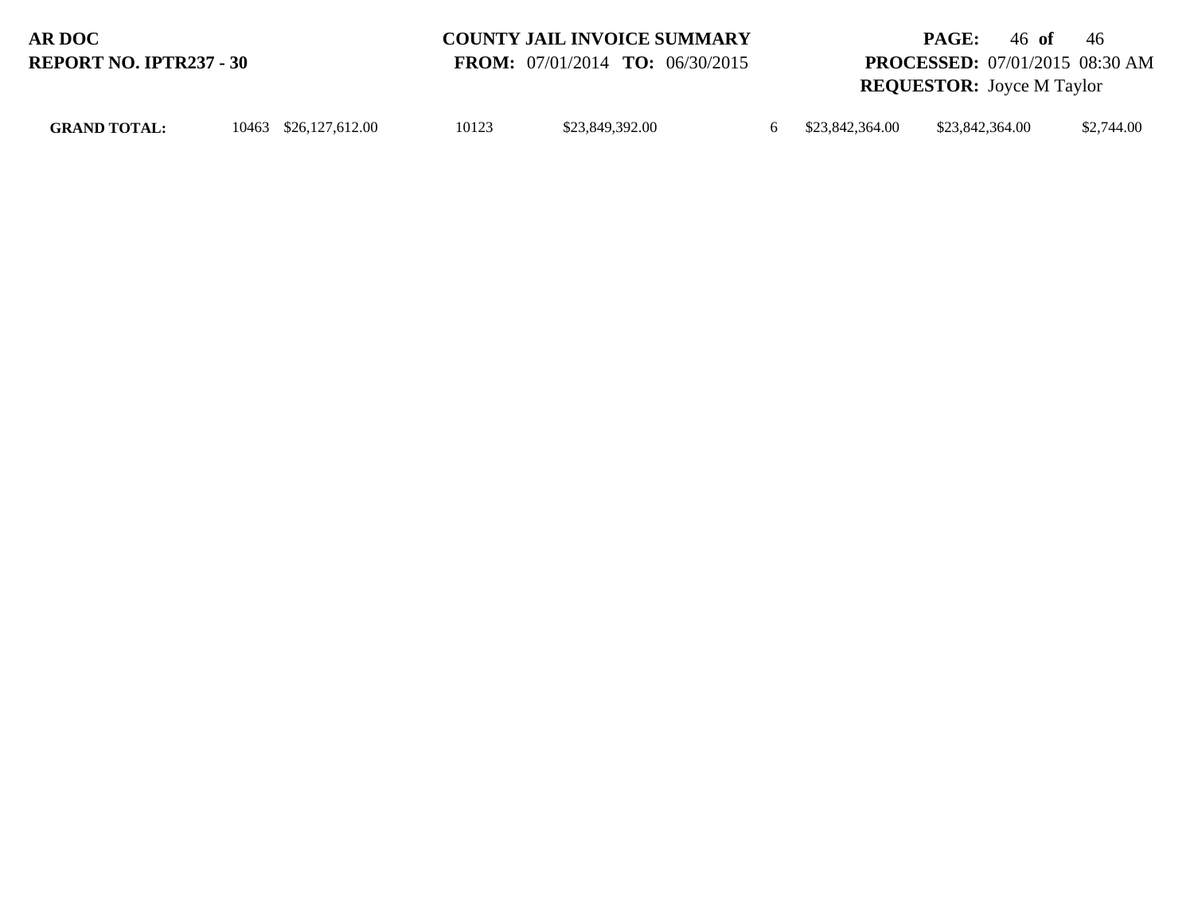| | | | | | | | | |
|---|---|---|---|---|---|---|---|---|
| **GRAND TOTAL:** | 10463 | $26,127,612.00 | 10123 | $23,849,392.00 | 6 | $23,842,364.00 | $23,842,364.00 | $2,744.00 |